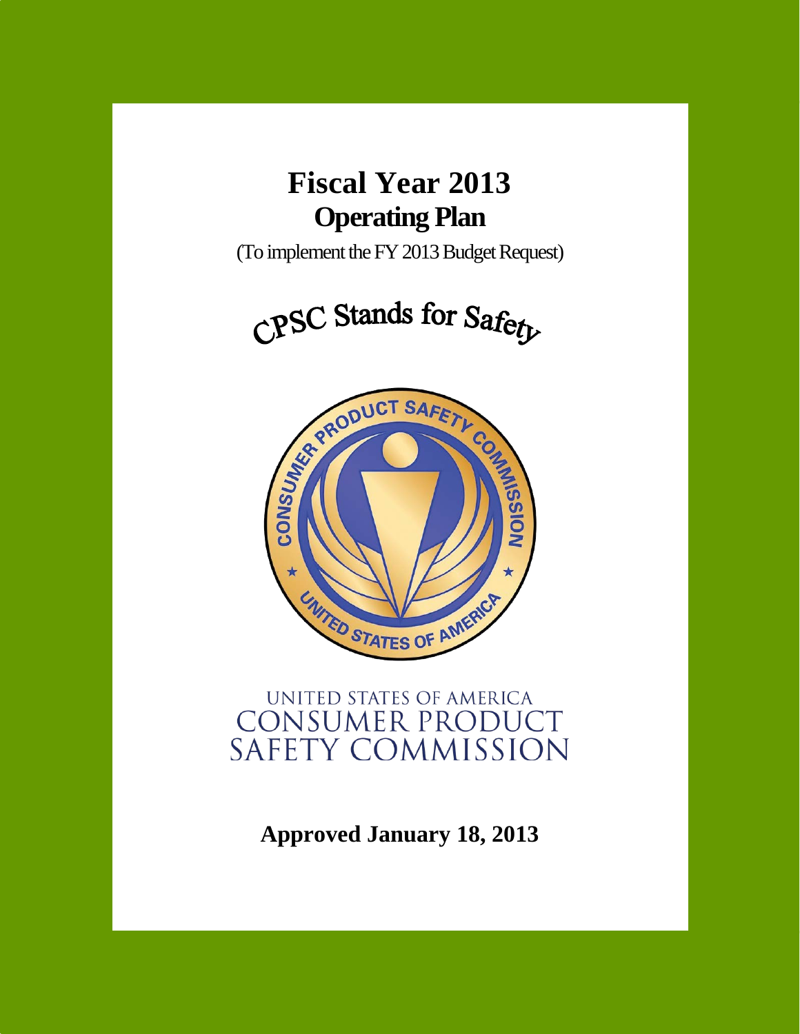# Fiscal Year 2013
## Operating Plan

(To implement the FY 2013 Budget Request)

CPSC Stands for Safety

UNITED STATES OF AMERICA
CONSUMER PRODUCT SAFETY COMMISSION

**Approved January 18, 2013**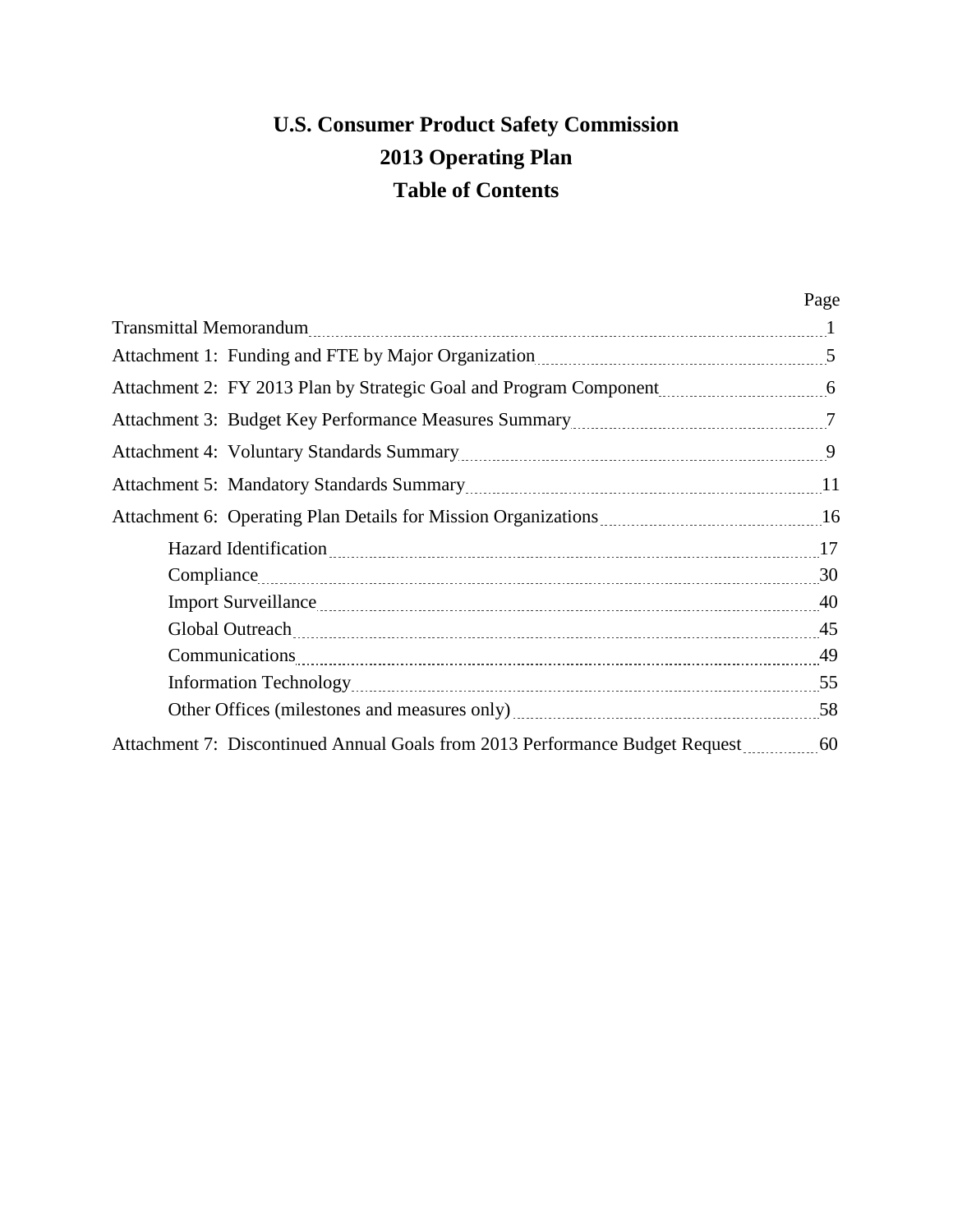# U.S. Consumer Product Safety Commission
# 2013 Operating Plan
# Table of Contents

| | Page |
|---|---|
| Transmittal Memorandum | 1 |
| Attachment 1: Funding and FTE by Major Organization | 5 |
| Attachment 2: FY 2013 Plan by Strategic Goal and Program Component | 6 |
| Attachment 3: Budget Key Performance Measures Summary | 7 |
| Attachment 4: Voluntary Standards Summary | 9 |
| Attachment 5: Mandatory Standards Summary | 11 |
| Attachment 6: Operating Plan Details for Mission Organizations | 16 |
| Hazard Identification | 17 |
| Compliance | 30 |
| Import Surveillance | 40 |
| Global Outreach | 45 |
| Communications | 49 |
| Information Technology | 55 |
| Other Offices (milestones and measures only) | 58 |
| Attachment 7: Discontinued Annual Goals from 2013 Performance Budget Request | 60 |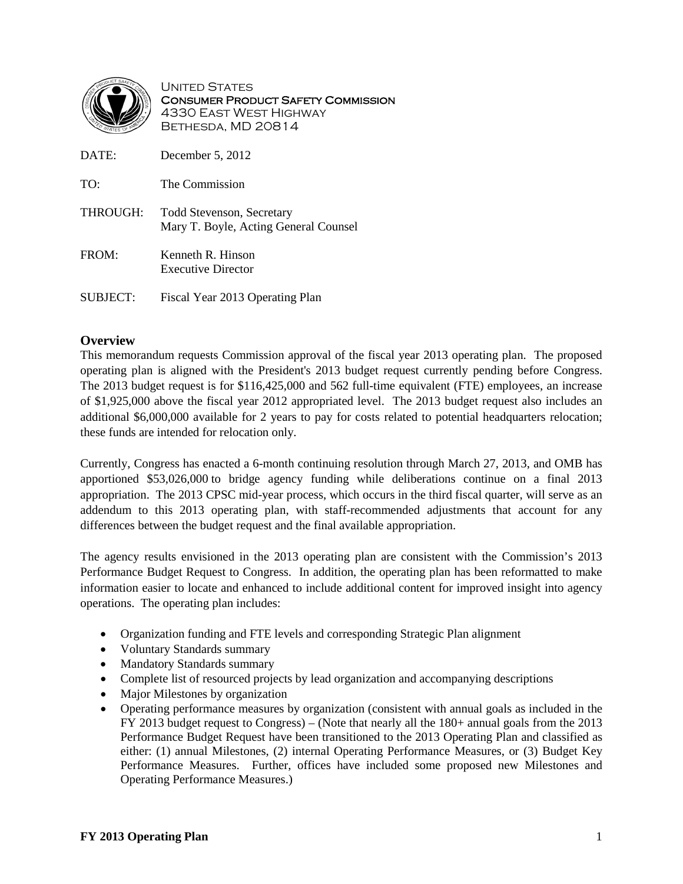United States
**Consumer Product Safety Commission**
4330 East West Highway
Bethesda, MD 20814

DATE: December 5, 2012

TO: The Commission

THROUGH: Todd Stevenson, Secretary
Mary T. Boyle, Acting General Counsel

FROM: Kenneth R. Hinson
Executive Director

SUBJECT: Fiscal Year 2013 Operating Plan

## Overview

This memorandum requests Commission approval of the fiscal year 2013 operating plan. The proposed operating plan is aligned with the President's 2013 budget request currently pending before Congress. The 2013 budget request is for $116,425,000 and 562 full-time equivalent (FTE) employees, an increase of $1,925,000 above the fiscal year 2012 appropriated level. The 2013 budget request also includes an additional $6,000,000 available for 2 years to pay for costs related to potential headquarters relocation; these funds are intended for relocation only.

Currently, Congress has enacted a 6-month continuing resolution through March 27, 2013, and OMB has apportioned $53,026,000 to bridge agency funding while deliberations continue on a final 2013 appropriation. The 2013 CPSC mid-year process, which occurs in the third fiscal quarter, will serve as an addendum to this 2013 operating plan, with staff-recommended adjustments that account for any differences between the budget request and the final available appropriation.

The agency results envisioned in the 2013 operating plan are consistent with the Commission's 2013 Performance Budget Request to Congress. In addition, the operating plan has been reformatted to make information easier to locate and enhanced to include additional content for improved insight into agency operations. The operating plan includes:

- Organization funding and FTE levels and corresponding Strategic Plan alignment
- Voluntary Standards summary
- Mandatory Standards summary
- Complete list of resourced projects by lead organization and accompanying descriptions
- Major Milestones by organization
- Operating performance measures by organization (consistent with annual goals as included in the FY 2013 budget request to Congress) – (Note that nearly all the 180+ annual goals from the 2013 Performance Budget Request have been transitioned to the 2013 Operating Plan and classified as either: (1) annual Milestones, (2) internal Operating Performance Measures, or (3) Budget Key Performance Measures. Further, offices have included some proposed new Milestones and Operating Performance Measures.)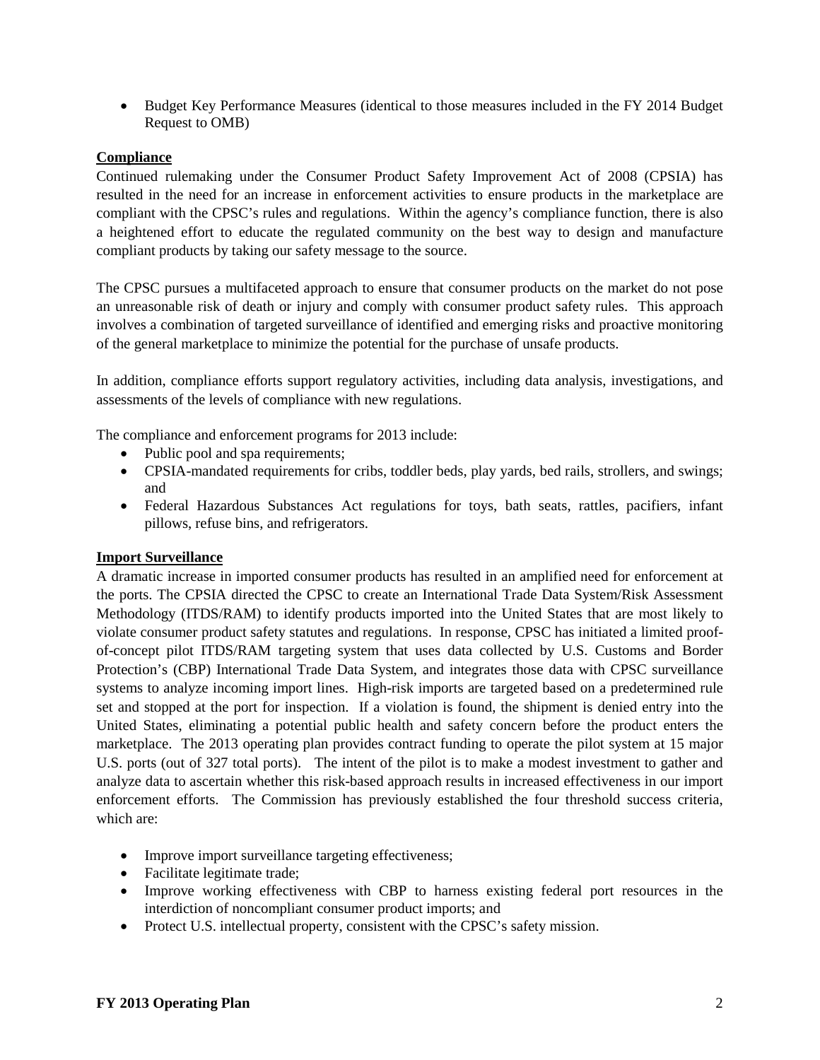- Budget Key Performance Measures (identical to those measures included in the FY 2014 Budget Request to OMB)

## Compliance

Continued rulemaking under the Consumer Product Safety Improvement Act of 2008 (CPSIA) has resulted in the need for an increase in enforcement activities to ensure products in the marketplace are compliant with the CPSC's rules and regulations. Within the agency's compliance function, there is also a heightened effort to educate the regulated community on the best way to design and manufacture compliant products by taking our safety message to the source.

The CPSC pursues a multifaceted approach to ensure that consumer products on the market do not pose an unreasonable risk of death or injury and comply with consumer product safety rules. This approach involves a combination of targeted surveillance of identified and emerging risks and proactive monitoring of the general marketplace to minimize the potential for the purchase of unsafe products.

In addition, compliance efforts support regulatory activities, including data analysis, investigations, and assessments of the levels of compliance with new regulations.

The compliance and enforcement programs for 2013 include:

- Public pool and spa requirements;
- CPSIA-mandated requirements for cribs, toddler beds, play yards, bed rails, strollers, and swings; and
- Federal Hazardous Substances Act regulations for toys, bath seats, rattles, pacifiers, infant pillows, refuse bins, and refrigerators.

## Import Surveillance

A dramatic increase in imported consumer products has resulted in an amplified need for enforcement at the ports. The CPSIA directed the CPSC to create an International Trade Data System/Risk Assessment Methodology (ITDS/RAM) to identify products imported into the United States that are most likely to violate consumer product safety statutes and regulations. In response, CPSC has initiated a limited proof-of-concept pilot ITDS/RAM targeting system that uses data collected by U.S. Customs and Border Protection's (CBP) International Trade Data System, and integrates those data with CPSC surveillance systems to analyze incoming import lines. High-risk imports are targeted based on a predetermined rule set and stopped at the port for inspection. If a violation is found, the shipment is denied entry into the United States, eliminating a potential public health and safety concern before the product enters the marketplace. The 2013 operating plan provides contract funding to operate the pilot system at 15 major U.S. ports (out of 327 total ports). The intent of the pilot is to make a modest investment to gather and analyze data to ascertain whether this risk-based approach results in increased effectiveness in our import enforcement efforts. The Commission has previously established the four threshold success criteria, which are:

- Improve import surveillance targeting effectiveness;
- Facilitate legitimate trade;
- Improve working effectiveness with CBP to harness existing federal port resources in the interdiction of noncompliant consumer product imports; and
- Protect U.S. intellectual property, consistent with the CPSC's safety mission.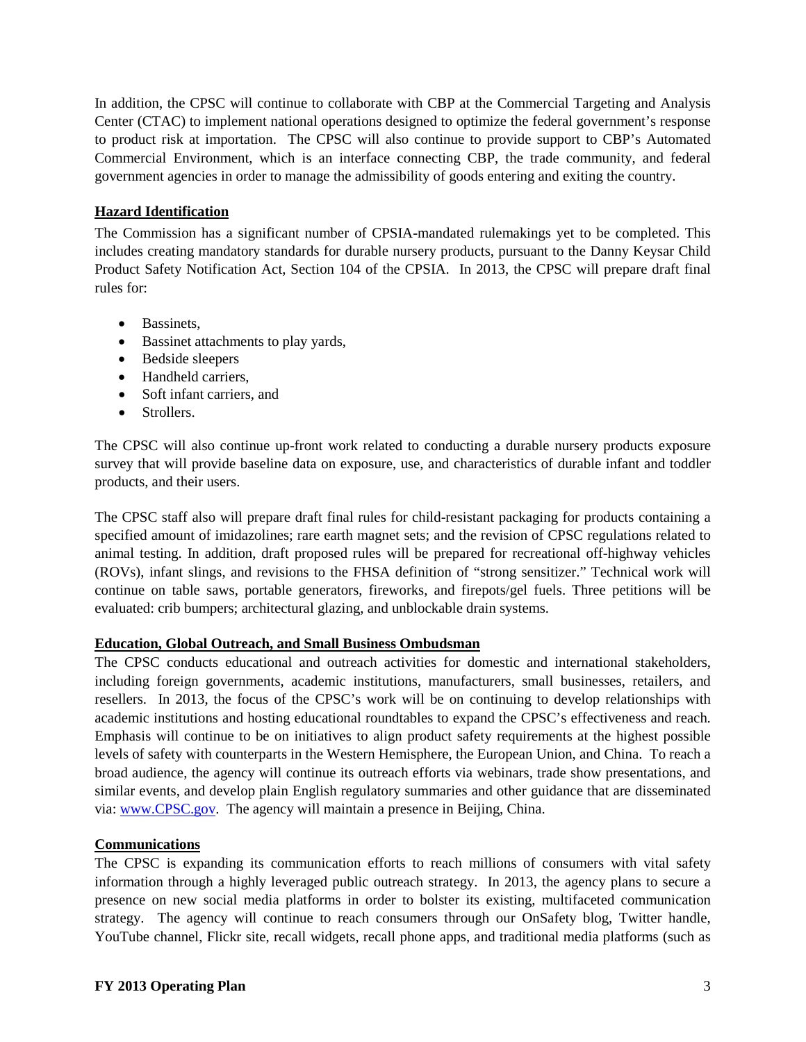In addition, the CPSC will continue to collaborate with CBP at the Commercial Targeting and Analysis Center (CTAC) to implement national operations designed to optimize the federal government's response to product risk at importation. The CPSC will also continue to provide support to CBP's Automated Commercial Environment, which is an interface connecting CBP, the trade community, and federal government agencies in order to manage the admissibility of goods entering and exiting the country.

**Hazard Identification**

The Commission has a significant number of CPSIA-mandated rulemakings yet to be completed. This includes creating mandatory standards for durable nursery products, pursuant to the Danny Keysar Child Product Safety Notification Act, Section 104 of the CPSIA. In 2013, the CPSC will prepare draft final rules for:

- Bassinets,
- Bassinet attachments to play yards,
- Bedside sleepers
- Handheld carriers,
- Soft infant carriers, and
- Strollers.

The CPSC will also continue up-front work related to conducting a durable nursery products exposure survey that will provide baseline data on exposure, use, and characteristics of durable infant and toddler products, and their users.

The CPSC staff also will prepare draft final rules for child-resistant packaging for products containing a specified amount of imidazolines; rare earth magnet sets; and the revision of CPSC regulations related to animal testing. In addition, draft proposed rules will be prepared for recreational off-highway vehicles (ROVs), infant slings, and revisions to the FHSA definition of "strong sensitizer." Technical work will continue on table saws, portable generators, fireworks, and firepots/gel fuels. Three petitions will be evaluated: crib bumpers; architectural glazing, and unblockable drain systems.

**Education, Global Outreach, and Small Business Ombudsman**

The CPSC conducts educational and outreach activities for domestic and international stakeholders, including foreign governments, academic institutions, manufacturers, small businesses, retailers, and resellers. In 2013, the focus of the CPSC's work will be on continuing to develop relationships with academic institutions and hosting educational roundtables to expand the CPSC's effectiveness and reach. Emphasis will continue to be on initiatives to align product safety requirements at the highest possible levels of safety with counterparts in the Western Hemisphere, the European Union, and China. To reach a broad audience, the agency will continue its outreach efforts via webinars, trade show presentations, and similar events, and develop plain English regulatory summaries and other guidance that are disseminated via: www.CPSC.gov. The agency will maintain a presence in Beijing, China.

**Communications**

The CPSC is expanding its communication efforts to reach millions of consumers with vital safety information through a highly leveraged public outreach strategy. In 2013, the agency plans to secure a presence on new social media platforms in order to bolster its existing, multifaceted communication strategy. The agency will continue to reach consumers through our OnSafety blog, Twitter handle, YouTube channel, Flickr site, recall widgets, recall phone apps, and traditional media platforms (such as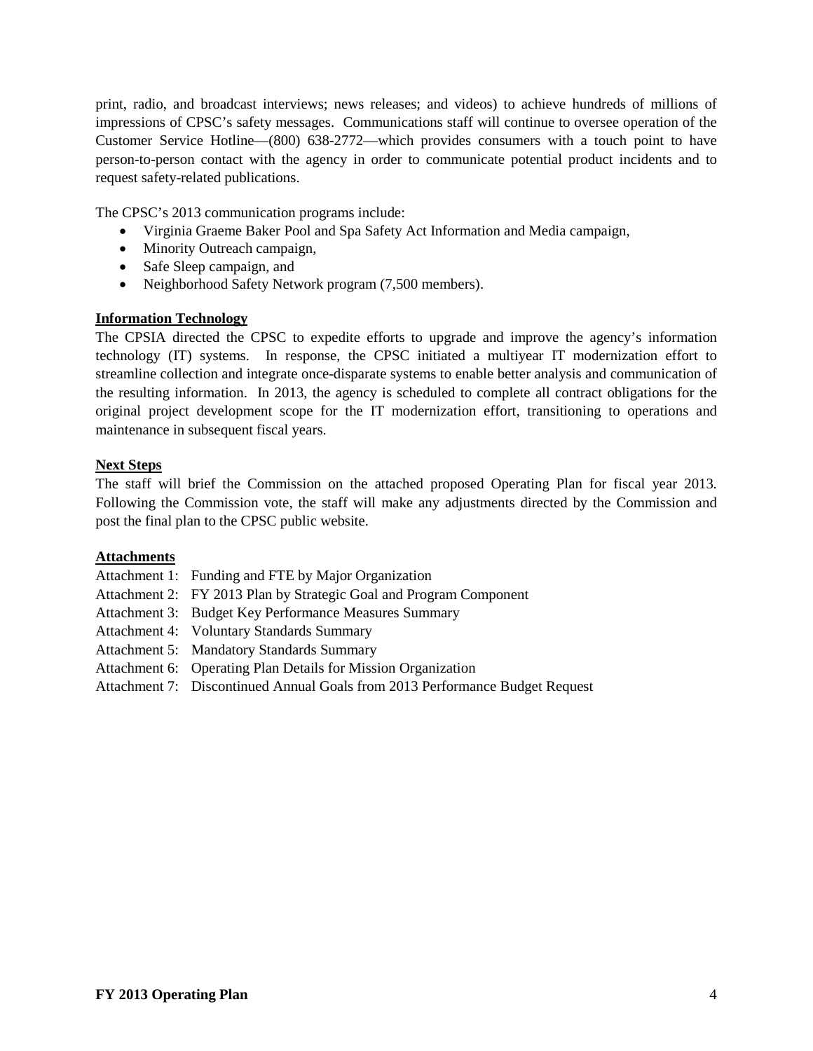print, radio, and broadcast interviews; news releases; and videos) to achieve hundreds of millions of impressions of CPSC's safety messages. Communications staff will continue to oversee operation of the Customer Service Hotline—(800) 638-2772—which provides consumers with a touch point to have person-to-person contact with the agency in order to communicate potential product incidents and to request safety-related publications.

The CPSC's 2013 communication programs include:

- Virginia Graeme Baker Pool and Spa Safety Act Information and Media campaign,
- Minority Outreach campaign,
- Safe Sleep campaign, and
- Neighborhood Safety Network program (7,500 members).

**Information Technology**

The CPSIA directed the CPSC to expedite efforts to upgrade and improve the agency's information technology (IT) systems. In response, the CPSC initiated a multiyear IT modernization effort to streamline collection and integrate once-disparate systems to enable better analysis and communication of the resulting information. In 2013, the agency is scheduled to complete all contract obligations for the original project development scope for the IT modernization effort, transitioning to operations and maintenance in subsequent fiscal years.

**Next Steps**

The staff will brief the Commission on the attached proposed Operating Plan for fiscal year 2013. Following the Commission vote, the staff will make any adjustments directed by the Commission and post the final plan to the CPSC public website.

**Attachments**

Attachment 1: Funding and FTE by Major Organization
Attachment 2: FY 2013 Plan by Strategic Goal and Program Component
Attachment 3: Budget Key Performance Measures Summary
Attachment 4: Voluntary Standards Summary
Attachment 5: Mandatory Standards Summary
Attachment 6: Operating Plan Details for Mission Organization
Attachment 7: Discontinued Annual Goals from 2013 Performance Budget Request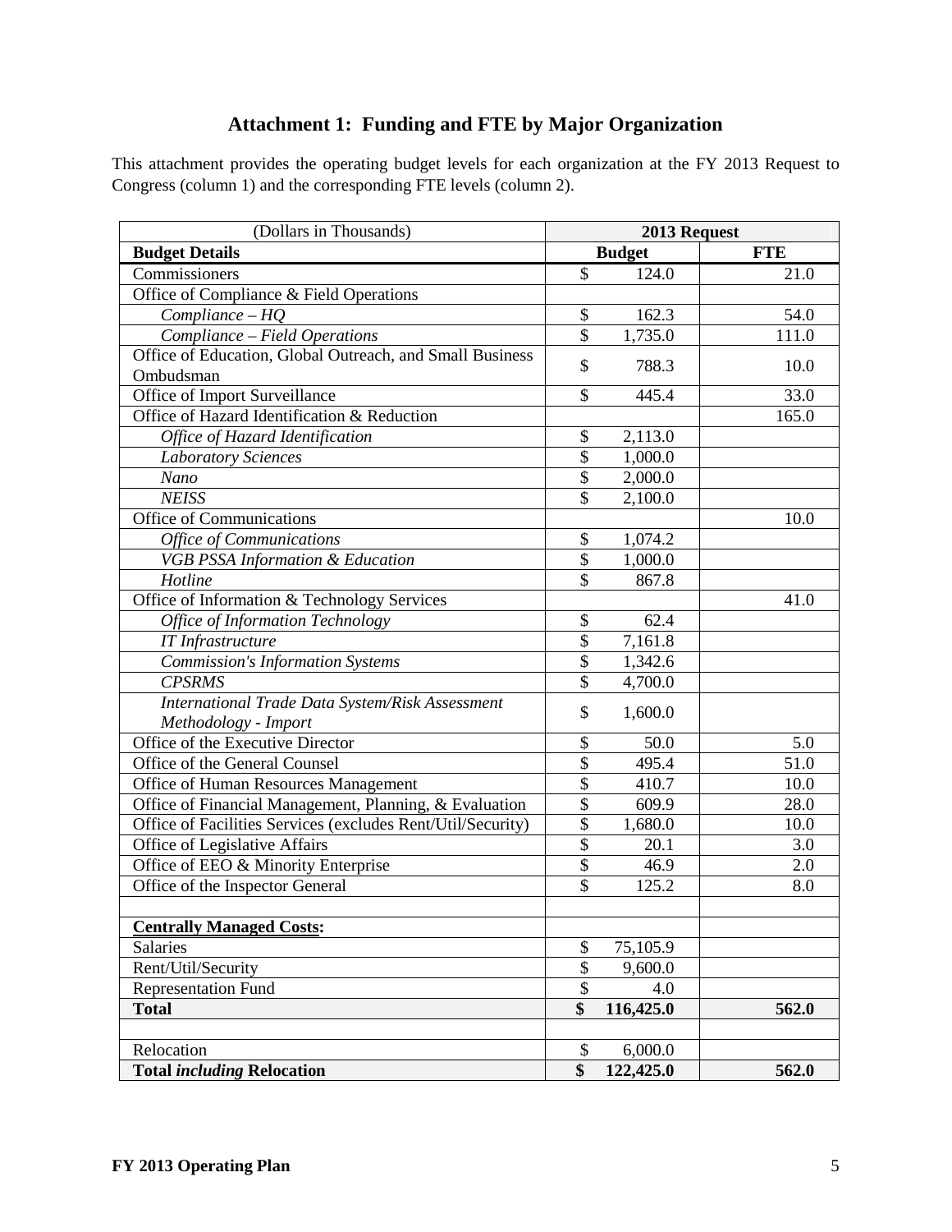## Attachment 1: Funding and FTE by Major Organization

This attachment provides the operating budget levels for each organization at the FY 2013 Request to Congress (column 1) and the corresponding FTE levels (column 2).

| (Dollars in Thousands) | 2013 Request | |
|---|---|---|
| **Budget Details** | **Budget** | **FTE** |
| Commissioners | $ 124.0 | 21.0 |
| Office of Compliance & Field Operations | | |
| *Compliance – HQ* | $ 162.3 | 54.0 |
| *Compliance – Field Operations* | $ 1,735.0 | 111.0 |
| Office of Education, Global Outreach, and Small Business Ombudsman | $ 788.3 | 10.0 |
| Office of Import Surveillance | $ 445.4 | 33.0 |
| Office of Hazard Identification & Reduction | | 165.0 |
| *Office of Hazard Identification* | $ 2,113.0 | |
| *Laboratory Sciences* | $ 1,000.0 | |
| *Nano* | $ 2,000.0 | |
| *NEISS* | $ 2,100.0 | |
| Office of Communications | | 10.0 |
| *Office of Communications* | $ 1,074.2 | |
| *VGB PSSA Information & Education* | $ 1,000.0 | |
| *Hotline* | $ 867.8 | |
| Office of Information & Technology Services | | 41.0 |
| *Office of Information Technology* | $ 62.4 | |
| *IT Infrastructure* | $ 7,161.8 | |
| *Commission's Information Systems* | $ 1,342.6 | |
| *CPSRMS* | $ 4,700.0 | |
| *International Trade Data System/Risk Assessment Methodology - Import* | $ 1,600.0 | |
| Office of the Executive Director | $ 50.0 | 5.0 |
| Office of the General Counsel | $ 495.4 | 51.0 |
| Office of Human Resources Management | $ 410.7 | 10.0 |
| Office of Financial Management, Planning, & Evaluation | $ 609.9 | 28.0 |
| Office of Facilities Services (excludes Rent/Util/Security) | $ 1,680.0 | 10.0 |
| Office of Legislative Affairs | $ 20.1 | 3.0 |
| Office of EEO & Minority Enterprise | $ 46.9 | 2.0 |
| Office of the Inspector General | $ 125.2 | 8.0 |
| | | |
| **Centrally Managed Costs:** | | |
| Salaries | $ 75,105.9 | |
| Rent/Util/Security | $ 9,600.0 | |
| Representation Fund | $ 4.0 | |
| **Total** | **$ 116,425.0** | **562.0** |
| | | |
| Relocation | $ 6,000.0 | |
| **Total *including* Relocation** | **$ 122,425.0** | **562.0** |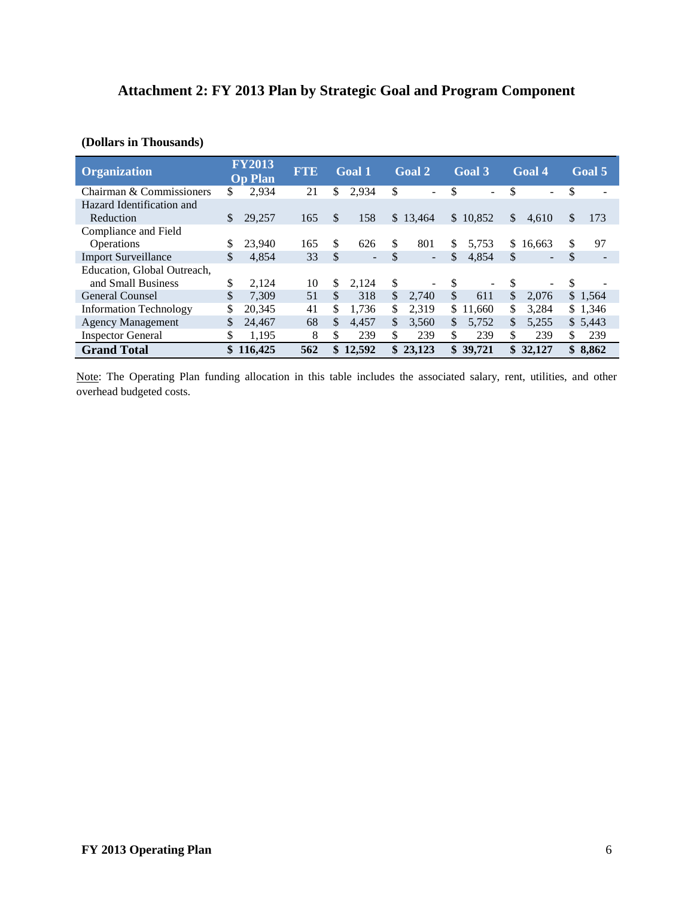# Attachment 2: FY 2013 Plan by Strategic Goal and Program Component

**(Dollars in Thousands)**

| Organization | FY2013 Op Plan | FTE | Goal 1 | Goal 2 | Goal 3 | Goal 4 | Goal 5 |
|---|---|---|---|---|---|---|---|
| Chairman & Commissioners | $ 2,934 | 21 | $ 2,934 | $ - | $ - | $ - | $ - |
| Hazard Identification and Reduction | $ 29,257 | 165 | $ 158 | $ 13,464 | $ 10,852 | $ 4,610 | $ 173 |
| Compliance and Field Operations | $ 23,940 | 165 | $ 626 | $ 801 | $ 5,753 | $ 16,663 | $ 97 |
| Import Surveillance | $ 4,854 | 33 | $ - | $ - | $ 4,854 | $ - | $ - |
| Education, Global Outreach, and Small Business | $ 2,124 | 10 | $ 2,124 | $ - | $ - | $ - | $ - |
| General Counsel | $ 7,309 | 51 | $ 318 | $ 2,740 | $ 611 | $ 2,076 | $ 1,564 |
| Information Technology | $ 20,345 | 41 | $ 1,736 | $ 2,319 | $ 11,660 | $ 3,284 | $ 1,346 |
| Agency Management | $ 24,467 | 68 | $ 4,457 | $ 3,560 | $ 5,752 | $ 5,255 | $ 5,443 |
| Inspector General | $ 1,195 | 8 | $ 239 | $ 239 | $ 239 | $ 239 | $ 239 |
| **Grand Total** | **$ 116,425** | **562** | **$ 12,592** | **$ 23,123** | **$ 39,721** | **$ 32,127** | **$ 8,862** |

Note: The Operating Plan funding allocation in this table includes the associated salary, rent, utilities, and other overhead budgeted costs.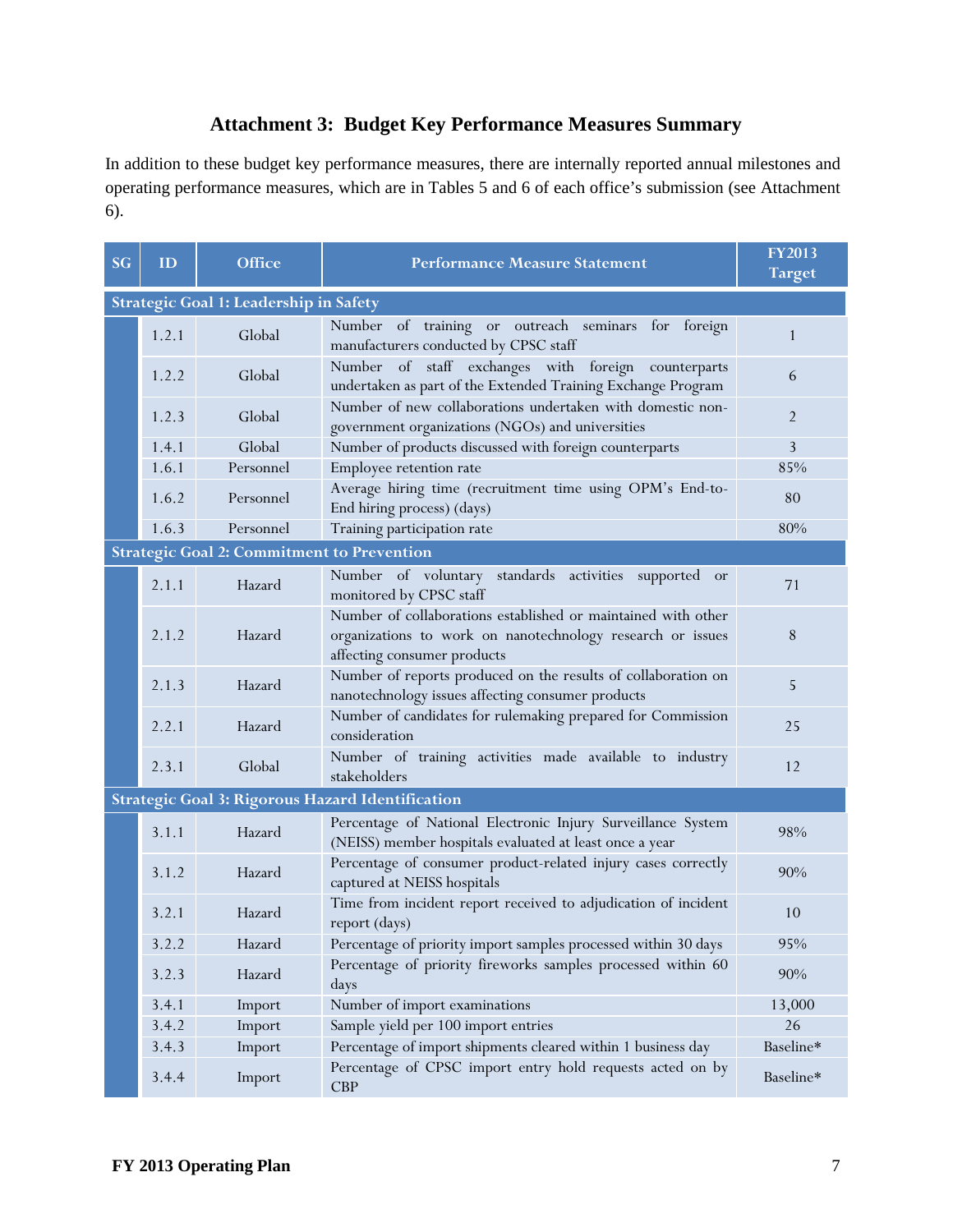# Attachment 3: Budget Key Performance Measures Summary

In addition to these budget key performance measures, there are internally reported annual milestones and operating performance measures, which are in Tables 5 and 6 of each office's submission (see Attachment 6).

| SG | ID | Office | Performance Measure Statement | FY2013 Target |
|---|---|---|---|---|
| **Strategic Goal 1: Leadership in Safety** | | | | |
| | 1.2.1 | Global | Number of training or outreach seminars for foreign manufacturers conducted by CPSC staff | 1 |
| | 1.2.2 | Global | Number of staff exchanges with foreign counterparts undertaken as part of the Extended Training Exchange Program | 6 |
| | 1.2.3 | Global | Number of new collaborations undertaken with domestic non-government organizations (NGOs) and universities | 2 |
| | 1.4.1 | Global | Number of products discussed with foreign counterparts | 3 |
| | 1.6.1 | Personnel | Employee retention rate | 85% |
| | 1.6.2 | Personnel | Average hiring time (recruitment time using OPM's End-to-End hiring process) (days) | 80 |
| | 1.6.3 | Personnel | Training participation rate | 80% |
| **Strategic Goal 2: Commitment to Prevention** | | | | |
| | 2.1.1 | Hazard | Number of voluntary standards activities supported or monitored by CPSC staff | 71 |
| | 2.1.2 | Hazard | Number of collaborations established or maintained with other organizations to work on nanotechnology research or issues affecting consumer products | 8 |
| | 2.1.3 | Hazard | Number of reports produced on the results of collaboration on nanotechnology issues affecting consumer products | 5 |
| | 2.2.1 | Hazard | Number of candidates for rulemaking prepared for Commission consideration | 25 |
| | 2.3.1 | Global | Number of training activities made available to industry stakeholders | 12 |
| **Strategic Goal 3: Rigorous Hazard Identification** | | | | |
| | 3.1.1 | Hazard | Percentage of National Electronic Injury Surveillance System (NEISS) member hospitals evaluated at least once a year | 98% |
| | 3.1.2 | Hazard | Percentage of consumer product-related injury cases correctly captured at NEISS hospitals | 90% |
| | 3.2.1 | Hazard | Time from incident report received to adjudication of incident report (days) | 10 |
| | 3.2.2 | Hazard | Percentage of priority import samples processed within 30 days | 95% |
| | 3.2.3 | Hazard | Percentage of priority fireworks samples processed within 60 days | 90% |
| | 3.4.1 | Import | Number of import examinations | 13,000 |
| | 3.4.2 | Import | Sample yield per 100 import entries | 26 |
| | 3.4.3 | Import | Percentage of import shipments cleared within 1 business day | Baseline* |
| | 3.4.4 | Import | Percentage of CPSC import entry hold requests acted on by CBP | Baseline* |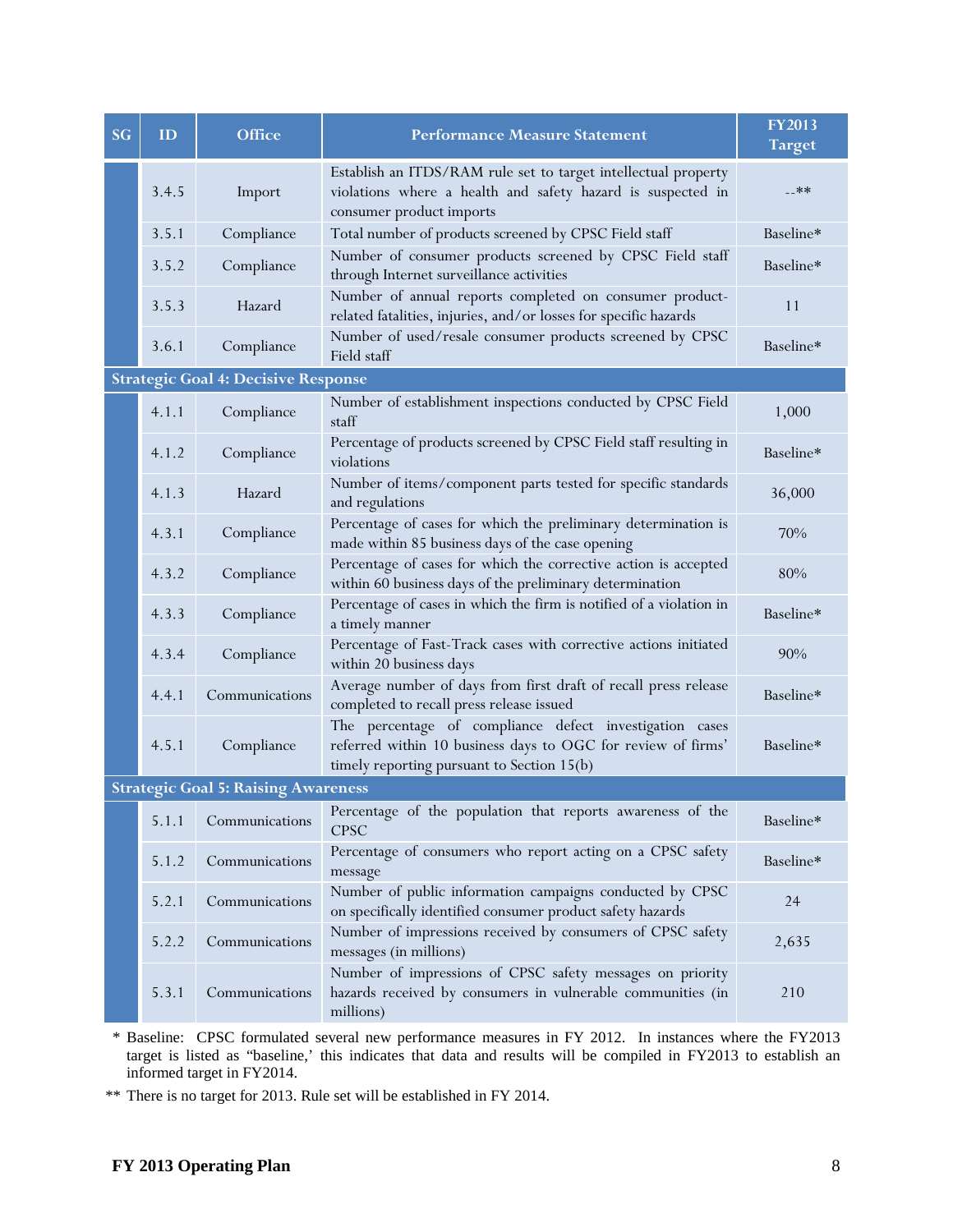| SG | ID | Office | Performance Measure Statement | FY2013 Target |
|---|---|---|---|---|
| | 3.4.5 | Import | Establish an ITDS/RAM rule set to target intellectual property violations where a health and safety hazard is suspected in consumer product imports | --** |
| | 3.5.1 | Compliance | Total number of products screened by CPSC Field staff | Baseline* |
| | 3.5.2 | Compliance | Number of consumer products screened by CPSC Field staff through Internet surveillance activities | Baseline* |
| | 3.5.3 | Hazard | Number of annual reports completed on consumer product-related fatalities, injuries, and/or losses for specific hazards | 11 |
| | 3.6.1 | Compliance | Number of used/resale consumer products screened by CPSC Field staff | Baseline* |
| **Strategic Goal 4: Decisive Response** | | | | |
| | 4.1.1 | Compliance | Number of establishment inspections conducted by CPSC Field staff | 1,000 |
| | 4.1.2 | Compliance | Percentage of products screened by CPSC Field staff resulting in violations | Baseline* |
| | 4.1.3 | Hazard | Number of items/component parts tested for specific standards and regulations | 36,000 |
| | 4.3.1 | Compliance | Percentage of cases for which the preliminary determination is made within 85 business days of the case opening | 70% |
| | 4.3.2 | Compliance | Percentage of cases for which the corrective action is accepted within 60 business days of the preliminary determination | 80% |
| | 4.3.3 | Compliance | Percentage of cases in which the firm is notified of a violation in a timely manner | Baseline* |
| | 4.3.4 | Compliance | Percentage of Fast-Track cases with corrective actions initiated within 20 business days | 90% |
| | 4.4.1 | Communications | Average number of days from first draft of recall press release completed to recall press release issued | Baseline* |
| | 4.5.1 | Compliance | The percentage of compliance defect investigation cases referred within 10 business days to OGC for review of firms' timely reporting pursuant to Section 15(b) | Baseline* |
| **Strategic Goal 5: Raising Awareness** | | | | |
| | 5.1.1 | Communications | Percentage of the population that reports awareness of the CPSC | Baseline* |
| | 5.1.2 | Communications | Percentage of consumers who report acting on a CPSC safety message | Baseline* |
| | 5.2.1 | Communications | Number of public information campaigns conducted by CPSC on specifically identified consumer product safety hazards | 24 |
| | 5.2.2 | Communications | Number of impressions received by consumers of CPSC safety messages (in millions) | 2,635 |
| | 5.3.1 | Communications | Number of impressions of CPSC safety messages on priority hazards received by consumers in vulnerable communities (in millions) | 210 |

\* Baseline: CPSC formulated several new performance measures in FY 2012. In instances where the FY2013 target is listed as "baseline,' this indicates that data and results will be compiled in FY2013 to establish an informed target in FY2014.

** There is no target for 2013. Rule set will be established in FY 2014.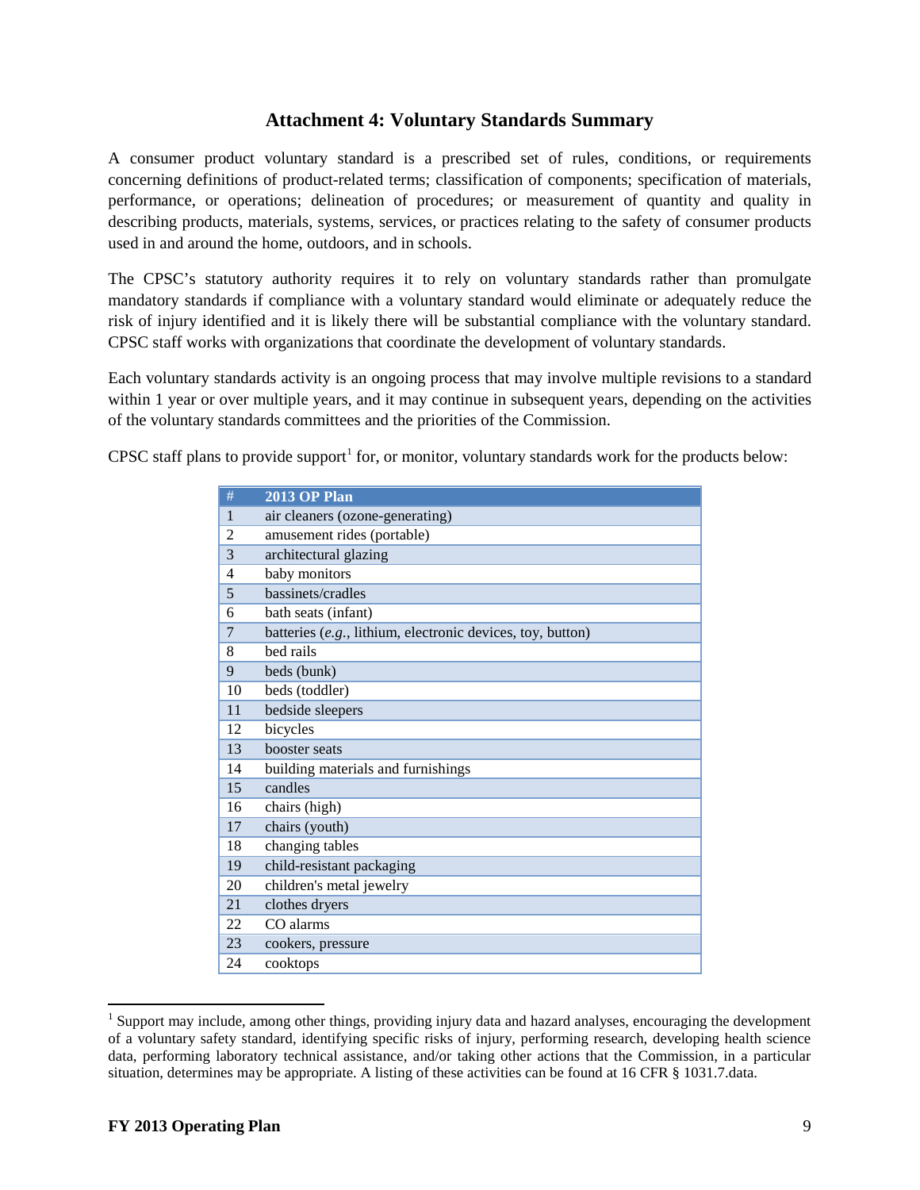## Attachment 4: Voluntary Standards Summary

A consumer product voluntary standard is a prescribed set of rules, conditions, or requirements concerning definitions of product-related terms; classification of components; specification of materials, performance, or operations; delineation of procedures; or measurement of quantity and quality in describing products, materials, systems, services, or practices relating to the safety of consumer products used in and around the home, outdoors, and in schools.

The CPSC's statutory authority requires it to rely on voluntary standards rather than promulgate mandatory standards if compliance with a voluntary standard would eliminate or adequately reduce the risk of injury identified and it is likely there will be substantial compliance with the voluntary standard. CPSC staff works with organizations that coordinate the development of voluntary standards.

Each voluntary standards activity is an ongoing process that may involve multiple revisions to a standard within 1 year or over multiple years, and it may continue in subsequent years, depending on the activities of the voluntary standards committees and the priorities of the Commission.

CPSC staff plans to provide support[1] for, or monitor, voluntary standards work for the products below:

| # | 2013 OP Plan |
|---|---|
| 1 | air cleaners (ozone-generating) |
| 2 | amusement rides (portable) |
| 3 | architectural glazing |
| 4 | baby monitors |
| 5 | bassinets/cradles |
| 6 | bath seats (infant) |
| 7 | batteries (*e.g.*, lithium, electronic devices, toy, button) |
| 8 | bed rails |
| 9 | beds (bunk) |
| 10 | beds (toddler) |
| 11 | bedside sleepers |
| 12 | bicycles |
| 13 | booster seats |
| 14 | building materials and furnishings |
| 15 | candles |
| 16 | chairs (high) |
| 17 | chairs (youth) |
| 18 | changing tables |
| 19 | child-resistant packaging |
| 20 | children's metal jewelry |
| 21 | clothes dryers |
| 22 | CO alarms |
| 23 | cookers, pressure |
| 24 | cooktops |

[1] Support may include, among other things, providing injury data and hazard analyses, encouraging the development of a voluntary safety standard, identifying specific risks of injury, performing research, developing health science data, performing laboratory technical assistance, and/or taking other actions that the Commission, in a particular situation, determines may be appropriate. A listing of these activities can be found at 16 CFR § 1031.7.data.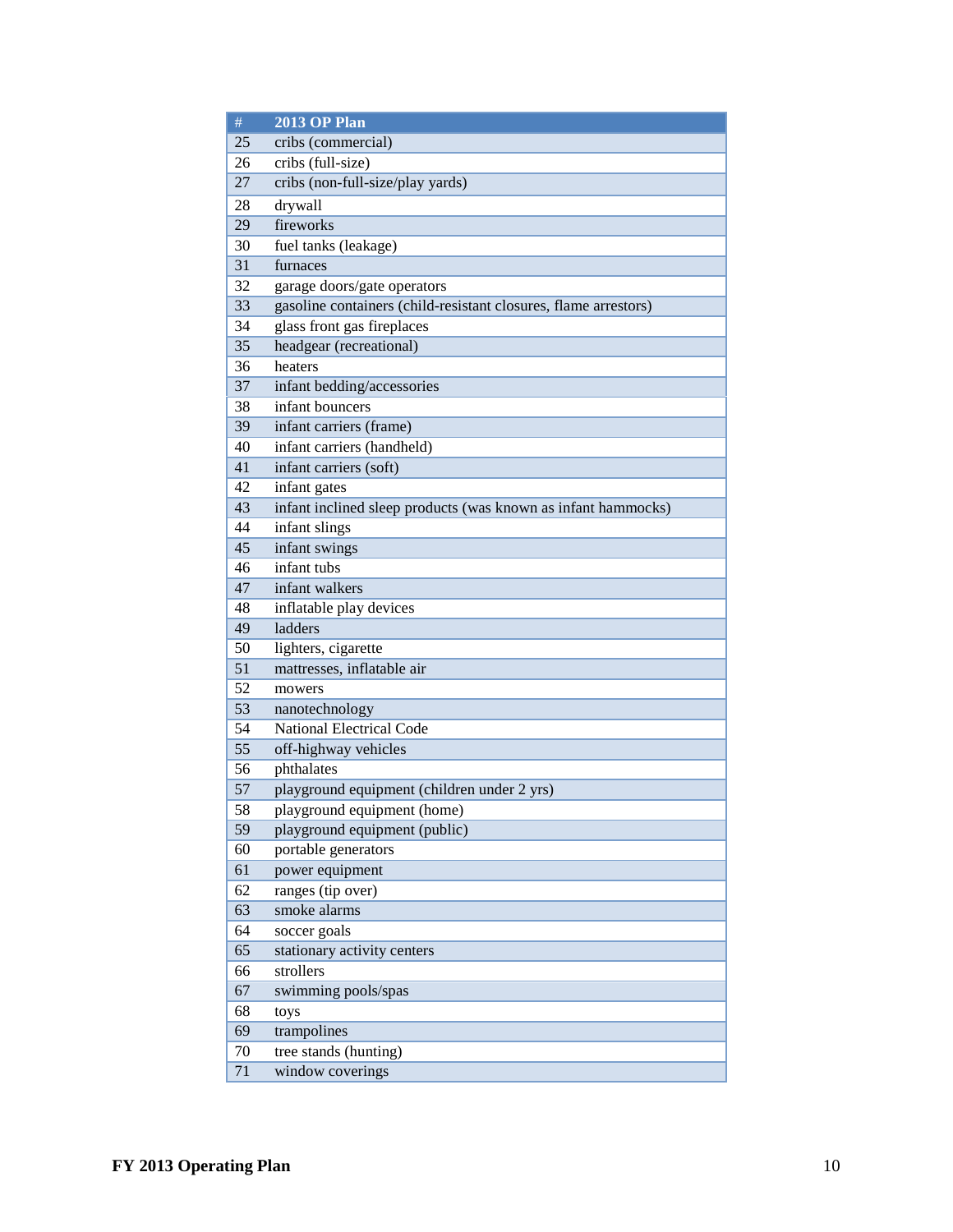| # | 2013 OP Plan |
|---|---|
| 25 | cribs (commercial) |
| 26 | cribs (full-size) |
| 27 | cribs (non-full-size/play yards) |
| 28 | drywall |
| 29 | fireworks |
| 30 | fuel tanks (leakage) |
| 31 | furnaces |
| 32 | garage doors/gate operators |
| 33 | gasoline containers (child-resistant closures, flame arrestors) |
| 34 | glass front gas fireplaces |
| 35 | headgear (recreational) |
| 36 | heaters |
| 37 | infant bedding/accessories |
| 38 | infant bouncers |
| 39 | infant carriers (frame) |
| 40 | infant carriers (handheld) |
| 41 | infant carriers (soft) |
| 42 | infant gates |
| 43 | infant inclined sleep products (was known as infant hammocks) |
| 44 | infant slings |
| 45 | infant swings |
| 46 | infant tubs |
| 47 | infant walkers |
| 48 | inflatable play devices |
| 49 | ladders |
| 50 | lighters, cigarette |
| 51 | mattresses, inflatable air |
| 52 | mowers |
| 53 | nanotechnology |
| 54 | National Electrical Code |
| 55 | off-highway vehicles |
| 56 | phthalates |
| 57 | playground equipment (children under 2 yrs) |
| 58 | playground equipment (home) |
| 59 | playground equipment (public) |
| 60 | portable generators |
| 61 | power equipment |
| 62 | ranges (tip over) |
| 63 | smoke alarms |
| 64 | soccer goals |
| 65 | stationary activity centers |
| 66 | strollers |
| 67 | swimming pools/spas |
| 68 | toys |
| 69 | trampolines |
| 70 | tree stands (hunting) |
| 71 | window coverings |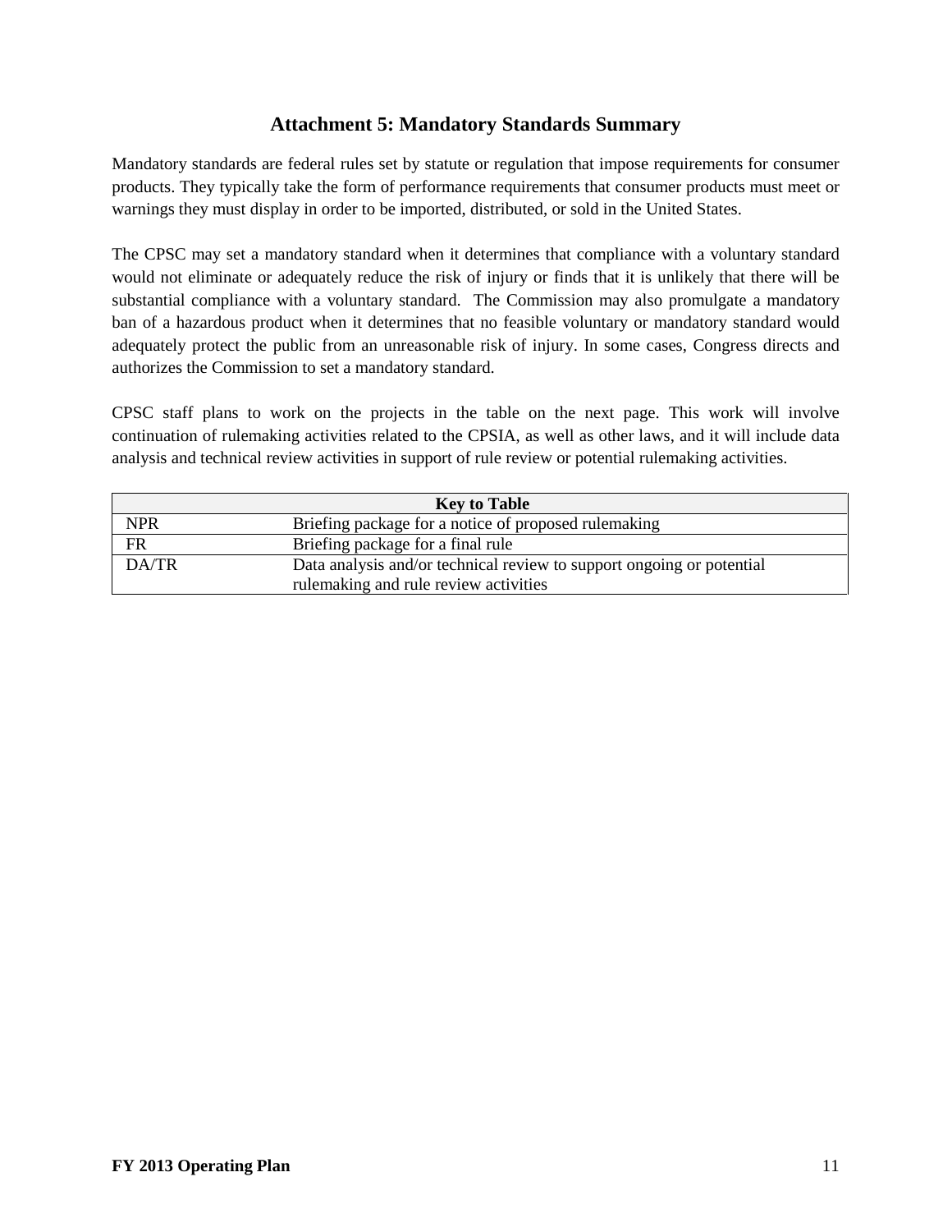# Attachment 5: Mandatory Standards Summary

Mandatory standards are federal rules set by statute or regulation that impose requirements for consumer products. They typically take the form of performance requirements that consumer products must meet or warnings they must display in order to be imported, distributed, or sold in the United States.

The CPSC may set a mandatory standard when it determines that compliance with a voluntary standard would not eliminate or adequately reduce the risk of injury or finds that it is unlikely that there will be substantial compliance with a voluntary standard. The Commission may also promulgate a mandatory ban of a hazardous product when it determines that no feasible voluntary or mandatory standard would adequately protect the public from an unreasonable risk of injury. In some cases, Congress directs and authorizes the Commission to set a mandatory standard.

CPSC staff plans to work on the projects in the table on the next page. This work will involve continuation of rulemaking activities related to the CPSIA, as well as other laws, and it will include data analysis and technical review activities in support of rule review or potential rulemaking activities.

| **Key to Table** | |
|---|---|
| NPR | Briefing package for a notice of proposed rulemaking |
| FR | Briefing package for a final rule |
| DA/TR | Data analysis and/or technical review to support ongoing or potential rulemaking and rule review activities |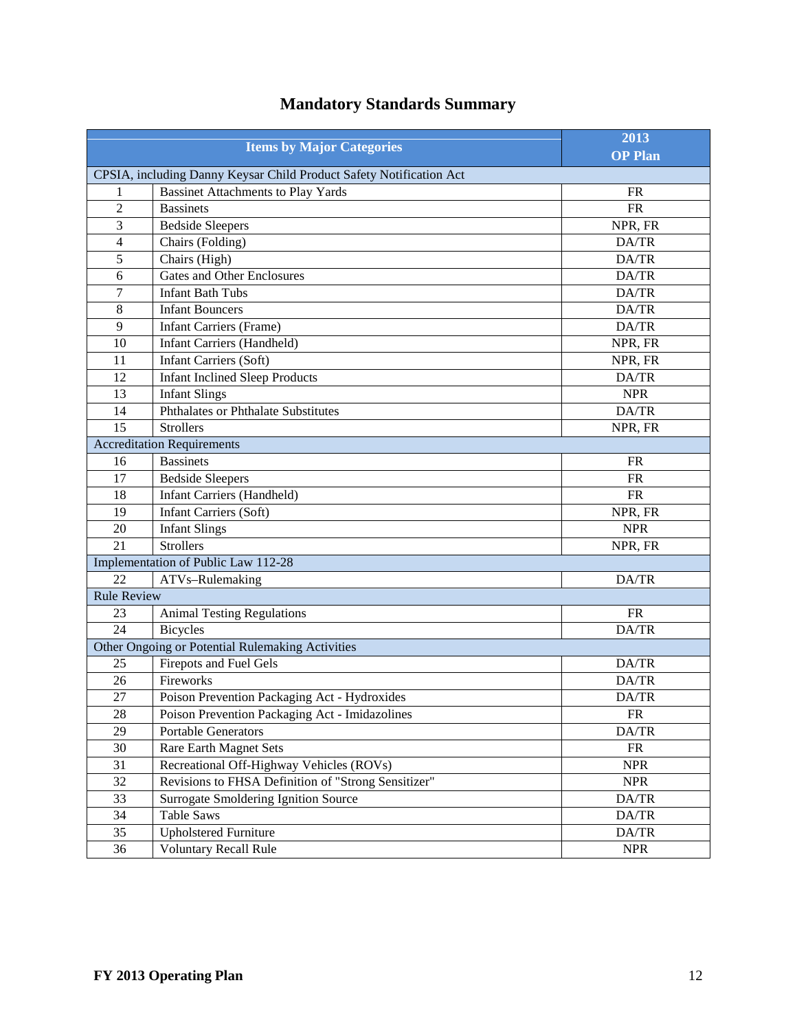# Mandatory Standards Summary

| Items by Major Categories | | 2013 OP Plan |
|---|---|---|
| CPSIA, including Danny Keysar Child Product Safety Notification Act | | |
| 1 | Bassinet Attachments to Play Yards | FR |
| 2 | Bassinets | FR |
| 3 | Bedside Sleepers | NPR, FR |
| 4 | Chairs (Folding) | DA/TR |
| 5 | Chairs (High) | DA/TR |
| 6 | Gates and Other Enclosures | DA/TR |
| 7 | Infant Bath Tubs | DA/TR |
| 8 | Infant Bouncers | DA/TR |
| 9 | Infant Carriers (Frame) | DA/TR |
| 10 | Infant Carriers (Handheld) | NPR, FR |
| 11 | Infant Carriers (Soft) | NPR, FR |
| 12 | Infant Inclined Sleep Products | DA/TR |
| 13 | Infant Slings | NPR |
| 14 | Phthalates or Phthalate Substitutes | DA/TR |
| 15 | Strollers | NPR, FR |
| Accreditation Requirements | | |
| 16 | Bassinets | FR |
| 17 | Bedside Sleepers | FR |
| 18 | Infant Carriers (Handheld) | FR |
| 19 | Infant Carriers (Soft) | NPR, FR |
| 20 | Infant Slings | NPR |
| 21 | Strollers | NPR, FR |
| Implementation of Public Law 112-28 | | |
| 22 | ATVs–Rulemaking | DA/TR |
| Rule Review | | |
| 23 | Animal Testing Regulations | FR |
| 24 | Bicycles | DA/TR |
| Other Ongoing or Potential Rulemaking Activities | | |
| 25 | Firepots and Fuel Gels | DA/TR |
| 26 | Fireworks | DA/TR |
| 27 | Poison Prevention Packaging Act - Hydroxides | DA/TR |
| 28 | Poison Prevention Packaging Act - Imidazolines | FR |
| 29 | Portable Generators | DA/TR |
| 30 | Rare Earth Magnet Sets | FR |
| 31 | Recreational Off-Highway Vehicles (ROVs) | NPR |
| 32 | Revisions to FHSA Definition of "Strong Sensitizer" | NPR |
| 33 | Surrogate Smoldering Ignition Source | DA/TR |
| 34 | Table Saws | DA/TR |
| 35 | Upholstered Furniture | DA/TR |
| 36 | Voluntary Recall Rule | NPR |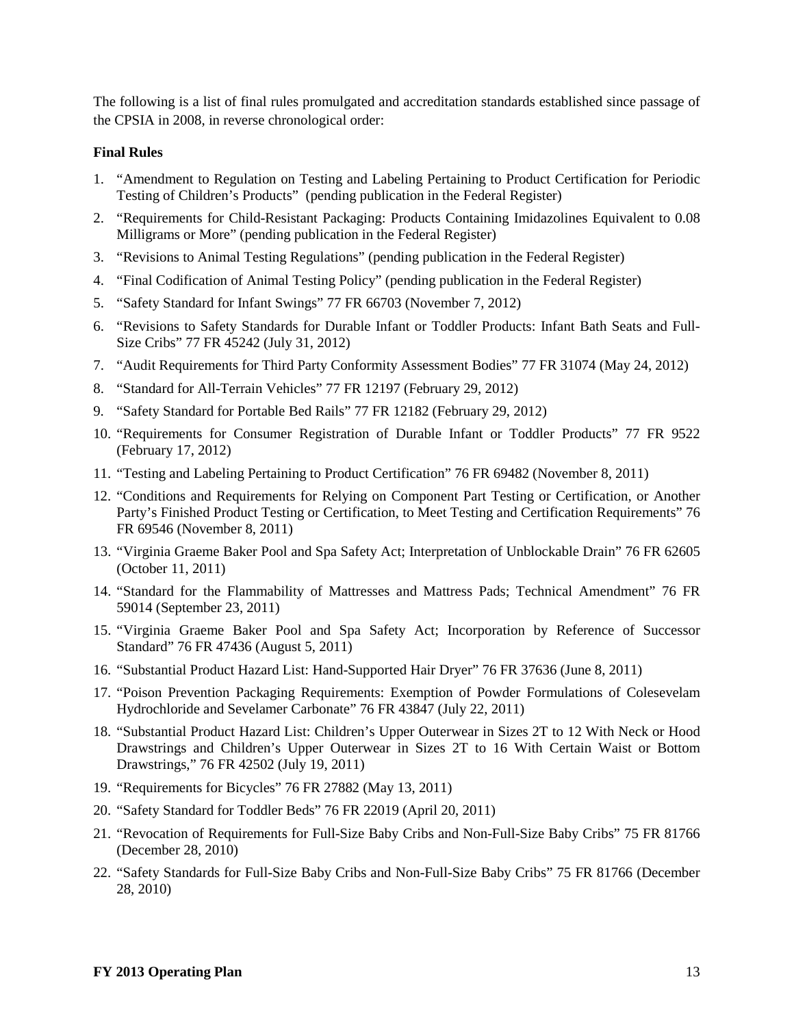The following is a list of final rules promulgated and accreditation standards established since passage of the CPSIA in 2008, in reverse chronological order:

**Final Rules**

1. "Amendment to Regulation on Testing and Labeling Pertaining to Product Certification for Periodic Testing of Children's Products" (pending publication in the Federal Register)
2. "Requirements for Child-Resistant Packaging: Products Containing Imidazolines Equivalent to 0.08 Milligrams or More" (pending publication in the Federal Register)
3. "Revisions to Animal Testing Regulations" (pending publication in the Federal Register)
4. "Final Codification of Animal Testing Policy" (pending publication in the Federal Register)
5. "Safety Standard for Infant Swings" 77 FR 66703 (November 7, 2012)
6. "Revisions to Safety Standards for Durable Infant or Toddler Products: Infant Bath Seats and Full-Size Cribs" 77 FR 45242 (July 31, 2012)
7. "Audit Requirements for Third Party Conformity Assessment Bodies" 77 FR 31074 (May 24, 2012)
8. "Standard for All-Terrain Vehicles" 77 FR 12197 (February 29, 2012)
9. "Safety Standard for Portable Bed Rails" 77 FR 12182 (February 29, 2012)
10. "Requirements for Consumer Registration of Durable Infant or Toddler Products" 77 FR 9522 (February 17, 2012)
11. "Testing and Labeling Pertaining to Product Certification" 76 FR 69482 (November 8, 2011)
12. "Conditions and Requirements for Relying on Component Part Testing or Certification, or Another Party's Finished Product Testing or Certification, to Meet Testing and Certification Requirements" 76 FR 69546 (November 8, 2011)
13. "Virginia Graeme Baker Pool and Spa Safety Act; Interpretation of Unblockable Drain" 76 FR 62605 (October 11, 2011)
14. "Standard for the Flammability of Mattresses and Mattress Pads; Technical Amendment" 76 FR 59014 (September 23, 2011)
15. "Virginia Graeme Baker Pool and Spa Safety Act; Incorporation by Reference of Successor Standard" 76 FR 47436 (August 5, 2011)
16. "Substantial Product Hazard List: Hand-Supported Hair Dryer" 76 FR 37636 (June 8, 2011)
17. "Poison Prevention Packaging Requirements: Exemption of Powder Formulations of Colesevelam Hydrochloride and Sevelamer Carbonate" 76 FR 43847 (July 22, 2011)
18. "Substantial Product Hazard List: Children's Upper Outerwear in Sizes 2T to 12 With Neck or Hood Drawstrings and Children's Upper Outerwear in Sizes 2T to 16 With Certain Waist or Bottom Drawstrings," 76 FR 42502 (July 19, 2011)
19. "Requirements for Bicycles" 76 FR 27882 (May 13, 2011)
20. "Safety Standard for Toddler Beds" 76 FR 22019 (April 20, 2011)
21. "Revocation of Requirements for Full-Size Baby Cribs and Non-Full-Size Baby Cribs" 75 FR 81766 (December 28, 2010)
22. "Safety Standards for Full-Size Baby Cribs and Non-Full-Size Baby Cribs" 75 FR 81766 (December 28, 2010)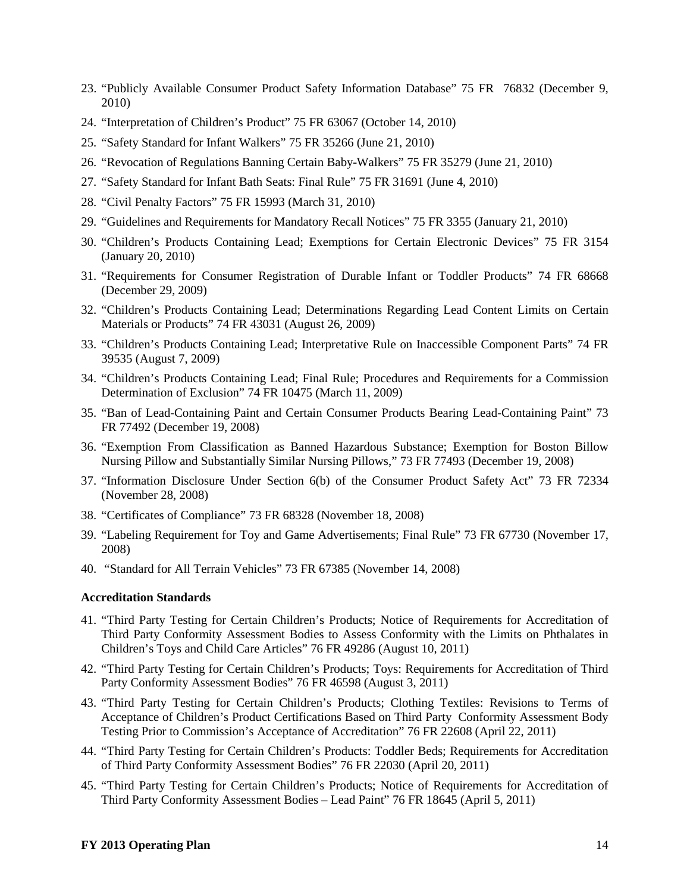23. “Publicly Available Consumer Product Safety Information Database” 75 FR 76832 (December 9, 2010)
24. “Interpretation of Children’s Product” 75 FR 63067 (October 14, 2010)
25. “Safety Standard for Infant Walkers” 75 FR 35266 (June 21, 2010)
26. “Revocation of Regulations Banning Certain Baby-Walkers” 75 FR 35279 (June 21, 2010)
27. “Safety Standard for Infant Bath Seats: Final Rule” 75 FR 31691 (June 4, 2010)
28. “Civil Penalty Factors” 75 FR 15993 (March 31, 2010)
29. “Guidelines and Requirements for Mandatory Recall Notices” 75 FR 3355 (January 21, 2010)
30. “Children’s Products Containing Lead; Exemptions for Certain Electronic Devices” 75 FR 3154 (January 20, 2010)
31. “Requirements for Consumer Registration of Durable Infant or Toddler Products” 74 FR 68668 (December 29, 2009)
32. “Children’s Products Containing Lead; Determinations Regarding Lead Content Limits on Certain Materials or Products” 74 FR 43031 (August 26, 2009)
33. “Children’s Products Containing Lead; Interpretative Rule on Inaccessible Component Parts” 74 FR 39535 (August 7, 2009)
34. “Children’s Products Containing Lead; Final Rule; Procedures and Requirements for a Commission Determination of Exclusion” 74 FR 10475 (March 11, 2009)
35. “Ban of Lead-Containing Paint and Certain Consumer Products Bearing Lead-Containing Paint” 73 FR 77492 (December 19, 2008)
36. “Exemption From Classification as Banned Hazardous Substance; Exemption for Boston Billow Nursing Pillow and Substantially Similar Nursing Pillows,” 73 FR 77493 (December 19, 2008)
37. “Information Disclosure Under Section 6(b) of the Consumer Product Safety Act” 73 FR 72334 (November 28, 2008)
38. “Certificates of Compliance” 73 FR 68328 (November 18, 2008)
39. “Labeling Requirement for Toy and Game Advertisements; Final Rule” 73 FR 67730 (November 17, 2008)
40. “Standard for All Terrain Vehicles” 73 FR 67385 (November 14, 2008)

**Accreditation Standards**

41. “Third Party Testing for Certain Children’s Products; Notice of Requirements for Accreditation of Third Party Conformity Assessment Bodies to Assess Conformity with the Limits on Phthalates in Children’s Toys and Child Care Articles” 76 FR 49286 (August 10, 2011)
42. “Third Party Testing for Certain Children’s Products; Toys: Requirements for Accreditation of Third Party Conformity Assessment Bodies” 76 FR 46598 (August 3, 2011)
43. “Third Party Testing for Certain Children’s Products; Clothing Textiles: Revisions to Terms of Acceptance of Children’s Product Certifications Based on Third Party Conformity Assessment Body Testing Prior to Commission’s Acceptance of Accreditation” 76 FR 22608 (April 22, 2011)
44. “Third Party Testing for Certain Children’s Products: Toddler Beds; Requirements for Accreditation of Third Party Conformity Assessment Bodies” 76 FR 22030 (April 20, 2011)
45. “Third Party Testing for Certain Children’s Products; Notice of Requirements for Accreditation of Third Party Conformity Assessment Bodies – Lead Paint” 76 FR 18645 (April 5, 2011)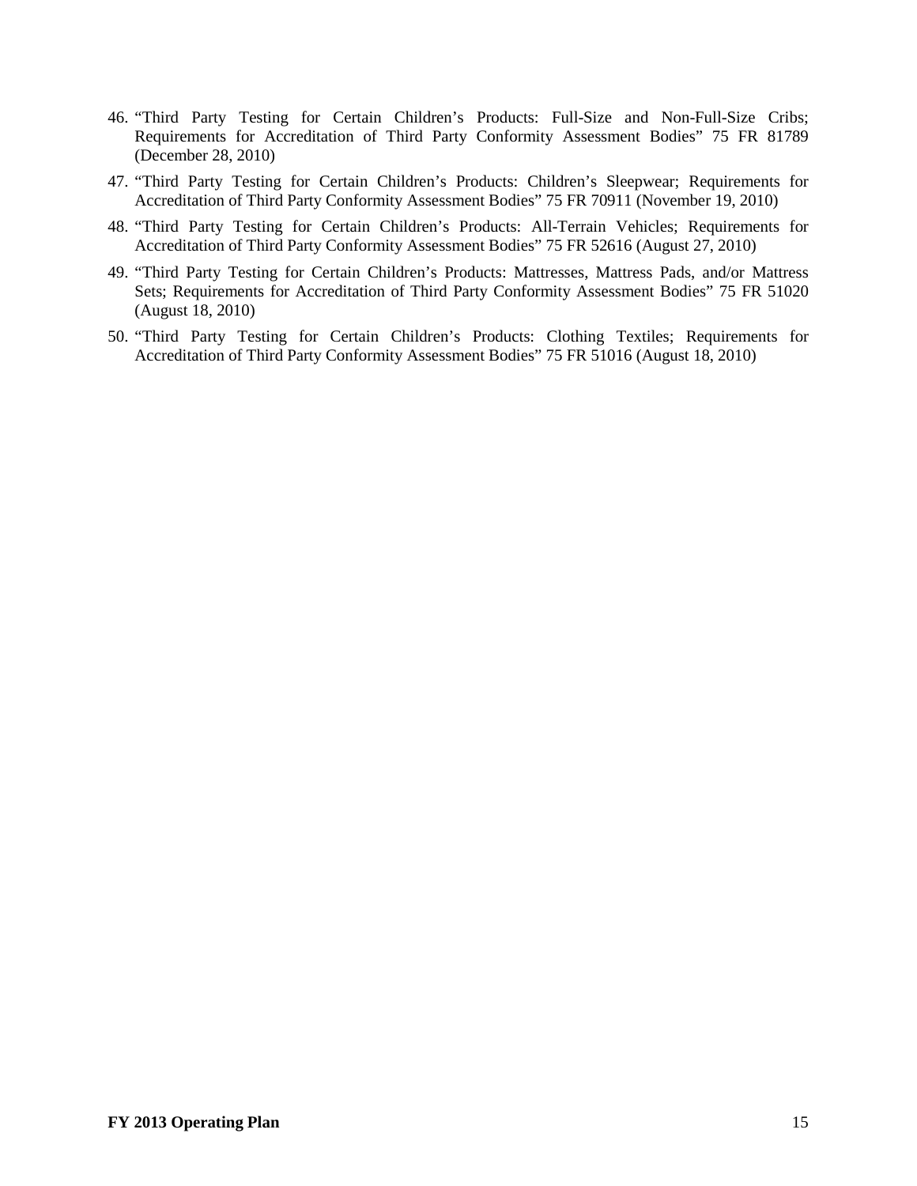46. "Third Party Testing for Certain Children's Products: Full-Size and Non-Full-Size Cribs; Requirements for Accreditation of Third Party Conformity Assessment Bodies" 75 FR 81789 (December 28, 2010)
47. "Third Party Testing for Certain Children's Products: Children's Sleepwear; Requirements for Accreditation of Third Party Conformity Assessment Bodies" 75 FR 70911 (November 19, 2010)
48. "Third Party Testing for Certain Children's Products: All-Terrain Vehicles; Requirements for Accreditation of Third Party Conformity Assessment Bodies" 75 FR 52616 (August 27, 2010)
49. "Third Party Testing for Certain Children's Products: Mattresses, Mattress Pads, and/or Mattress Sets; Requirements for Accreditation of Third Party Conformity Assessment Bodies" 75 FR 51020 (August 18, 2010)
50. "Third Party Testing for Certain Children's Products: Clothing Textiles; Requirements for Accreditation of Third Party Conformity Assessment Bodies" 75 FR 51016 (August 18, 2010)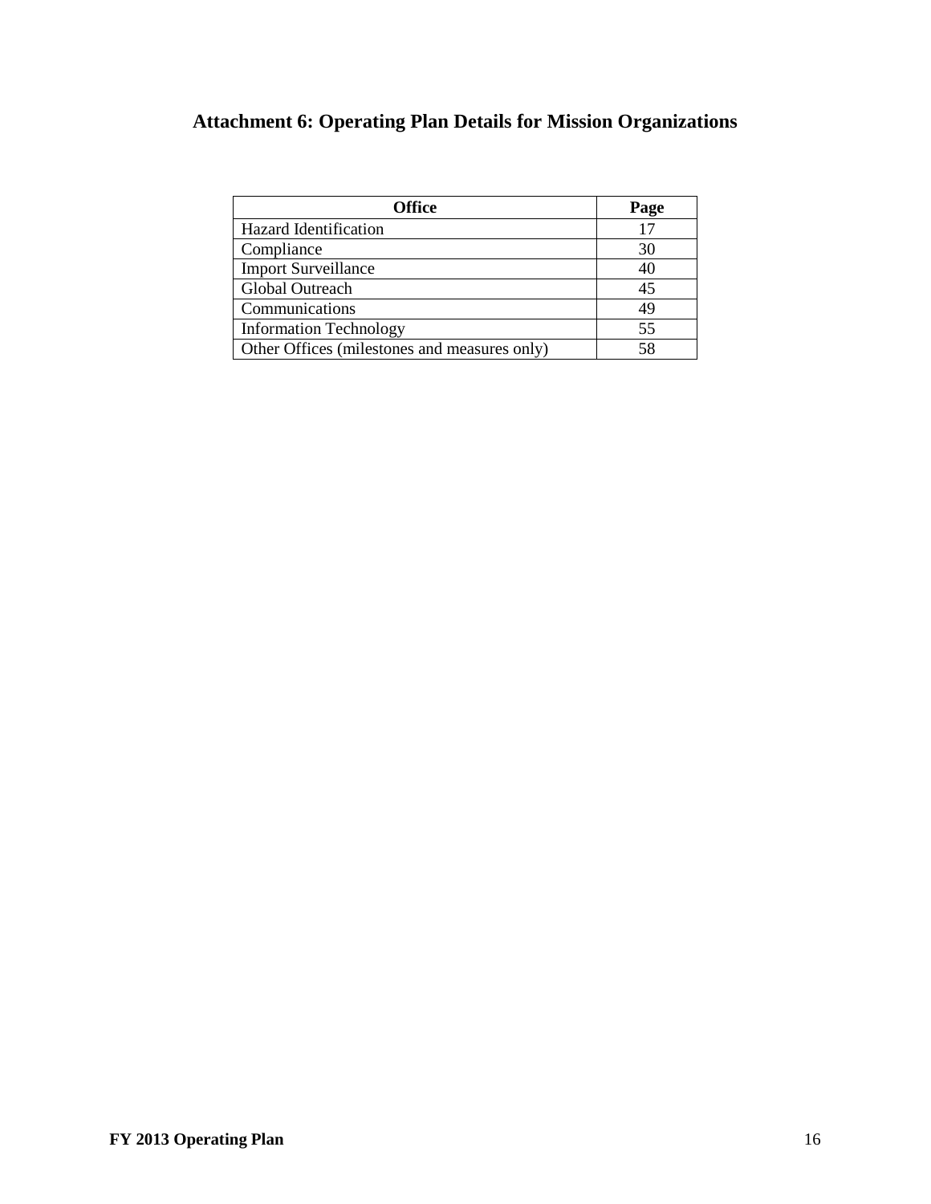# Attachment 6: Operating Plan Details for Mission Organizations

| Office | Page |
|---|---|
| Hazard Identification | 17 |
| Compliance | 30 |
| Import Surveillance | 40 |
| Global Outreach | 45 |
| Communications | 49 |
| Information Technology | 55 |
| Other Offices (milestones and measures only) | 58 |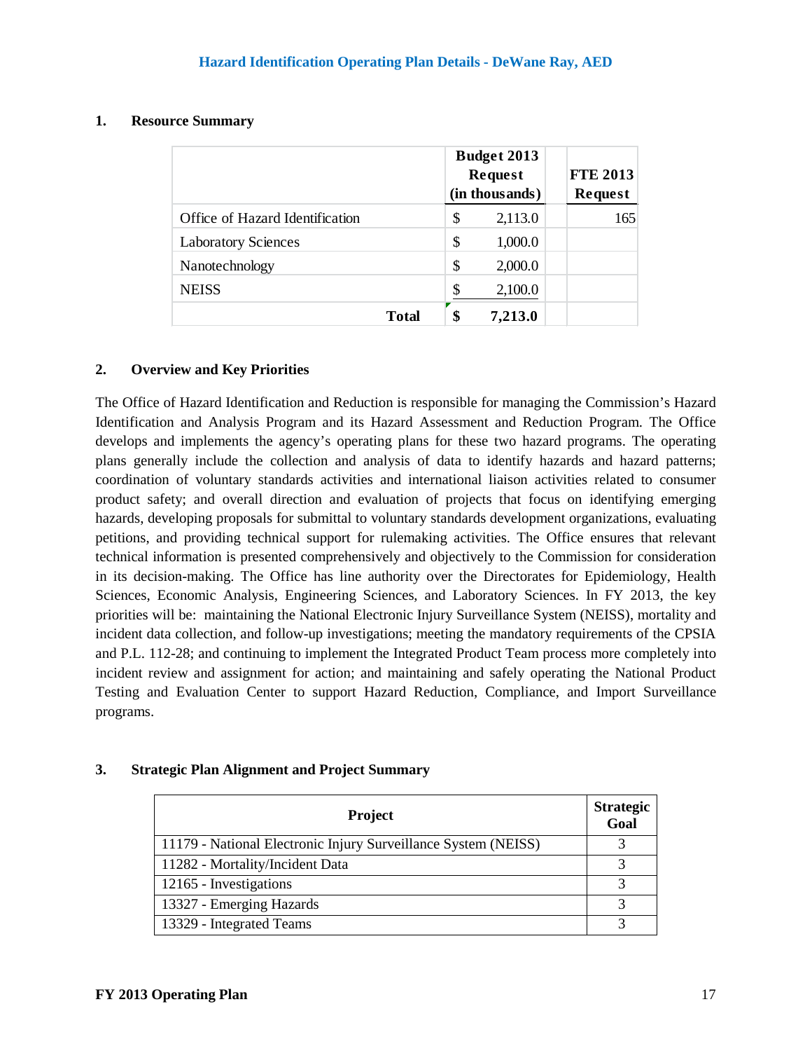## Hazard Identification Operating Plan Details - DeWane Ray, AED

### 1. Resource Summary

| | Budget 2013 Request (in thousands) | FTE 2013 Request |
|---|---|---|
| Office of Hazard Identification | $ 2,113.0 | 165 |
| Laboratory Sciences | $ 1,000.0 | |
| Nanotechnology | $ 2,000.0 | |
| NEISS | $ 2,100.0 | |
| **Total** | **$ 7,213.0** | |

### 2. Overview and Key Priorities

The Office of Hazard Identification and Reduction is responsible for managing the Commission's Hazard Identification and Analysis Program and its Hazard Assessment and Reduction Program. The Office develops and implements the agency's operating plans for these two hazard programs. The operating plans generally include the collection and analysis of data to identify hazards and hazard patterns; coordination of voluntary standards activities and international liaison activities related to consumer product safety; and overall direction and evaluation of projects that focus on identifying emerging hazards, developing proposals for submittal to voluntary standards development organizations, evaluating petitions, and providing technical support for rulemaking activities. The Office ensures that relevant technical information is presented comprehensively and objectively to the Commission for consideration in its decision-making. The Office has line authority over the Directorates for Epidemiology, Health Sciences, Economic Analysis, Engineering Sciences, and Laboratory Sciences. In FY 2013, the key priorities will be: maintaining the National Electronic Injury Surveillance System (NEISS), mortality and incident data collection, and follow-up investigations; meeting the mandatory requirements of the CPSIA and P.L. 112-28; and continuing to implement the Integrated Product Team process more completely into incident review and assignment for action; and maintaining and safely operating the National Product Testing and Evaluation Center to support Hazard Reduction, Compliance, and Import Surveillance programs.

### 3. Strategic Plan Alignment and Project Summary

| Project | Strategic Goal |
|---|---|
| 11179 - National Electronic Injury Surveillance System (NEISS) | 3 |
| 11282 - Mortality/Incident Data | 3 |
| 12165 - Investigations | 3 |
| 13327 - Emerging Hazards | 3 |
| 13329 - Integrated Teams | 3 |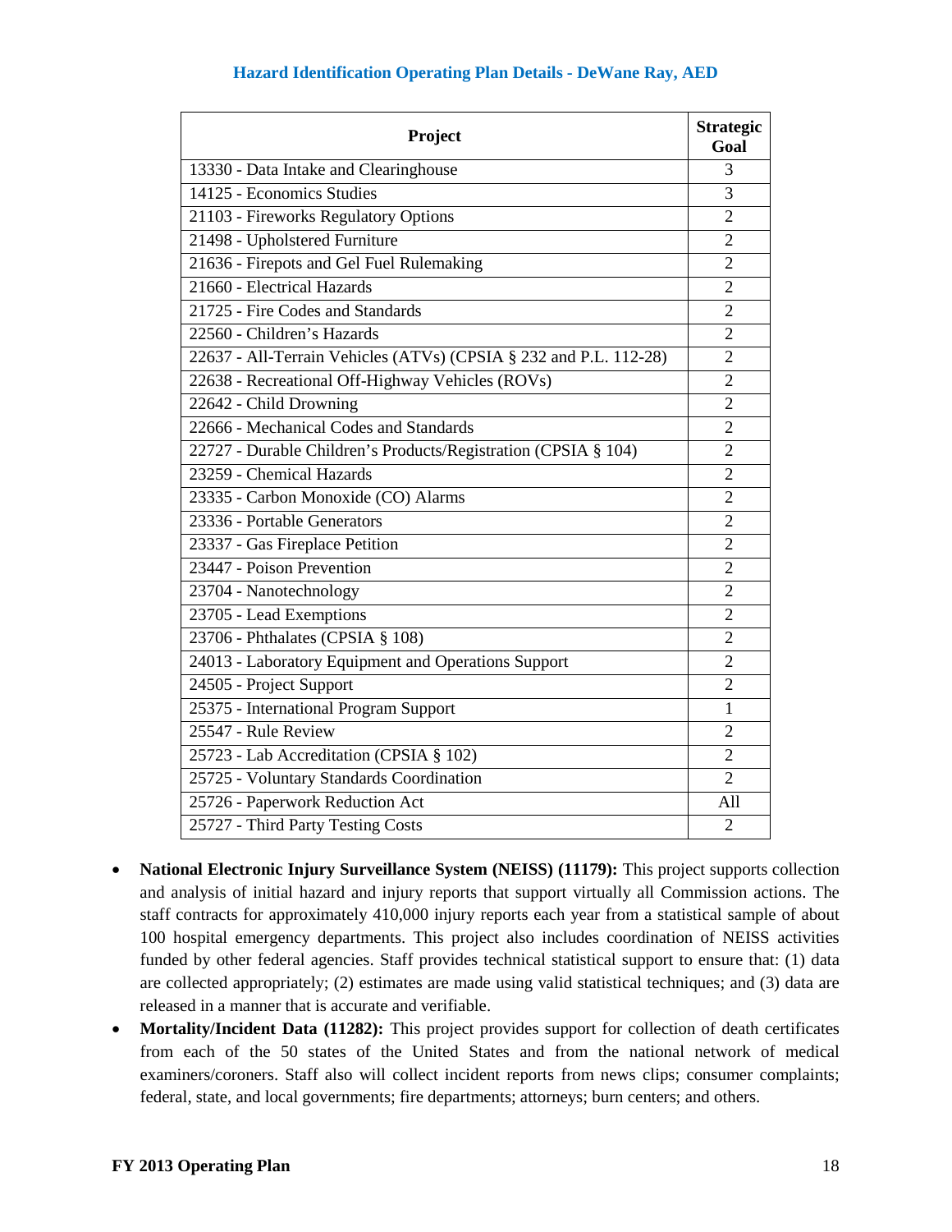### Hazard Identification Operating Plan Details - DeWane Ray, AED

| Project | Strategic Goal |
|---|---|
| 13330 - Data Intake and Clearinghouse | 3 |
| 14125 - Economics Studies | 3 |
| 21103 - Fireworks Regulatory Options | 2 |
| 21498 - Upholstered Furniture | 2 |
| 21636 - Firepots and Gel Fuel Rulemaking | 2 |
| 21660 - Electrical Hazards | 2 |
| 21725 - Fire Codes and Standards | 2 |
| 22560 - Children’s Hazards | 2 |
| 22637 - All-Terrain Vehicles (ATVs) (CPSIA § 232 and P.L. 112-28) | 2 |
| 22638 - Recreational Off-Highway Vehicles (ROVs) | 2 |
| 22642 - Child Drowning | 2 |
| 22666 - Mechanical Codes and Standards | 2 |
| 22727 - Durable Children’s Products/Registration (CPSIA § 104) | 2 |
| 23259 - Chemical Hazards | 2 |
| 23335 - Carbon Monoxide (CO) Alarms | 2 |
| 23336 - Portable Generators | 2 |
| 23337 - Gas Fireplace Petition | 2 |
| 23447 - Poison Prevention | 2 |
| 23704 - Nanotechnology | 2 |
| 23705 - Lead Exemptions | 2 |
| 23706 - Phthalates (CPSIA § 108) | 2 |
| 24013 - Laboratory Equipment and Operations Support | 2 |
| 24505 - Project Support | 2 |
| 25375 - International Program Support | 1 |
| 25547 - Rule Review | 2 |
| 25723 - Lab Accreditation (CPSIA § 102) | 2 |
| 25725 - Voluntary Standards Coordination | 2 |
| 25726 - Paperwork Reduction Act | All |
| 25727 - Third Party Testing Costs | 2 |

- **National Electronic Injury Surveillance System (NEISS) (11179):** This project supports collection and analysis of initial hazard and injury reports that support virtually all Commission actions. The staff contracts for approximately 410,000 injury reports each year from a statistical sample of about 100 hospital emergency departments. This project also includes coordination of NEISS activities funded by other federal agencies. Staff provides technical statistical support to ensure that: (1) data are collected appropriately; (2) estimates are made using valid statistical techniques; and (3) data are released in a manner that is accurate and verifiable.
- **Mortality/Incident Data (11282):** This project provides support for collection of death certificates from each of the 50 states of the United States and from the national network of medical examiners/coroners. Staff also will collect incident reports from news clips; consumer complaints; federal, state, and local governments; fire departments; attorneys; burn centers; and others.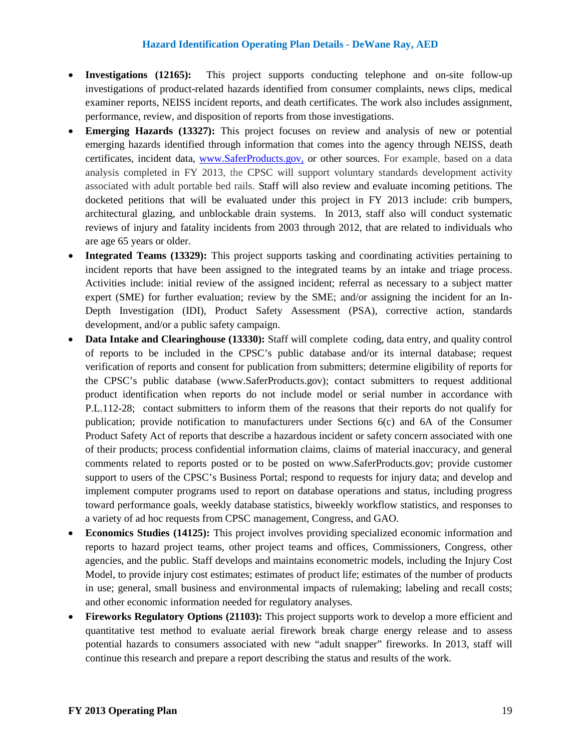## Hazard Identification Operating Plan Details - DeWane Ray, AED

- **Investigations (12165):** This project supports conducting telephone and on-site follow-up investigations of product-related hazards identified from consumer complaints, news clips, medical examiner reports, NEISS incident reports, and death certificates. The work also includes assignment, performance, review, and disposition of reports from those investigations.
- **Emerging Hazards (13327):** This project focuses on review and analysis of new or potential emerging hazards identified through information that comes into the agency through NEISS, death certificates, incident data, www.SaferProducts.gov, or other sources. For example, based on a data analysis completed in FY 2013, the CPSC will support voluntary standards development activity associated with adult portable bed rails. Staff will also review and evaluate incoming petitions. The docketed petitions that will be evaluated under this project in FY 2013 include: crib bumpers, architectural glazing, and unblockable drain systems. In 2013, staff also will conduct systematic reviews of injury and fatality incidents from 2003 through 2012, that are related to individuals who are age 65 years or older.
- **Integrated Teams (13329):** This project supports tasking and coordinating activities pertaining to incident reports that have been assigned to the integrated teams by an intake and triage process. Activities include: initial review of the assigned incident; referral as necessary to a subject matter expert (SME) for further evaluation; review by the SME; and/or assigning the incident for an In-Depth Investigation (IDI), Product Safety Assessment (PSA), corrective action, standards development, and/or a public safety campaign.
- **Data Intake and Clearinghouse (13330):** Staff will complete coding, data entry, and quality control of reports to be included in the CPSC's public database and/or its internal database; request verification of reports and consent for publication from submitters; determine eligibility of reports for the CPSC's public database (www.SaferProducts.gov); contact submitters to request additional product identification when reports do not include model or serial number in accordance with P.L.112-28; contact submitters to inform them of the reasons that their reports do not qualify for publication; provide notification to manufacturers under Sections 6(c) and 6A of the Consumer Product Safety Act of reports that describe a hazardous incident or safety concern associated with one of their products; process confidential information claims, claims of material inaccuracy, and general comments related to reports posted or to be posted on www.SaferProducts.gov; provide customer support to users of the CPSC's Business Portal; respond to requests for injury data; and develop and implement computer programs used to report on database operations and status, including progress toward performance goals, weekly database statistics, biweekly workflow statistics, and responses to a variety of ad hoc requests from CPSC management, Congress, and GAO.
- **Economics Studies (14125):** This project involves providing specialized economic information and reports to hazard project teams, other project teams and offices, Commissioners, Congress, other agencies, and the public. Staff develops and maintains econometric models, including the Injury Cost Model, to provide injury cost estimates; estimates of product life; estimates of the number of products in use; general, small business and environmental impacts of rulemaking; labeling and recall costs; and other economic information needed for regulatory analyses.
- **Fireworks Regulatory Options (21103):** This project supports work to develop a more efficient and quantitative test method to evaluate aerial firework break charge energy release and to assess potential hazards to consumers associated with new "adult snapper" fireworks. In 2013, staff will continue this research and prepare a report describing the status and results of the work.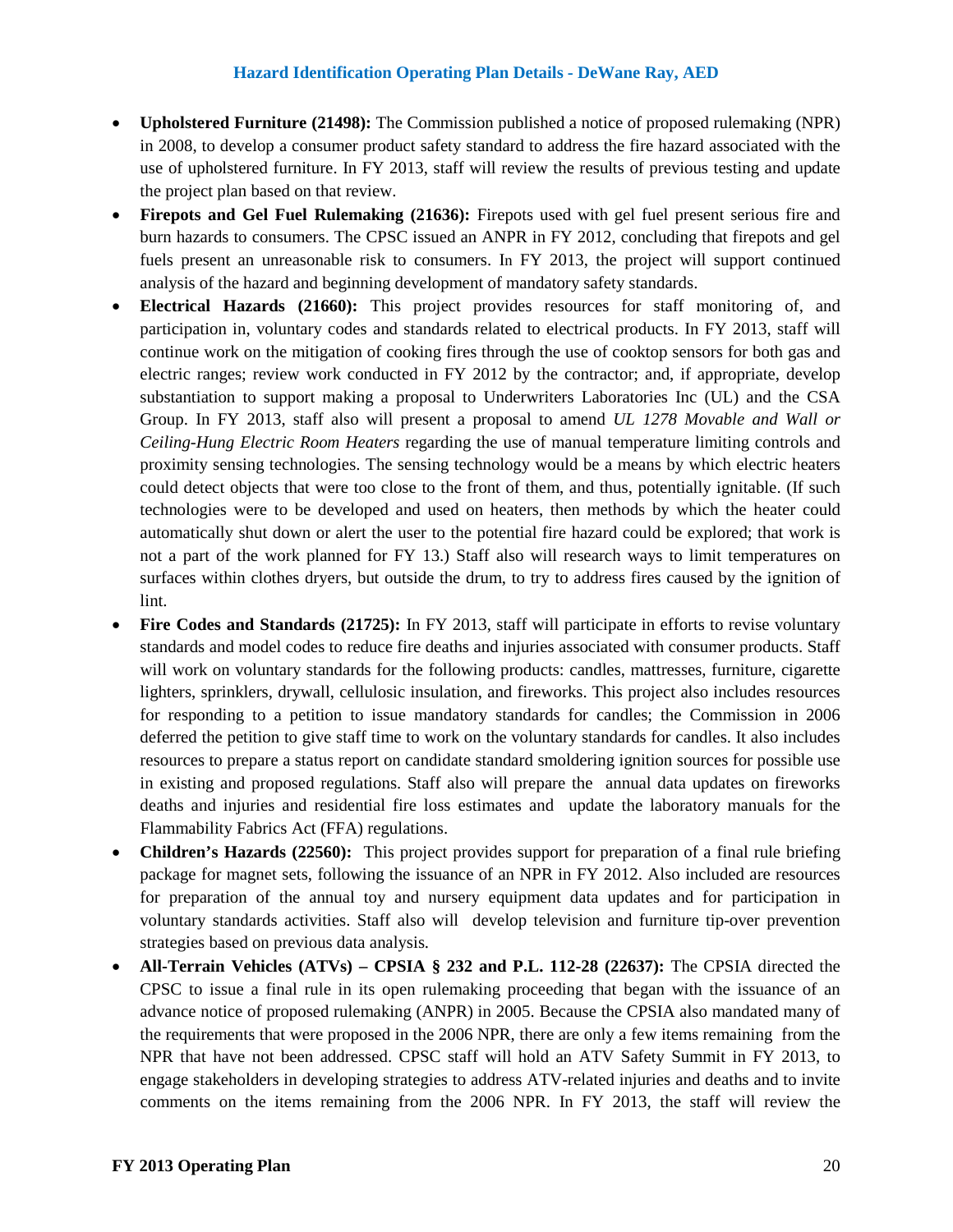- **Upholstered Furniture (21498):** The Commission published a notice of proposed rulemaking (NPR) in 2008, to develop a consumer product safety standard to address the fire hazard associated with the use of upholstered furniture. In FY 2013, staff will review the results of previous testing and update the project plan based on that review.
- **Firepots and Gel Fuel Rulemaking (21636):** Firepots used with gel fuel present serious fire and burn hazards to consumers. The CPSC issued an ANPR in FY 2012, concluding that firepots and gel fuels present an unreasonable risk to consumers. In FY 2013, the project will support continued analysis of the hazard and beginning development of mandatory safety standards.
- **Electrical Hazards (21660):** This project provides resources for staff monitoring of, and participation in, voluntary codes and standards related to electrical products. In FY 2013, staff will continue work on the mitigation of cooking fires through the use of cooktop sensors for both gas and electric ranges; review work conducted in FY 2012 by the contractor; and, if appropriate, develop substantiation to support making a proposal to Underwriters Laboratories Inc (UL) and the CSA Group. In FY 2013, staff also will present a proposal to amend *UL 1278 Movable and Wall or Ceiling-Hung Electric Room Heaters* regarding the use of manual temperature limiting controls and proximity sensing technologies. The sensing technology would be a means by which electric heaters could detect objects that were too close to the front of them, and thus, potentially ignitable. (If such technologies were to be developed and used on heaters, then methods by which the heater could automatically shut down or alert the user to the potential fire hazard could be explored; that work is not a part of the work planned for FY 13.) Staff also will research ways to limit temperatures on surfaces within clothes dryers, but outside the drum, to try to address fires caused by the ignition of lint.
- **Fire Codes and Standards (21725):** In FY 2013, staff will participate in efforts to revise voluntary standards and model codes to reduce fire deaths and injuries associated with consumer products. Staff will work on voluntary standards for the following products: candles, mattresses, furniture, cigarette lighters, sprinklers, drywall, cellulosic insulation, and fireworks. This project also includes resources for responding to a petition to issue mandatory standards for candles; the Commission in 2006 deferred the petition to give staff time to work on the voluntary standards for candles. It also includes resources to prepare a status report on candidate standard smoldering ignition sources for possible use in existing and proposed regulations. Staff also will prepare the annual data updates on fireworks deaths and injuries and residential fire loss estimates and update the laboratory manuals for the Flammability Fabrics Act (FFA) regulations.
- **Children's Hazards (22560):** This project provides support for preparation of a final rule briefing package for magnet sets, following the issuance of an NPR in FY 2012. Also included are resources for preparation of the annual toy and nursery equipment data updates and for participation in voluntary standards activities. Staff also will develop television and furniture tip-over prevention strategies based on previous data analysis.
- **All-Terrain Vehicles (ATVs) – CPSIA § 232 and P.L. 112-28 (22637):** The CPSIA directed the CPSC to issue a final rule in its open rulemaking proceeding that began with the issuance of an advance notice of proposed rulemaking (ANPR) in 2005. Because the CPSIA also mandated many of the requirements that were proposed in the 2006 NPR, there are only a few items remaining from the NPR that have not been addressed. CPSC staff will hold an ATV Safety Summit in FY 2013, to engage stakeholders in developing strategies to address ATV-related injuries and deaths and to invite comments on the items remaining from the 2006 NPR. In FY 2013, the staff will review the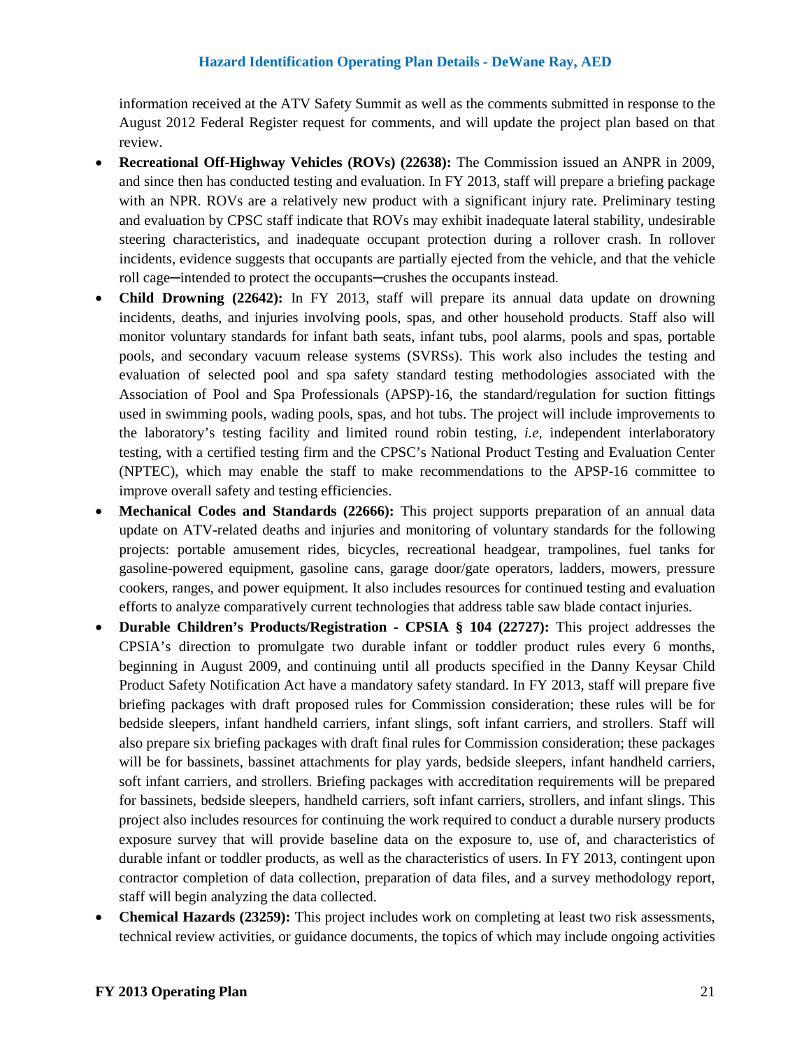information received at the ATV Safety Summit as well as the comments submitted in response to the August 2012 Federal Register request for comments, and will update the project plan based on that review.

- **Recreational Off-Highway Vehicles (ROVs) (22638):** The Commission issued an ANPR in 2009, and since then has conducted testing and evaluation. In FY 2013, staff will prepare a briefing package with an NPR. ROVs are a relatively new product with a significant injury rate. Preliminary testing and evaluation by CPSC staff indicate that ROVs may exhibit inadequate lateral stability, undesirable steering characteristics, and inadequate occupant protection during a rollover crash. In rollover incidents, evidence suggests that occupants are partially ejected from the vehicle, and that the vehicle roll cage─intended to protect the occupants─crushes the occupants instead.
- **Child Drowning (22642):** In FY 2013, staff will prepare its annual data update on drowning incidents, deaths, and injuries involving pools, spas, and other household products. Staff also will monitor voluntary standards for infant bath seats, infant tubs, pool alarms, pools and spas, portable pools, and secondary vacuum release systems (SVRSs). This work also includes the testing and evaluation of selected pool and spa safety standard testing methodologies associated with the Association of Pool and Spa Professionals (APSP)-16, the standard/regulation for suction fittings used in swimming pools, wading pools, spas, and hot tubs. The project will include improvements to the laboratory's testing facility and limited round robin testing, *i.e*, independent interlaboratory testing, with a certified testing firm and the CPSC's National Product Testing and Evaluation Center (NPTEC), which may enable the staff to make recommendations to the APSP-16 committee to improve overall safety and testing efficiencies.
- **Mechanical Codes and Standards (22666):** This project supports preparation of an annual data update on ATV-related deaths and injuries and monitoring of voluntary standards for the following projects: portable amusement rides, bicycles, recreational headgear, trampolines, fuel tanks for gasoline-powered equipment, gasoline cans, garage door/gate operators, ladders, mowers, pressure cookers, ranges, and power equipment. It also includes resources for continued testing and evaluation efforts to analyze comparatively current technologies that address table saw blade contact injuries.
- **Durable Children's Products/Registration - CPSIA § 104 (22727):** This project addresses the CPSIA's direction to promulgate two durable infant or toddler product rules every 6 months, beginning in August 2009, and continuing until all products specified in the Danny Keysar Child Product Safety Notification Act have a mandatory safety standard. In FY 2013, staff will prepare five briefing packages with draft proposed rules for Commission consideration; these rules will be for bedside sleepers, infant handheld carriers, infant slings, soft infant carriers, and strollers. Staff will also prepare six briefing packages with draft final rules for Commission consideration; these packages will be for bassinets, bassinet attachments for play yards, bedside sleepers, infant handheld carriers, soft infant carriers, and strollers. Briefing packages with accreditation requirements will be prepared for bassinets, bedside sleepers, handheld carriers, soft infant carriers, strollers, and infant slings. This project also includes resources for continuing the work required to conduct a durable nursery products exposure survey that will provide baseline data on the exposure to, use of, and characteristics of durable infant or toddler products, as well as the characteristics of users. In FY 2013, contingent upon contractor completion of data collection, preparation of data files, and a survey methodology report, staff will begin analyzing the data collected.
- **Chemical Hazards (23259):** This project includes work on completing at least two risk assessments, technical review activities, or guidance documents, the topics of which may include ongoing activities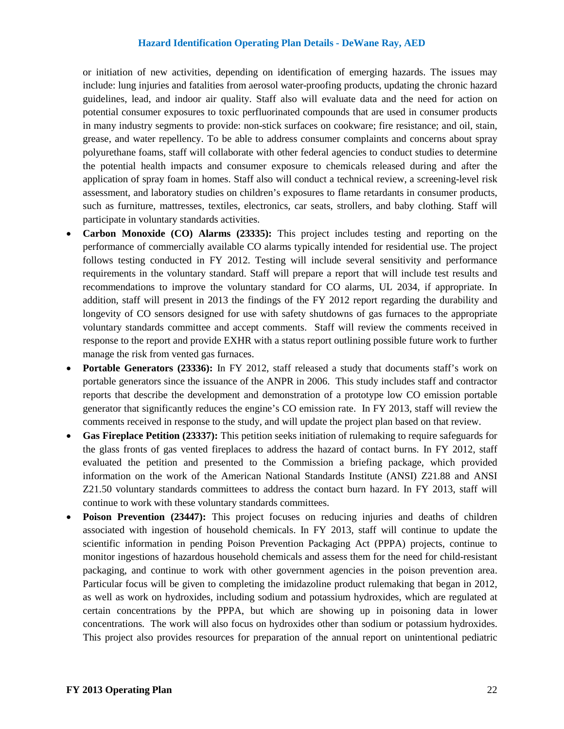or initiation of new activities, depending on identification of emerging hazards. The issues may include: lung injuries and fatalities from aerosol water-proofing products, updating the chronic hazard guidelines, lead, and indoor air quality. Staff also will evaluate data and the need for action on potential consumer exposures to toxic perfluorinated compounds that are used in consumer products in many industry segments to provide: non-stick surfaces on cookware; fire resistance; and oil, stain, grease, and water repellency. To be able to address consumer complaints and concerns about spray polyurethane foams, staff will collaborate with other federal agencies to conduct studies to determine the potential health impacts and consumer exposure to chemicals released during and after the application of spray foam in homes. Staff also will conduct a technical review, a screening-level risk assessment, and laboratory studies on children's exposures to flame retardants in consumer products, such as furniture, mattresses, textiles, electronics, car seats, strollers, and baby clothing. Staff will participate in voluntary standards activities.

- **Carbon Monoxide (CO) Alarms (23335):** This project includes testing and reporting on the performance of commercially available CO alarms typically intended for residential use. The project follows testing conducted in FY 2012. Testing will include several sensitivity and performance requirements in the voluntary standard. Staff will prepare a report that will include test results and recommendations to improve the voluntary standard for CO alarms, UL 2034, if appropriate. In addition, staff will present in 2013 the findings of the FY 2012 report regarding the durability and longevity of CO sensors designed for use with safety shutdowns of gas furnaces to the appropriate voluntary standards committee and accept comments. Staff will review the comments received in response to the report and provide EXHR with a status report outlining possible future work to further manage the risk from vented gas furnaces.
- **Portable Generators (23336):** In FY 2012, staff released a study that documents staff's work on portable generators since the issuance of the ANPR in 2006. This study includes staff and contractor reports that describe the development and demonstration of a prototype low CO emission portable generator that significantly reduces the engine's CO emission rate. In FY 2013, staff will review the comments received in response to the study, and will update the project plan based on that review.
- **Gas Fireplace Petition (23337):** This petition seeks initiation of rulemaking to require safeguards for the glass fronts of gas vented fireplaces to address the hazard of contact burns. In FY 2012, staff evaluated the petition and presented to the Commission a briefing package, which provided information on the work of the American National Standards Institute (ANSI) Z21.88 and ANSI Z21.50 voluntary standards committees to address the contact burn hazard. In FY 2013, staff will continue to work with these voluntary standards committees.
- **Poison Prevention (23447):** This project focuses on reducing injuries and deaths of children associated with ingestion of household chemicals. In FY 2013, staff will continue to update the scientific information in pending Poison Prevention Packaging Act (PPPA) projects, continue to monitor ingestions of hazardous household chemicals and assess them for the need for child-resistant packaging, and continue to work with other government agencies in the poison prevention area. Particular focus will be given to completing the imidazoline product rulemaking that began in 2012, as well as work on hydroxides, including sodium and potassium hydroxides, which are regulated at certain concentrations by the PPPA, but which are showing up in poisoning data in lower concentrations. The work will also focus on hydroxides other than sodium or potassium hydroxides. This project also provides resources for preparation of the annual report on unintentional pediatric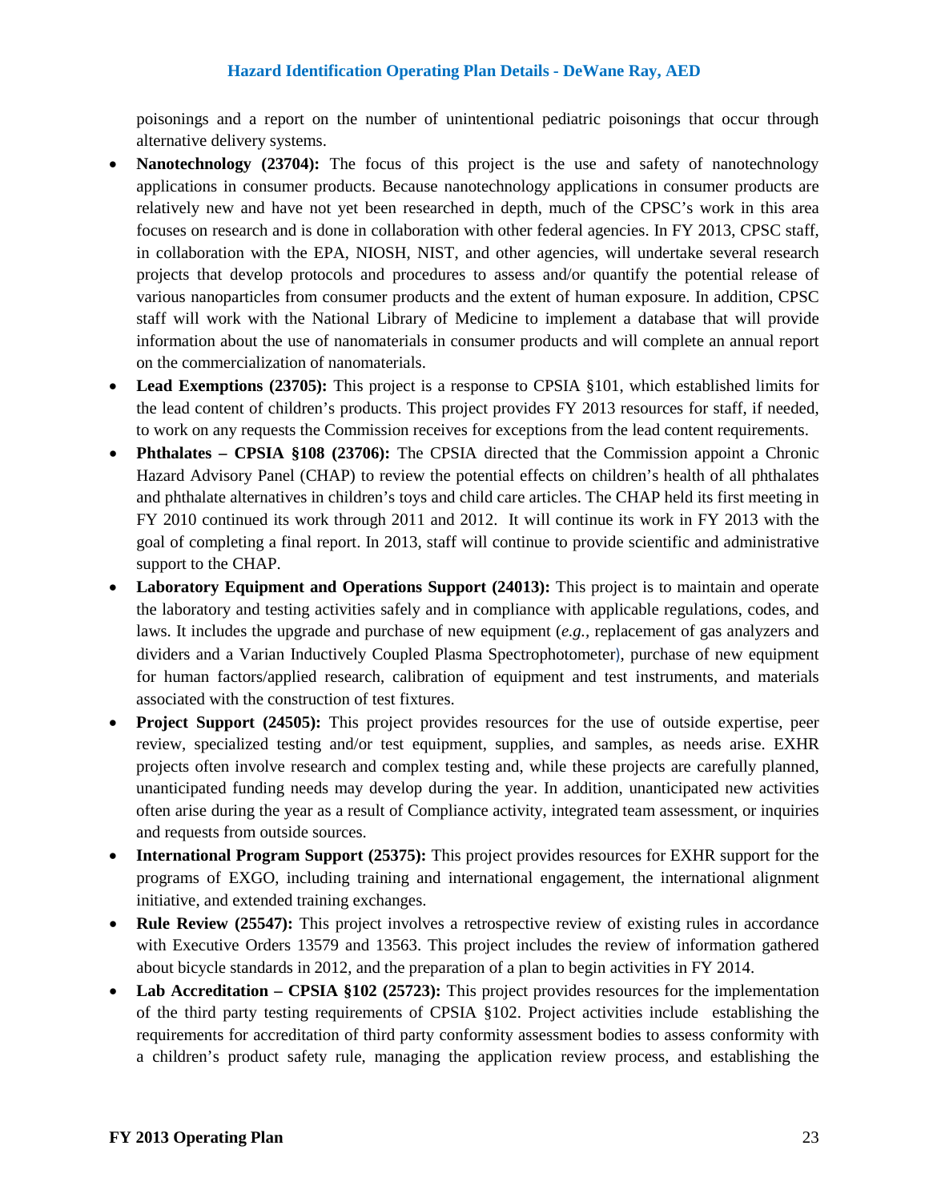poisonings and a report on the number of unintentional pediatric poisonings that occur through alternative delivery systems.

- **Nanotechnology (23704):** The focus of this project is the use and safety of nanotechnology applications in consumer products. Because nanotechnology applications in consumer products are relatively new and have not yet been researched in depth, much of the CPSC's work in this area focuses on research and is done in collaboration with other federal agencies. In FY 2013, CPSC staff, in collaboration with the EPA, NIOSH, NIST, and other agencies, will undertake several research projects that develop protocols and procedures to assess and/or quantify the potential release of various nanoparticles from consumer products and the extent of human exposure. In addition, CPSC staff will work with the National Library of Medicine to implement a database that will provide information about the use of nanomaterials in consumer products and will complete an annual report on the commercialization of nanomaterials.
- **Lead Exemptions (23705):** This project is a response to CPSIA §101, which established limits for the lead content of children's products. This project provides FY 2013 resources for staff, if needed, to work on any requests the Commission receives for exceptions from the lead content requirements.
- **Phthalates – CPSIA §108 (23706):** The CPSIA directed that the Commission appoint a Chronic Hazard Advisory Panel (CHAP) to review the potential effects on children's health of all phthalates and phthalate alternatives in children's toys and child care articles. The CHAP held its first meeting in FY 2010 continued its work through 2011 and 2012. It will continue its work in FY 2013 with the goal of completing a final report. In 2013, staff will continue to provide scientific and administrative support to the CHAP.
- **Laboratory Equipment and Operations Support (24013):** This project is to maintain and operate the laboratory and testing activities safely and in compliance with applicable regulations, codes, and laws. It includes the upgrade and purchase of new equipment (*e.g.,* replacement of gas analyzers and dividers and a Varian Inductively Coupled Plasma Spectrophotometer), purchase of new equipment for human factors/applied research, calibration of equipment and test instruments, and materials associated with the construction of test fixtures.
- **Project Support (24505):** This project provides resources for the use of outside expertise, peer review, specialized testing and/or test equipment, supplies, and samples, as needs arise. EXHR projects often involve research and complex testing and, while these projects are carefully planned, unanticipated funding needs may develop during the year. In addition, unanticipated new activities often arise during the year as a result of Compliance activity, integrated team assessment, or inquiries and requests from outside sources.
- **International Program Support (25375):** This project provides resources for EXHR support for the programs of EXGO, including training and international engagement, the international alignment initiative, and extended training exchanges.
- **Rule Review (25547):** This project involves a retrospective review of existing rules in accordance with Executive Orders 13579 and 13563. This project includes the review of information gathered about bicycle standards in 2012, and the preparation of a plan to begin activities in FY 2014.
- **Lab Accreditation – CPSIA §102 (25723):** This project provides resources for the implementation of the third party testing requirements of CPSIA §102. Project activities include establishing the requirements for accreditation of third party conformity assessment bodies to assess conformity with a children's product safety rule, managing the application review process, and establishing the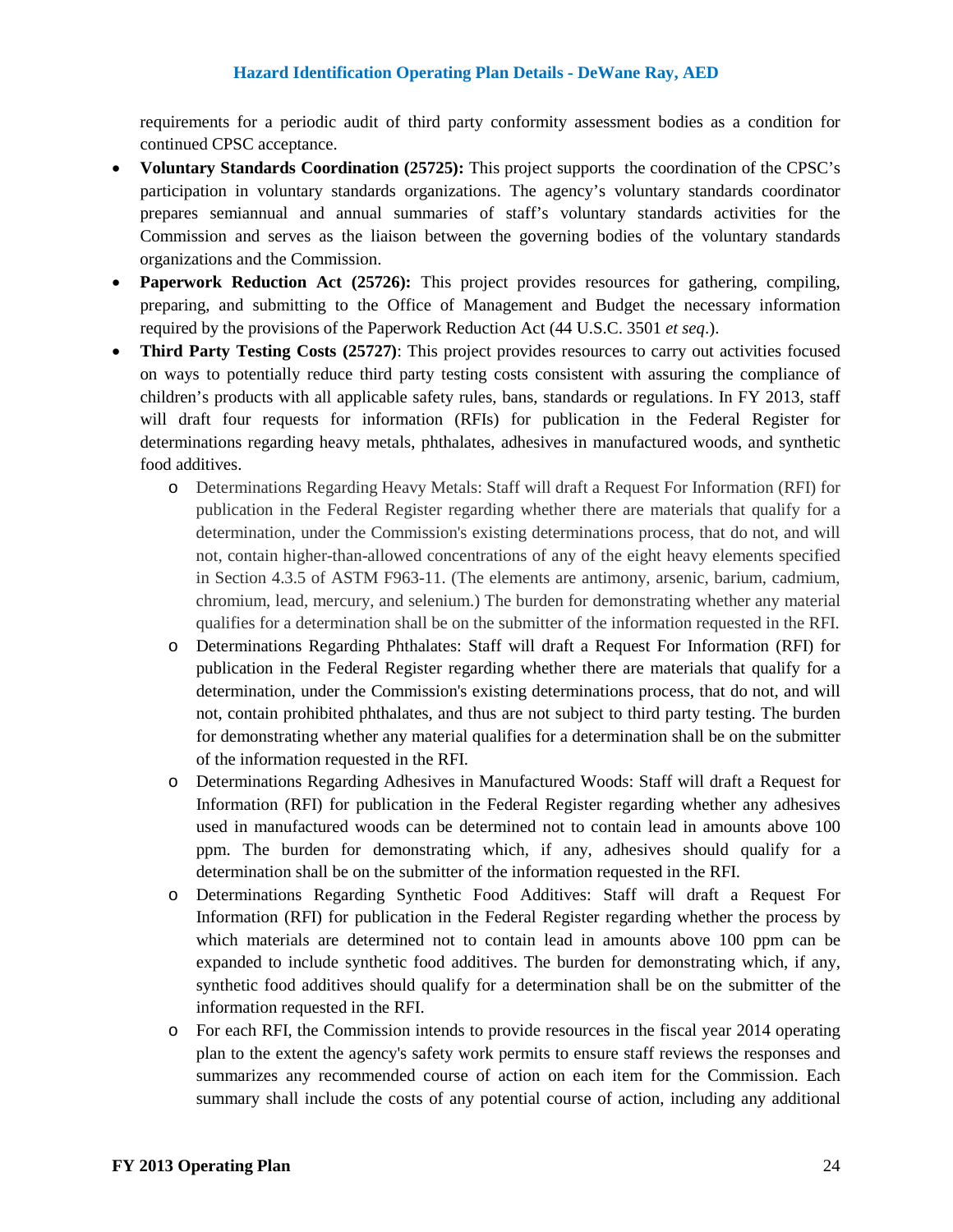requirements for a periodic audit of third party conformity assessment bodies as a condition for continued CPSC acceptance.

- **Voluntary Standards Coordination (25725):** This project supports the coordination of the CPSC's participation in voluntary standards organizations. The agency's voluntary standards coordinator prepares semiannual and annual summaries of staff's voluntary standards activities for the Commission and serves as the liaison between the governing bodies of the voluntary standards organizations and the Commission.
- **Paperwork Reduction Act (25726):** This project provides resources for gathering, compiling, preparing, and submitting to the Office of Management and Budget the necessary information required by the provisions of the Paperwork Reduction Act (44 U.S.C. 3501 *et seq*.).
- **Third Party Testing Costs (25727)**: This project provides resources to carry out activities focused on ways to potentially reduce third party testing costs consistent with assuring the compliance of children's products with all applicable safety rules, bans, standards or regulations. In FY 2013, staff will draft four requests for information (RFIs) for publication in the Federal Register for determinations regarding heavy metals, phthalates, adhesives in manufactured woods, and synthetic food additives.
  - Determinations Regarding Heavy Metals: Staff will draft a Request For Information (RFI) for publication in the Federal Register regarding whether there are materials that qualify for a determination, under the Commission's existing determinations process, that do not, and will not, contain higher-than-allowed concentrations of any of the eight heavy elements specified in Section 4.3.5 of ASTM F963-11. (The elements are antimony, arsenic, barium, cadmium, chromium, lead, mercury, and selenium.) The burden for demonstrating whether any material qualifies for a determination shall be on the submitter of the information requested in the RFI.
  - Determinations Regarding Phthalates: Staff will draft a Request For Information (RFI) for publication in the Federal Register regarding whether there are materials that qualify for a determination, under the Commission's existing determinations process, that do not, and will not, contain prohibited phthalates, and thus are not subject to third party testing. The burden for demonstrating whether any material qualifies for a determination shall be on the submitter of the information requested in the RFI.
  - Determinations Regarding Adhesives in Manufactured Woods: Staff will draft a Request for Information (RFI) for publication in the Federal Register regarding whether any adhesives used in manufactured woods can be determined not to contain lead in amounts above 100 ppm. The burden for demonstrating which, if any, adhesives should qualify for a determination shall be on the submitter of the information requested in the RFI.
  - Determinations Regarding Synthetic Food Additives: Staff will draft a Request For Information (RFI) for publication in the Federal Register regarding whether the process by which materials are determined not to contain lead in amounts above 100 ppm can be expanded to include synthetic food additives. The burden for demonstrating which, if any, synthetic food additives should qualify for a determination shall be on the submitter of the information requested in the RFI.
  - For each RFI, the Commission intends to provide resources in the fiscal year 2014 operating plan to the extent the agency's safety work permits to ensure staff reviews the responses and summarizes any recommended course of action on each item for the Commission. Each summary shall include the costs of any potential course of action, including any additional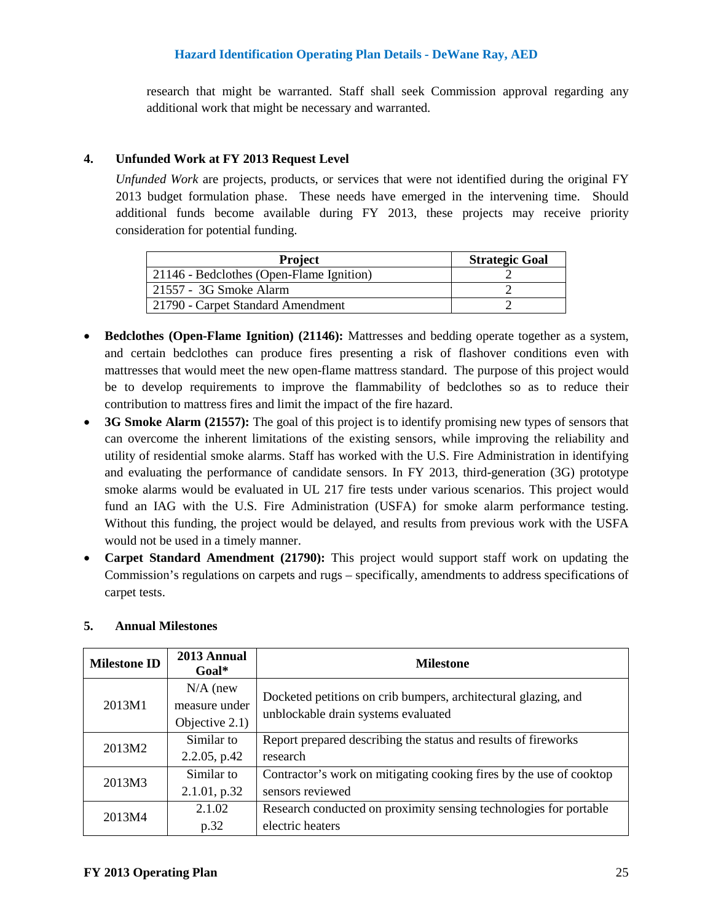research that might be warranted. Staff shall seek Commission approval regarding any additional work that might be necessary and warranted.

### 4. Unfunded Work at FY 2013 Request Level

*Unfunded Work* are projects, products, or services that were not identified during the original FY 2013 budget formulation phase. These needs have emerged in the intervening time. Should additional funds become available during FY 2013, these projects may receive priority consideration for potential funding.

| Project | Strategic Goal |
|---|---|
| 21146 - Bedclothes (Open-Flame Ignition) | 2 |
| 21557 - 3G Smoke Alarm | 2 |
| 21790 - Carpet Standard Amendment | 2 |

- **Bedclothes (Open-Flame Ignition) (21146):** Mattresses and bedding operate together as a system, and certain bedclothes can produce fires presenting a risk of flashover conditions even with mattresses that would meet the new open-flame mattress standard. The purpose of this project would be to develop requirements to improve the flammability of bedclothes so as to reduce their contribution to mattress fires and limit the impact of the fire hazard.
- **3G Smoke Alarm (21557):** The goal of this project is to identify promising new types of sensors that can overcome the inherent limitations of the existing sensors, while improving the reliability and utility of residential smoke alarms. Staff has worked with the U.S. Fire Administration in identifying and evaluating the performance of candidate sensors. In FY 2013, third-generation (3G) prototype smoke alarms would be evaluated in UL 217 fire tests under various scenarios. This project would fund an IAG with the U.S. Fire Administration (USFA) for smoke alarm performance testing. Without this funding, the project would be delayed, and results from previous work with the USFA would not be used in a timely manner.
- **Carpet Standard Amendment (21790):** This project would support staff work on updating the Commission's regulations on carpets and rugs – specifically, amendments to address specifications of carpet tests.

### 5. Annual Milestones

| Milestone ID | 2013 Annual Goal* | Milestone |
|---|---|---|
| 2013M1 | N/A (new measure under Objective 2.1) | Docketed petitions on crib bumpers, architectural glazing, and unblockable drain systems evaluated |
| 2013M2 | Similar to 2.2.05, p.42 | Report prepared describing the status and results of fireworks research |
| 2013M3 | Similar to 2.1.01, p.32 | Contractor's work on mitigating cooking fires by the use of cooktop sensors reviewed |
| 2013M4 | 2.1.02 p.32 | Research conducted on proximity sensing technologies for portable electric heaters |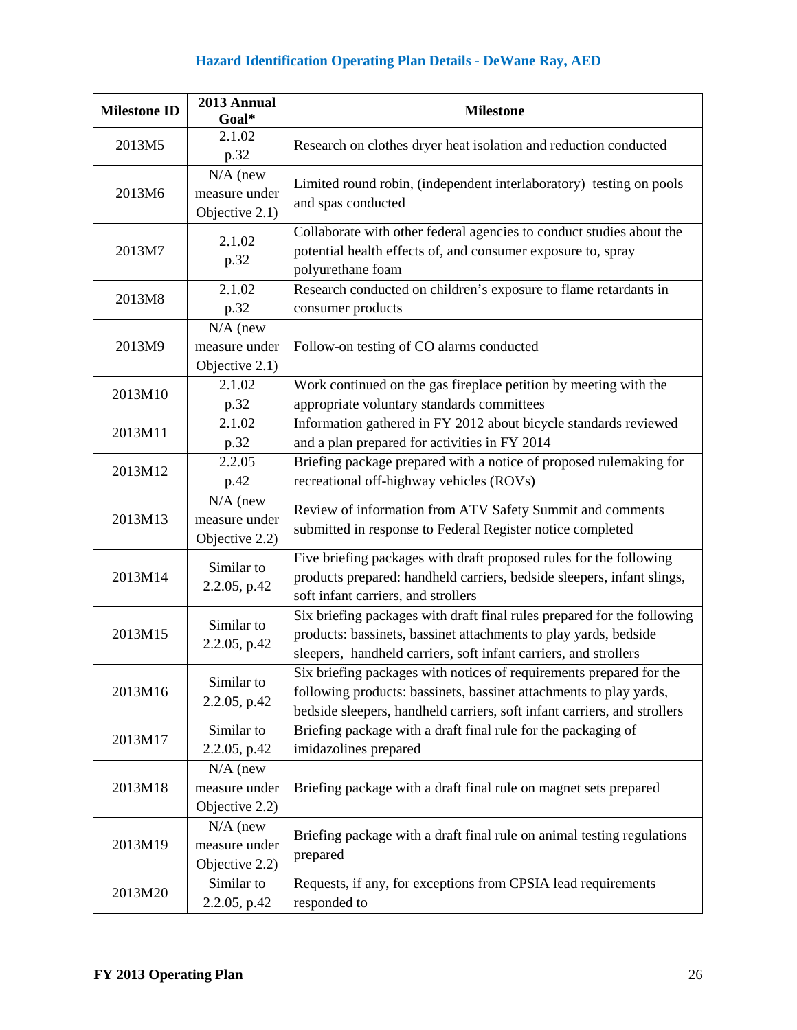# Hazard Identification Operating Plan Details - DeWane Ray, AED

| Milestone ID | 2013 Annual Goal* | Milestone |
|---|---|---|
| 2013M5 | 2.1.02 p.32 | Research on clothes dryer heat isolation and reduction conducted |
| 2013M6 | N/A (new measure under Objective 2.1) | Limited round robin, (independent interlaboratory) testing on pools and spas conducted |
| 2013M7 | 2.1.02 p.32 | Collaborate with other federal agencies to conduct studies about the potential health effects of, and consumer exposure to, spray polyurethane foam |
| 2013M8 | 2.1.02 p.32 | Research conducted on children's exposure to flame retardants in consumer products |
| 2013M9 | N/A (new measure under Objective 2.1) | Follow-on testing of CO alarms conducted |
| 2013M10 | 2.1.02 p.32 | Work continued on the gas fireplace petition by meeting with the appropriate voluntary standards committees |
| 2013M11 | 2.1.02 p.32 | Information gathered in FY 2012 about bicycle standards reviewed and a plan prepared for activities in FY 2014 |
| 2013M12 | 2.2.05 p.42 | Briefing package prepared with a notice of proposed rulemaking for recreational off-highway vehicles (ROVs) |
| 2013M13 | N/A (new measure under Objective 2.2) | Review of information from ATV Safety Summit and comments submitted in response to Federal Register notice completed |
| 2013M14 | Similar to 2.2.05, p.42 | Five briefing packages with draft proposed rules for the following products prepared: handheld carriers, bedside sleepers, infant slings, soft infant carriers, and strollers |
| 2013M15 | Similar to 2.2.05, p.42 | Six briefing packages with draft final rules prepared for the following products: bassinets, bassinet attachments to play yards, bedside sleepers, handheld carriers, soft infant carriers, and strollers |
| 2013M16 | Similar to 2.2.05, p.42 | Six briefing packages with notices of requirements prepared for the following products: bassinets, bassinet attachments to play yards, bedside sleepers, handheld carriers, soft infant carriers, and strollers |
| 2013M17 | Similar to 2.2.05, p.42 | Briefing package with a draft final rule for the packaging of imidazolines prepared |
| 2013M18 | N/A (new measure under Objective 2.2) | Briefing package with a draft final rule on magnet sets prepared |
| 2013M19 | N/A (new measure under Objective 2.2) | Briefing package with a draft final rule on animal testing regulations prepared |
| 2013M20 | Similar to 2.2.05, p.42 | Requests, if any, for exceptions from CPSIA lead requirements responded to |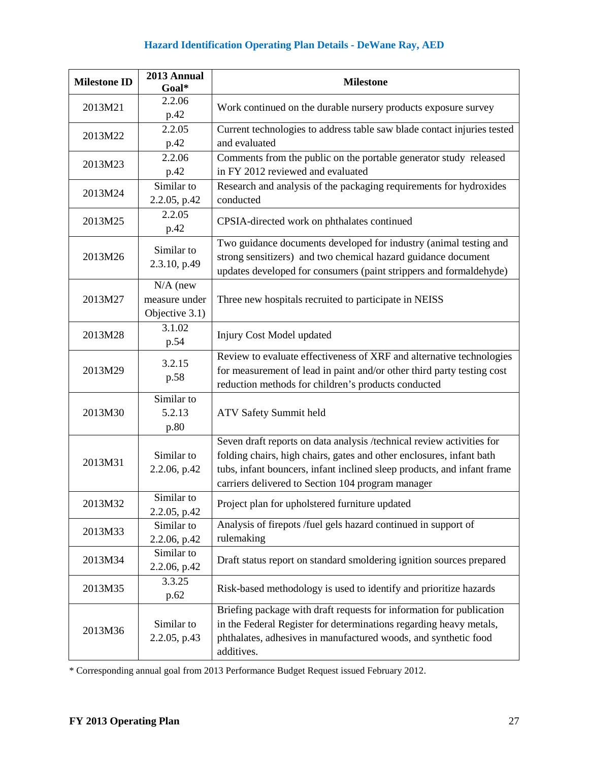## Hazard Identification Operating Plan Details - DeWane Ray, AED

| Milestone ID | 2013 Annual Goal* | Milestone |
|---|---|---|
| 2013M21 | 2.2.06 p.42 | Work continued on the durable nursery products exposure survey |
| 2013M22 | 2.2.05 p.42 | Current technologies to address table saw blade contact injuries tested and evaluated |
| 2013M23 | 2.2.06 p.42 | Comments from the public on the portable generator study released in FY 2012 reviewed and evaluated |
| 2013M24 | Similar to 2.2.05, p.42 | Research and analysis of the packaging requirements for hydroxides conducted |
| 2013M25 | 2.2.05 p.42 | CPSIA-directed work on phthalates continued |
| 2013M26 | Similar to 2.3.10, p.49 | Two guidance documents developed for industry (animal testing and strong sensitizers) and two chemical hazard guidance document updates developed for consumers (paint strippers and formaldehyde) |
| 2013M27 | N/A (new measure under Objective 3.1) | Three new hospitals recruited to participate in NEISS |
| 2013M28 | 3.1.02 p.54 | Injury Cost Model updated |
| 2013M29 | 3.2.15 p.58 | Review to evaluate effectiveness of XRF and alternative technologies for measurement of lead in paint and/or other third party testing cost reduction methods for children's products conducted |
| 2013M30 | Similar to 5.2.13 p.80 | ATV Safety Summit held |
| 2013M31 | Similar to 2.2.06, p.42 | Seven draft reports on data analysis /technical review activities for folding chairs, high chairs, gates and other enclosures, infant bath tubs, infant bouncers, infant inclined sleep products, and infant frame carriers delivered to Section 104 program manager |
| 2013M32 | Similar to 2.2.05, p.42 | Project plan for upholstered furniture updated |
| 2013M33 | Similar to 2.2.06, p.42 | Analysis of firepots /fuel gels hazard continued in support of rulemaking |
| 2013M34 | Similar to 2.2.06, p.42 | Draft status report on standard smoldering ignition sources prepared |
| 2013M35 | 3.3.25 p.62 | Risk-based methodology is used to identify and prioritize hazards |
| 2013M36 | Similar to 2.2.05, p.43 | Briefing package with draft requests for information for publication in the Federal Register for determinations regarding heavy metals, phthalates, adhesives in manufactured woods, and synthetic food additives. |

* Corresponding annual goal from 2013 Performance Budget Request issued February 2012.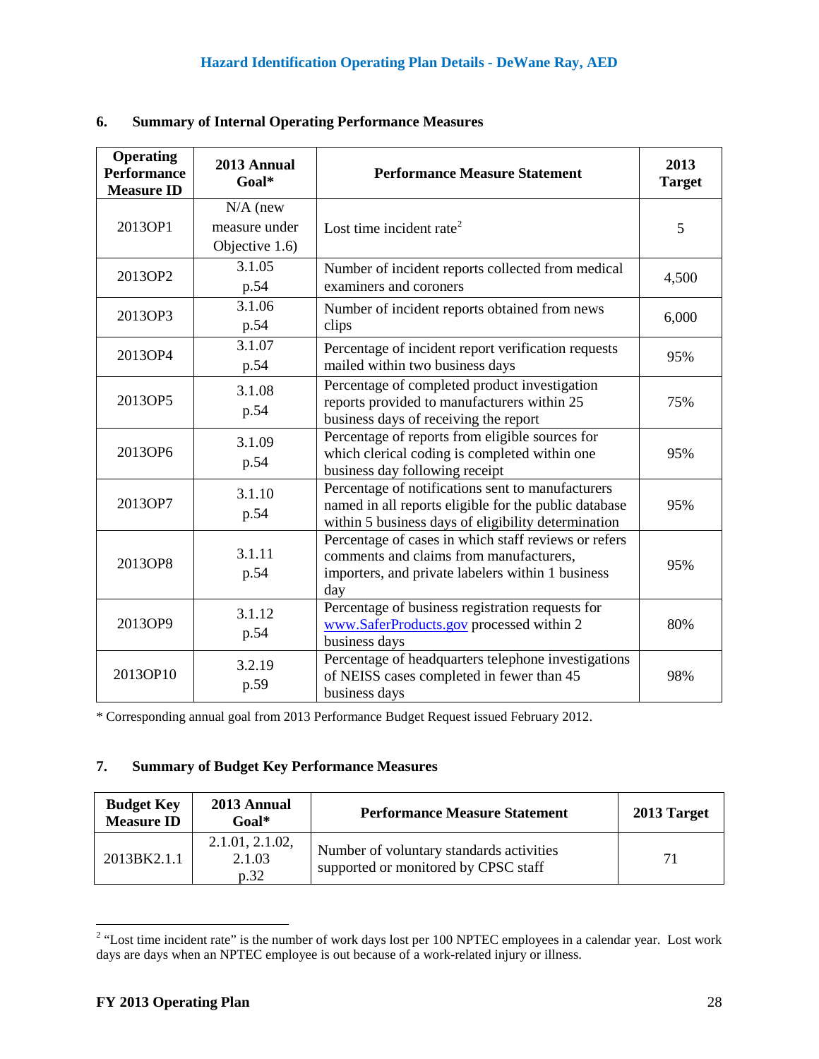## Hazard Identification Operating Plan Details - DeWane Ray, AED

### 6. Summary of Internal Operating Performance Measures

| Operating Performance Measure ID | 2013 Annual Goal* | Performance Measure Statement | 2013 Target |
|---|---|---|---|
| 2013OP1 | N/A (new measure under Objective 1.6) | Lost time incident rate[2] | 5 |
| 2013OP2 | 3.1.05 p.54 | Number of incident reports collected from medical examiners and coroners | 4,500 |
| 2013OP3 | 3.1.06 p.54 | Number of incident reports obtained from news clips | 6,000 |
| 2013OP4 | 3.1.07 p.54 | Percentage of incident report verification requests mailed within two business days | 95% |
| 2013OP5 | 3.1.08 p.54 | Percentage of completed product investigation reports provided to manufacturers within 25 business days of receiving the report | 75% |
| 2013OP6 | 3.1.09 p.54 | Percentage of reports from eligible sources for which clerical coding is completed within one business day following receipt | 95% |
| 2013OP7 | 3.1.10 p.54 | Percentage of notifications sent to manufacturers named in all reports eligible for the public database within 5 business days of eligibility determination | 95% |
| 2013OP8 | 3.1.11 p.54 | Percentage of cases in which staff reviews or refers comments and claims from manufacturers, importers, and private labelers within 1 business day | 95% |
| 2013OP9 | 3.1.12 p.54 | Percentage of business registration requests for www.SaferProducts.gov processed within 2 business days | 80% |
| 2013OP10 | 3.2.19 p.59 | Percentage of headquarters telephone investigations of NEISS cases completed in fewer than 45 business days | 98% |

* Corresponding annual goal from 2013 Performance Budget Request issued February 2012.

### 7. Summary of Budget Key Performance Measures

| Budget Key Measure ID | 2013 Annual Goal* | Performance Measure Statement | 2013 Target |
|---|---|---|---|
| 2013BK2.1.1 | 2.1.01, 2.1.02, 2.1.03 p.32 | Number of voluntary standards activities supported or monitored by CPSC staff | 71 |

[2] "Lost time incident rate" is the number of work days lost per 100 NPTEC employees in a calendar year. Lost work days are days when an NPTEC employee is out because of a work-related injury or illness.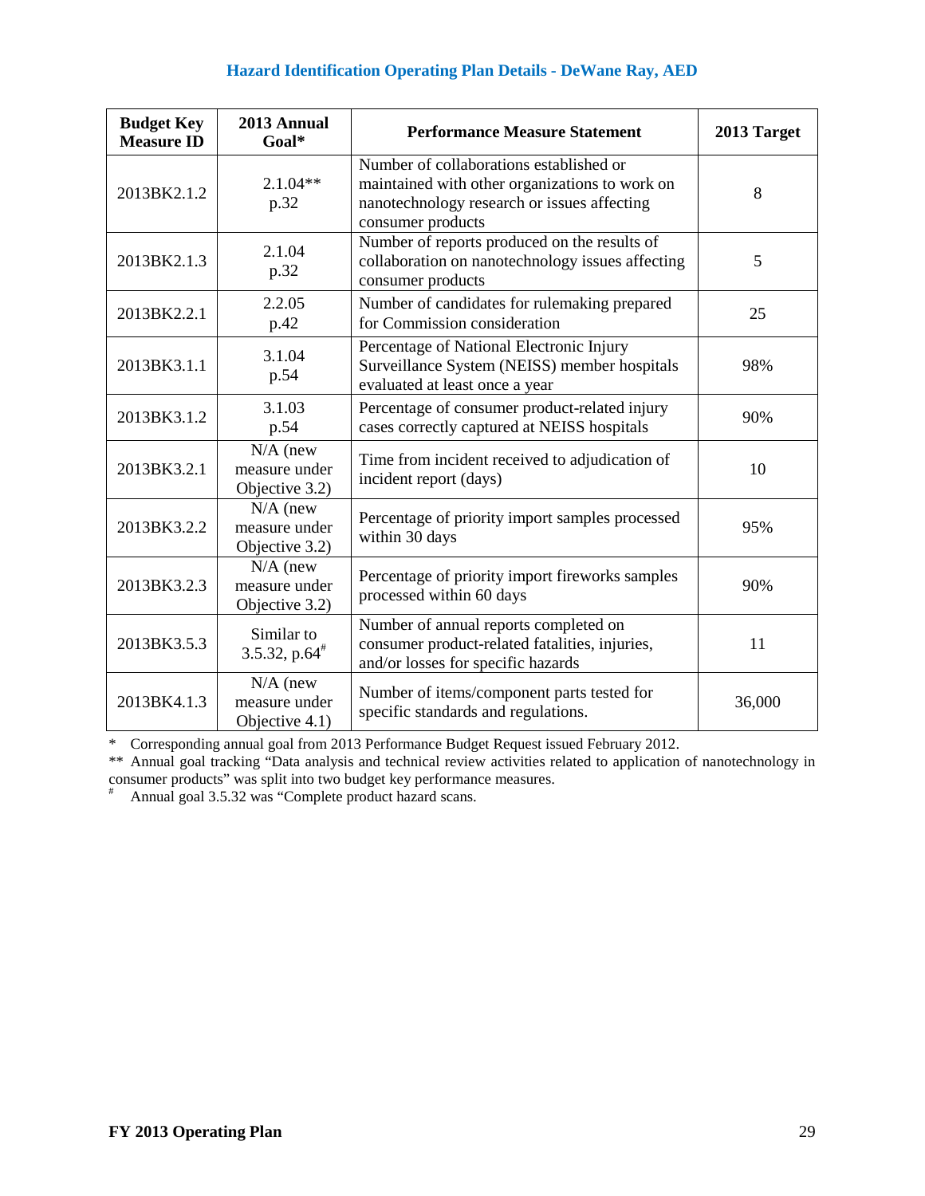## Hazard Identification Operating Plan Details - DeWane Ray, AED

| Budget Key Measure ID | 2013 Annual Goal* | Performance Measure Statement | 2013 Target |
|---|---|---|---|
| 2013BK2.1.2 | 2.1.04** p.32 | Number of collaborations established or maintained with other organizations to work on nanotechnology research or issues affecting consumer products | 8 |
| 2013BK2.1.3 | 2.1.04 p.32 | Number of reports produced on the results of collaboration on nanotechnology issues affecting consumer products | 5 |
| 2013BK2.2.1 | 2.2.05 p.42 | Number of candidates for rulemaking prepared for Commission consideration | 25 |
| 2013BK3.1.1 | 3.1.04 p.54 | Percentage of National Electronic Injury Surveillance System (NEISS) member hospitals evaluated at least once a year | 98% |
| 2013BK3.1.2 | 3.1.03 p.54 | Percentage of consumer product-related injury cases correctly captured at NEISS hospitals | 90% |
| 2013BK3.2.1 | N/A (new measure under Objective 3.2) | Time from incident received to adjudication of incident report (days) | 10 |
| 2013BK3.2.2 | N/A (new measure under Objective 3.2) | Percentage of priority import samples processed within 30 days | 95% |
| 2013BK3.2.3 | N/A (new measure under Objective 3.2) | Percentage of priority import fireworks samples processed within 60 days | 90% |
| 2013BK3.5.3 | Similar to 3.5.32, p.64[#] | Number of annual reports completed on consumer product-related fatalities, injuries, and/or losses for specific hazards | 11 |
| 2013BK4.1.3 | N/A (new measure under Objective 4.1) | Number of items/component parts tested for specific standards and regulations. | 36,000 |

\* Corresponding annual goal from 2013 Performance Budget Request issued February 2012.

** Annual goal tracking "Data analysis and technical review activities related to application of nanotechnology in consumer products" was split into two budget key performance measures.

[#] Annual goal 3.5.32 was "Complete product hazard scans.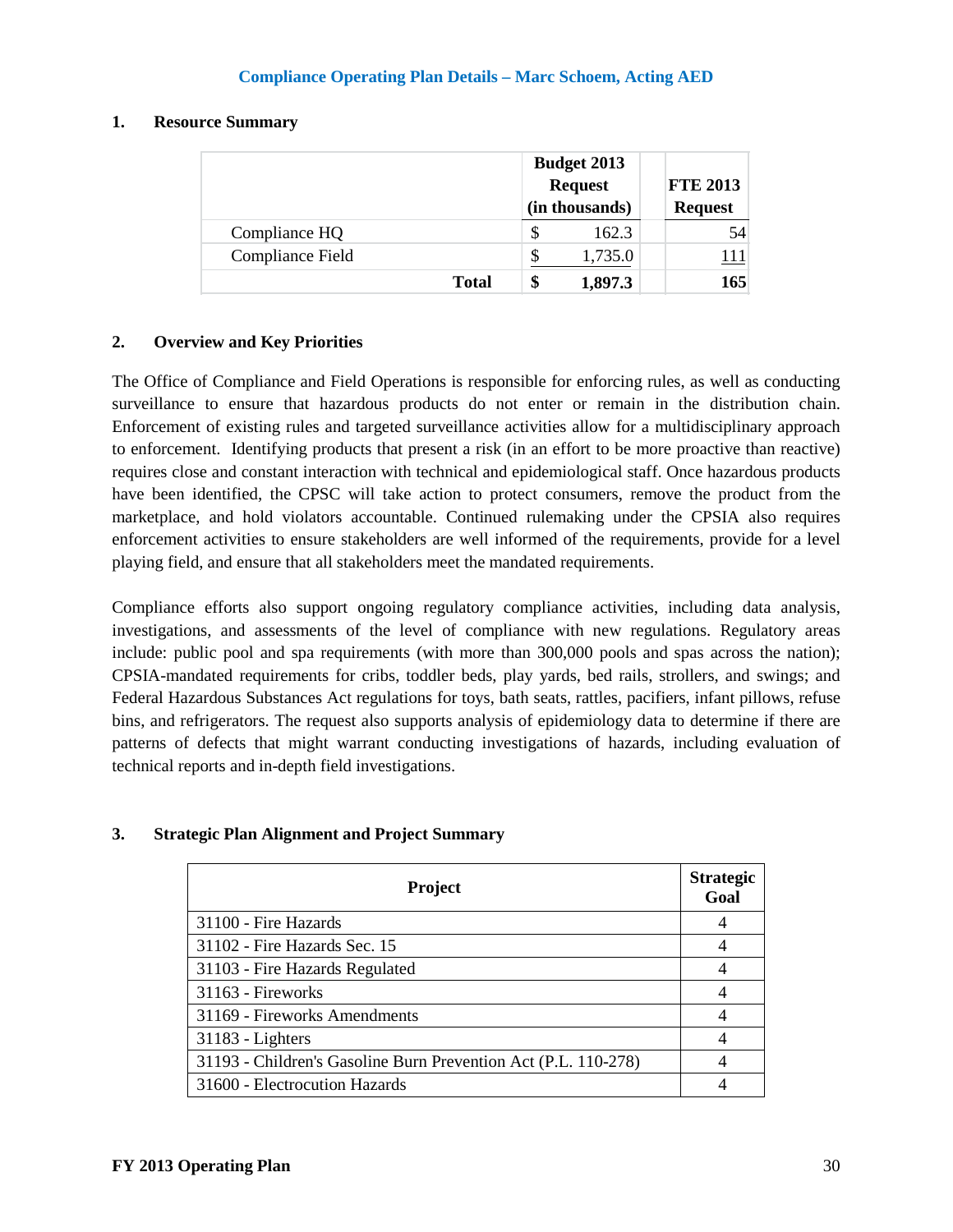## Compliance Operating Plan Details – Marc Schoem, Acting AED

### 1. Resource Summary

| | Budget 2013 Request (in thousands) | FTE 2013 Request |
|---|---|---|
| Compliance HQ | $ 162.3 | 54 |
| Compliance Field | $ 1,735.0 | 111 |
| **Total** | **$ 1,897.3** | **165** |

### 2. Overview and Key Priorities

The Office of Compliance and Field Operations is responsible for enforcing rules, as well as conducting surveillance to ensure that hazardous products do not enter or remain in the distribution chain. Enforcement of existing rules and targeted surveillance activities allow for a multidisciplinary approach to enforcement. Identifying products that present a risk (in an effort to be more proactive than reactive) requires close and constant interaction with technical and epidemiological staff. Once hazardous products have been identified, the CPSC will take action to protect consumers, remove the product from the marketplace, and hold violators accountable. Continued rulemaking under the CPSIA also requires enforcement activities to ensure stakeholders are well informed of the requirements, provide for a level playing field, and ensure that all stakeholders meet the mandated requirements.

Compliance efforts also support ongoing regulatory compliance activities, including data analysis, investigations, and assessments of the level of compliance with new regulations. Regulatory areas include: public pool and spa requirements (with more than 300,000 pools and spas across the nation); CPSIA-mandated requirements for cribs, toddler beds, play yards, bed rails, strollers, and swings; and Federal Hazardous Substances Act regulations for toys, bath seats, rattles, pacifiers, infant pillows, refuse bins, and refrigerators. The request also supports analysis of epidemiology data to determine if there are patterns of defects that might warrant conducting investigations of hazards, including evaluation of technical reports and in-depth field investigations.

### 3. Strategic Plan Alignment and Project Summary

| Project | Strategic Goal |
|---|---|
| 31100 - Fire Hazards | 4 |
| 31102 - Fire Hazards Sec. 15 | 4 |
| 31103 - Fire Hazards Regulated | 4 |
| 31163 - Fireworks | 4 |
| 31169 - Fireworks Amendments | 4 |
| 31183 - Lighters | 4 |
| 31193 - Children's Gasoline Burn Prevention Act (P.L. 110-278) | 4 |
| 31600 - Electrocution Hazards | 4 |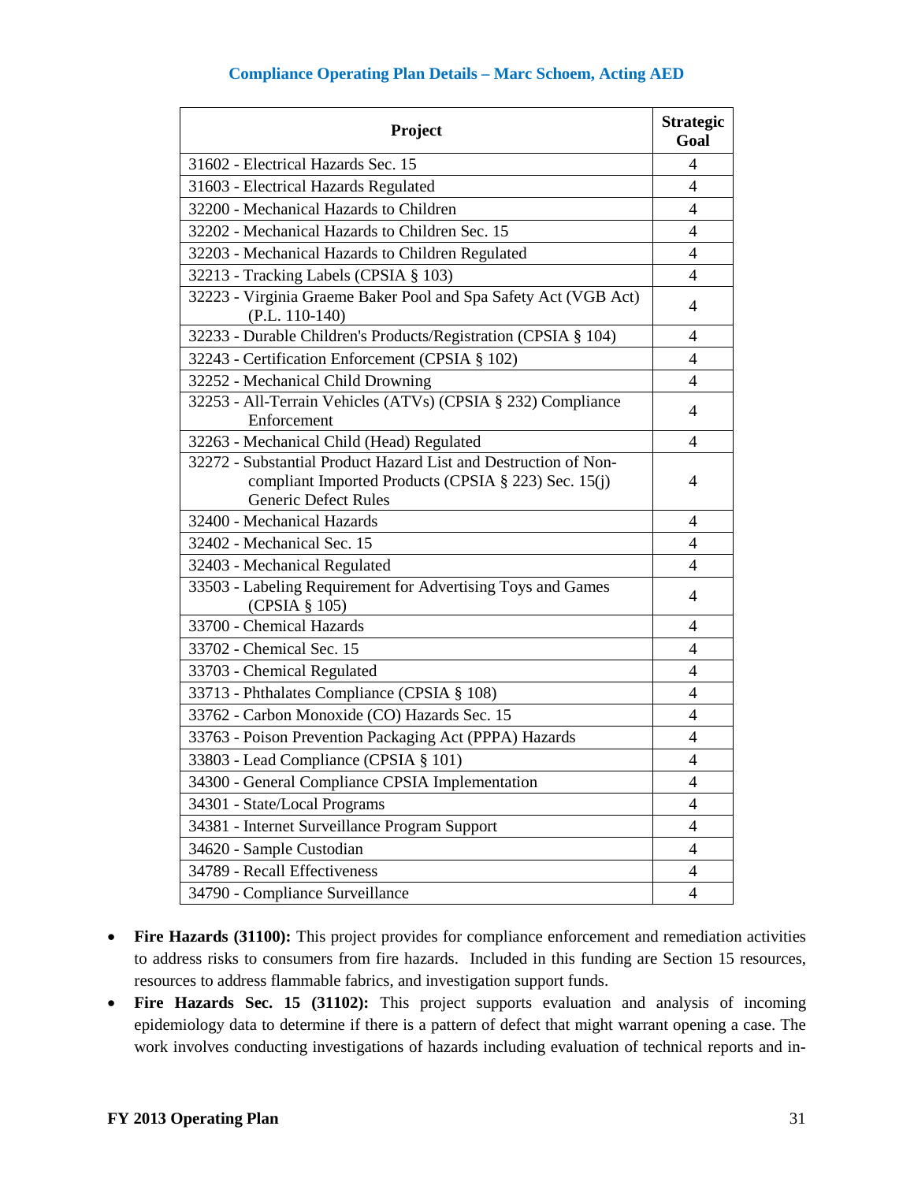### Compliance Operating Plan Details – Marc Schoem, Acting AED

| Project | Strategic Goal |
|---|---|
| 31602 - Electrical Hazards Sec. 15 | 4 |
| 31603 - Electrical Hazards Regulated | 4 |
| 32200 - Mechanical Hazards to Children | 4 |
| 32202 - Mechanical Hazards to Children Sec. 15 | 4 |
| 32203 - Mechanical Hazards to Children Regulated | 4 |
| 32213 - Tracking Labels (CPSIA § 103) | 4 |
| 32223 - Virginia Graeme Baker Pool and Spa Safety Act (VGB Act) (P.L. 110-140) | 4 |
| 32233 - Durable Children's Products/Registration (CPSIA § 104) | 4 |
| 32243 - Certification Enforcement (CPSIA § 102) | 4 |
| 32252 - Mechanical Child Drowning | 4 |
| 32253 - All-Terrain Vehicles (ATVs) (CPSIA § 232) Compliance Enforcement | 4 |
| 32263 - Mechanical Child (Head) Regulated | 4 |
| 32272 - Substantial Product Hazard List and Destruction of Non-compliant Imported Products (CPSIA § 223) Sec. 15(j) Generic Defect Rules | 4 |
| 32400 - Mechanical Hazards | 4 |
| 32402 - Mechanical Sec. 15 | 4 |
| 32403 - Mechanical Regulated | 4 |
| 33503 - Labeling Requirement for Advertising Toys and Games (CPSIA § 105) | 4 |
| 33700 - Chemical Hazards | 4 |
| 33702 - Chemical Sec. 15 | 4 |
| 33703 - Chemical Regulated | 4 |
| 33713 - Phthalates Compliance (CPSIA § 108) | 4 |
| 33762 - Carbon Monoxide (CO) Hazards Sec. 15 | 4 |
| 33763 - Poison Prevention Packaging Act (PPPA) Hazards | 4 |
| 33803 - Lead Compliance (CPSIA § 101) | 4 |
| 34300 - General Compliance CPSIA Implementation | 4 |
| 34301 - State/Local Programs | 4 |
| 34381 - Internet Surveillance Program Support | 4 |
| 34620 - Sample Custodian | 4 |
| 34789 - Recall Effectiveness | 4 |
| 34790 - Compliance Surveillance | 4 |

- **Fire Hazards (31100):** This project provides for compliance enforcement and remediation activities to address risks to consumers from fire hazards. Included in this funding are Section 15 resources, resources to address flammable fabrics, and investigation support funds.
- **Fire Hazards Sec. 15 (31102):** This project supports evaluation and analysis of incoming epidemiology data to determine if there is a pattern of defect that might warrant opening a case. The work involves conducting investigations of hazards including evaluation of technical reports and in-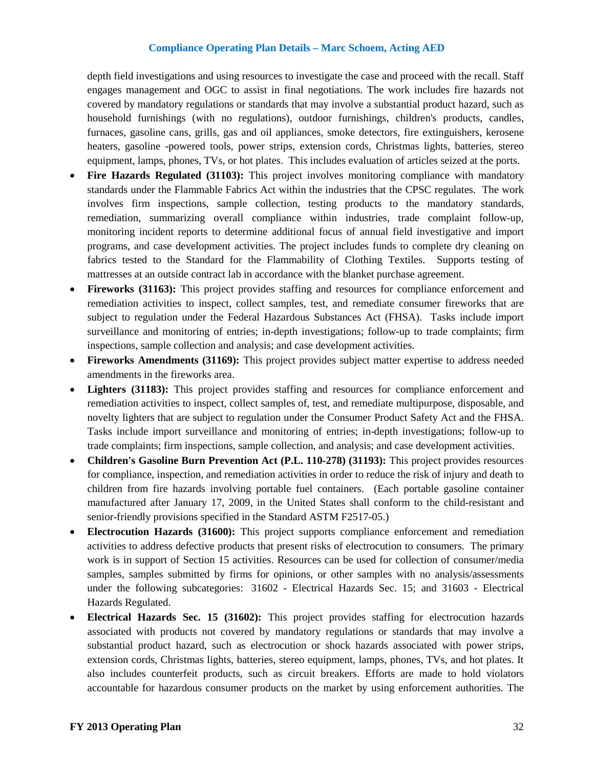depth field investigations and using resources to investigate the case and proceed with the recall. Staff engages management and OGC to assist in final negotiations. The work includes fire hazards not covered by mandatory regulations or standards that may involve a substantial product hazard, such as household furnishings (with no regulations), outdoor furnishings, children's products, candles, furnaces, gasoline cans, grills, gas and oil appliances, smoke detectors, fire extinguishers, kerosene heaters, gasoline -powered tools, power strips, extension cords, Christmas lights, batteries, stereo equipment, lamps, phones, TVs, or hot plates. This includes evaluation of articles seized at the ports.

- **Fire Hazards Regulated (31103):** This project involves monitoring compliance with mandatory standards under the Flammable Fabrics Act within the industries that the CPSC regulates. The work involves firm inspections, sample collection, testing products to the mandatory standards, remediation, summarizing overall compliance within industries, trade complaint follow-up, monitoring incident reports to determine additional focus of annual field investigative and import programs, and case development activities. The project includes funds to complete dry cleaning on fabrics tested to the Standard for the Flammability of Clothing Textiles. Supports testing of mattresses at an outside contract lab in accordance with the blanket purchase agreement.
- **Fireworks (31163):** This project provides staffing and resources for compliance enforcement and remediation activities to inspect, collect samples, test, and remediate consumer fireworks that are subject to regulation under the Federal Hazardous Substances Act (FHSA). Tasks include import surveillance and monitoring of entries; in-depth investigations; follow-up to trade complaints; firm inspections, sample collection and analysis; and case development activities.
- **Fireworks Amendments (31169):** This project provides subject matter expertise to address needed amendments in the fireworks area.
- **Lighters (31183):** This project provides staffing and resources for compliance enforcement and remediation activities to inspect, collect samples of, test, and remediate multipurpose, disposable, and novelty lighters that are subject to regulation under the Consumer Product Safety Act and the FHSA. Tasks include import surveillance and monitoring of entries; in-depth investigations; follow-up to trade complaints; firm inspections, sample collection, and analysis; and case development activities.
- **Children's Gasoline Burn Prevention Act (P.L. 110-278) (31193):** This project provides resources for compliance, inspection, and remediation activities in order to reduce the risk of injury and death to children from fire hazards involving portable fuel containers. (Each portable gasoline container manufactured after January 17, 2009, in the United States shall conform to the child-resistant and senior-friendly provisions specified in the Standard ASTM F2517-05.)
- **Electrocution Hazards (31600):** This project supports compliance enforcement and remediation activities to address defective products that present risks of electrocution to consumers. The primary work is in support of Section 15 activities. Resources can be used for collection of consumer/media samples, samples submitted by firms for opinions, or other samples with no analysis/assessments under the following subcategories: 31602 - Electrical Hazards Sec. 15; and 31603 - Electrical Hazards Regulated.
- **Electrical Hazards Sec. 15 (31602):** This project provides staffing for electrocution hazards associated with products not covered by mandatory regulations or standards that may involve a substantial product hazard, such as electrocution or shock hazards associated with power strips, extension cords, Christmas lights, batteries, stereo equipment, lamps, phones, TVs, and hot plates. It also includes counterfeit products, such as circuit breakers. Efforts are made to hold violators accountable for hazardous consumer products on the market by using enforcement authorities. The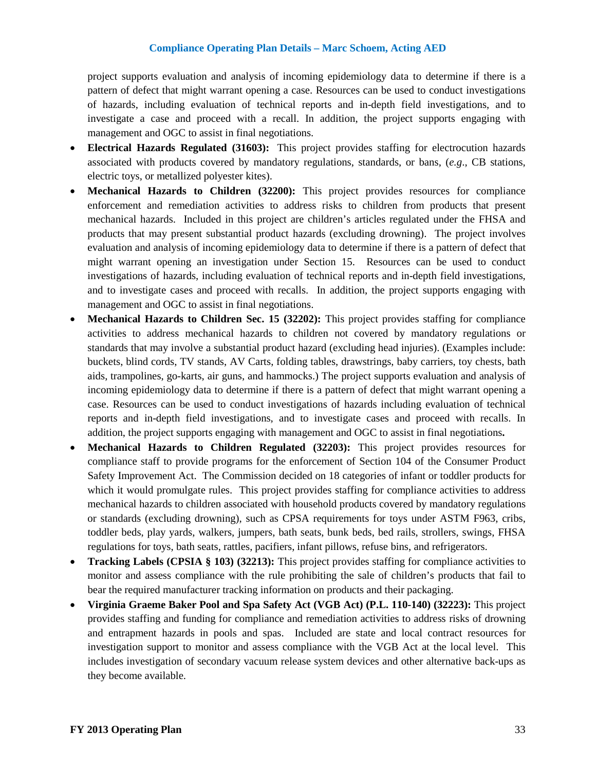project supports evaluation and analysis of incoming epidemiology data to determine if there is a pattern of defect that might warrant opening a case. Resources can be used to conduct investigations of hazards, including evaluation of technical reports and in-depth field investigations, and to investigate a case and proceed with a recall. In addition, the project supports engaging with management and OGC to assist in final negotiations.

- **Electrical Hazards Regulated (31603):** This project provides staffing for electrocution hazards associated with products covered by mandatory regulations, standards, or bans, (*e.g*., CB stations, electric toys, or metallized polyester kites).
- **Mechanical Hazards to Children (32200):** This project provides resources for compliance enforcement and remediation activities to address risks to children from products that present mechanical hazards. Included in this project are children's articles regulated under the FHSA and products that may present substantial product hazards (excluding drowning). The project involves evaluation and analysis of incoming epidemiology data to determine if there is a pattern of defect that might warrant opening an investigation under Section 15. Resources can be used to conduct investigations of hazards, including evaluation of technical reports and in-depth field investigations, and to investigate cases and proceed with recalls. In addition, the project supports engaging with management and OGC to assist in final negotiations.
- **Mechanical Hazards to Children Sec. 15 (32202):** This project provides staffing for compliance activities to address mechanical hazards to children not covered by mandatory regulations or standards that may involve a substantial product hazard (excluding head injuries). (Examples include: buckets, blind cords, TV stands, AV Carts, folding tables, drawstrings, baby carriers, toy chests, bath aids, trampolines, go-karts, air guns, and hammocks.) The project supports evaluation and analysis of incoming epidemiology data to determine if there is a pattern of defect that might warrant opening a case. Resources can be used to conduct investigations of hazards including evaluation of technical reports and in-depth field investigations, and to investigate cases and proceed with recalls. In addition, the project supports engaging with management and OGC to assist in final negotiations**.**
- **Mechanical Hazards to Children Regulated (32203):** This project provides resources for compliance staff to provide programs for the enforcement of Section 104 of the Consumer Product Safety Improvement Act. The Commission decided on 18 categories of infant or toddler products for which it would promulgate rules. This project provides staffing for compliance activities to address mechanical hazards to children associated with household products covered by mandatory regulations or standards (excluding drowning), such as CPSA requirements for toys under ASTM F963, cribs, toddler beds, play yards, walkers, jumpers, bath seats, bunk beds, bed rails, strollers, swings, FHSA regulations for toys, bath seats, rattles, pacifiers, infant pillows, refuse bins, and refrigerators.
- **Tracking Labels (CPSIA § 103) (32213):** This project provides staffing for compliance activities to monitor and assess compliance with the rule prohibiting the sale of children's products that fail to bear the required manufacturer tracking information on products and their packaging.
- **Virginia Graeme Baker Pool and Spa Safety Act (VGB Act) (P.L. 110-140) (32223):** This project provides staffing and funding for compliance and remediation activities to address risks of drowning and entrapment hazards in pools and spas. Included are state and local contract resources for investigation support to monitor and assess compliance with the VGB Act at the local level. This includes investigation of secondary vacuum release system devices and other alternative back-ups as they become available.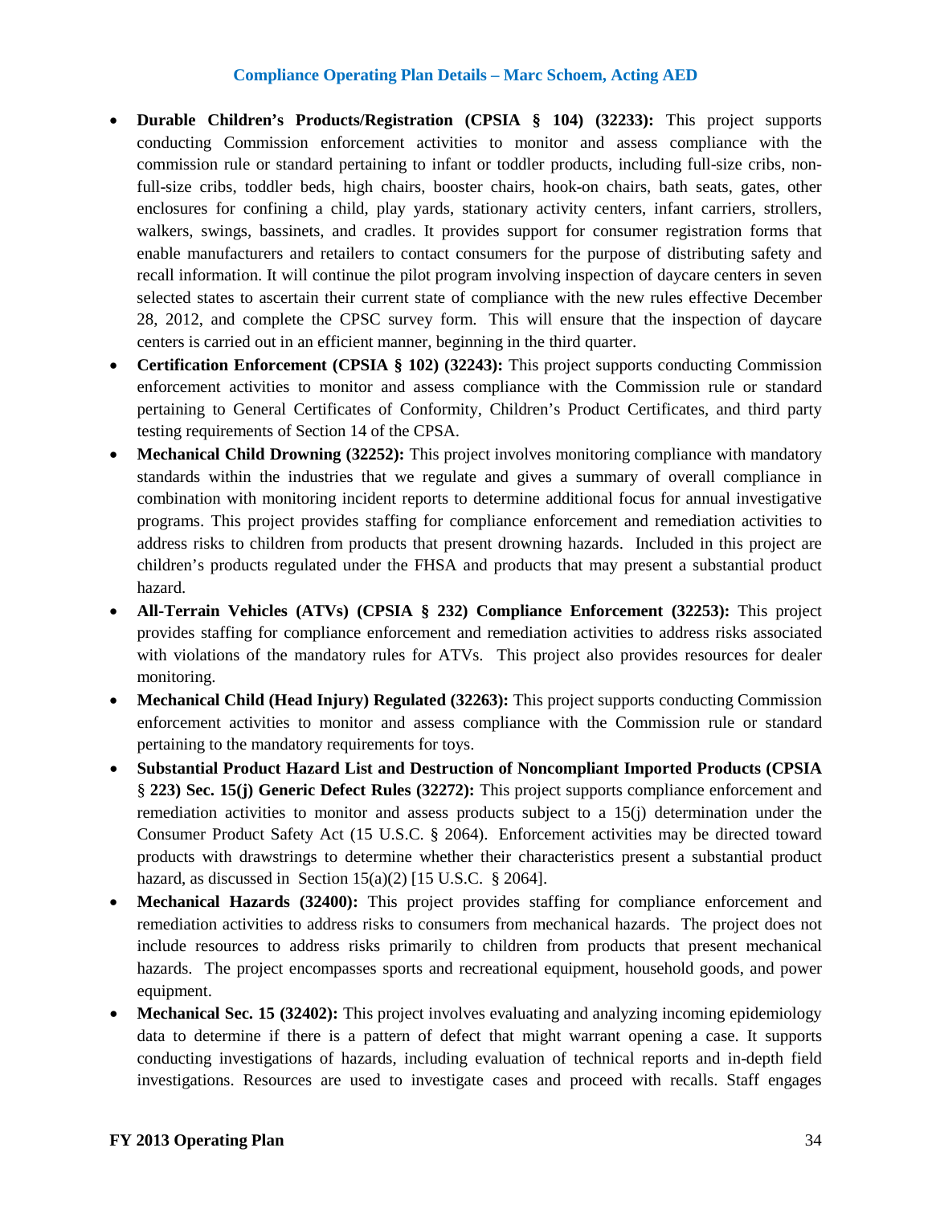## Compliance Operating Plan Details – Marc Schoem, Acting AED

- **Durable Children's Products/Registration (CPSIA § 104) (32233):** This project supports conducting Commission enforcement activities to monitor and assess compliance with the commission rule or standard pertaining to infant or toddler products, including full-size cribs, non-full-size cribs, toddler beds, high chairs, booster chairs, hook-on chairs, bath seats, gates, other enclosures for confining a child, play yards, stationary activity centers, infant carriers, strollers, walkers, swings, bassinets, and cradles. It provides support for consumer registration forms that enable manufacturers and retailers to contact consumers for the purpose of distributing safety and recall information. It will continue the pilot program involving inspection of daycare centers in seven selected states to ascertain their current state of compliance with the new rules effective December 28, 2012, and complete the CPSC survey form. This will ensure that the inspection of daycare centers is carried out in an efficient manner, beginning in the third quarter.
- **Certification Enforcement (CPSIA § 102) (32243):** This project supports conducting Commission enforcement activities to monitor and assess compliance with the Commission rule or standard pertaining to General Certificates of Conformity, Children's Product Certificates, and third party testing requirements of Section 14 of the CPSA.
- **Mechanical Child Drowning (32252):** This project involves monitoring compliance with mandatory standards within the industries that we regulate and gives a summary of overall compliance in combination with monitoring incident reports to determine additional focus for annual investigative programs. This project provides staffing for compliance enforcement and remediation activities to address risks to children from products that present drowning hazards. Included in this project are children's products regulated under the FHSA and products that may present a substantial product hazard.
- **All-Terrain Vehicles (ATVs) (CPSIA § 232) Compliance Enforcement (32253):** This project provides staffing for compliance enforcement and remediation activities to address risks associated with violations of the mandatory rules for ATVs. This project also provides resources for dealer monitoring.
- **Mechanical Child (Head Injury) Regulated (32263):** This project supports conducting Commission enforcement activities to monitor and assess compliance with the Commission rule or standard pertaining to the mandatory requirements for toys.
- **Substantial Product Hazard List and Destruction of Noncompliant Imported Products (CPSIA § 223) Sec. 15(j) Generic Defect Rules (32272):** This project supports compliance enforcement and remediation activities to monitor and assess products subject to a 15(j) determination under the Consumer Product Safety Act (15 U.S.C. § 2064). Enforcement activities may be directed toward products with drawstrings to determine whether their characteristics present a substantial product hazard, as discussed in Section 15(a)(2) [15 U.S.C. § 2064].
- **Mechanical Hazards (32400):** This project provides staffing for compliance enforcement and remediation activities to address risks to consumers from mechanical hazards. The project does not include resources to address risks primarily to children from products that present mechanical hazards. The project encompasses sports and recreational equipment, household goods, and power equipment.
- **Mechanical Sec. 15 (32402):** This project involves evaluating and analyzing incoming epidemiology data to determine if there is a pattern of defect that might warrant opening a case. It supports conducting investigations of hazards, including evaluation of technical reports and in-depth field investigations. Resources are used to investigate cases and proceed with recalls. Staff engages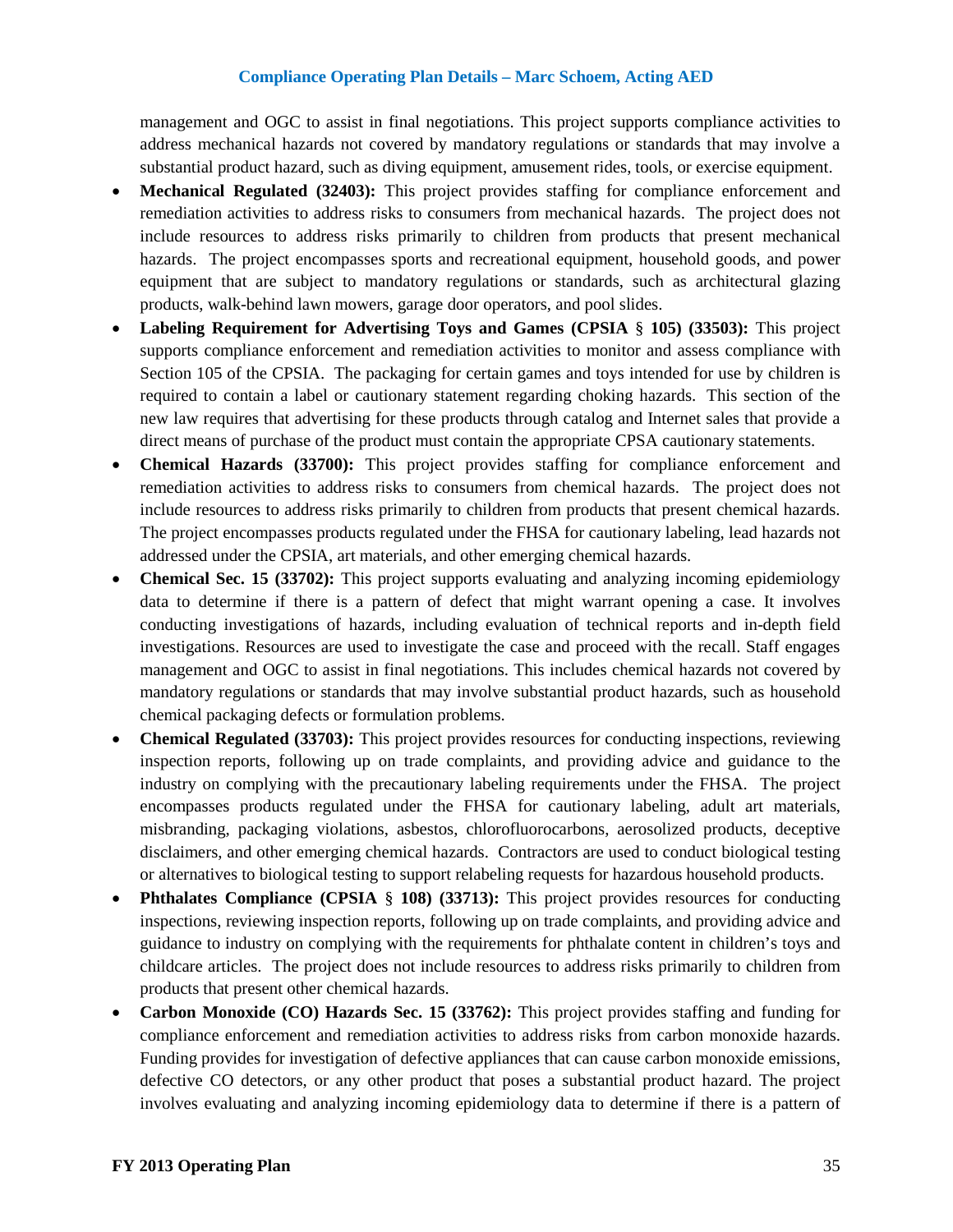management and OGC to assist in final negotiations. This project supports compliance activities to address mechanical hazards not covered by mandatory regulations or standards that may involve a substantial product hazard, such as diving equipment, amusement rides, tools, or exercise equipment.

- **Mechanical Regulated (32403):** This project provides staffing for compliance enforcement and remediation activities to address risks to consumers from mechanical hazards. The project does not include resources to address risks primarily to children from products that present mechanical hazards. The project encompasses sports and recreational equipment, household goods, and power equipment that are subject to mandatory regulations or standards, such as architectural glazing products, walk-behind lawn mowers, garage door operators, and pool slides.
- **Labeling Requirement for Advertising Toys and Games (CPSIA § 105) (33503):** This project supports compliance enforcement and remediation activities to monitor and assess compliance with Section 105 of the CPSIA. The packaging for certain games and toys intended for use by children is required to contain a label or cautionary statement regarding choking hazards. This section of the new law requires that advertising for these products through catalog and Internet sales that provide a direct means of purchase of the product must contain the appropriate CPSA cautionary statements.
- **Chemical Hazards (33700):** This project provides staffing for compliance enforcement and remediation activities to address risks to consumers from chemical hazards. The project does not include resources to address risks primarily to children from products that present chemical hazards. The project encompasses products regulated under the FHSA for cautionary labeling, lead hazards not addressed under the CPSIA, art materials, and other emerging chemical hazards.
- **Chemical Sec. 15 (33702):** This project supports evaluating and analyzing incoming epidemiology data to determine if there is a pattern of defect that might warrant opening a case. It involves conducting investigations of hazards, including evaluation of technical reports and in-depth field investigations. Resources are used to investigate the case and proceed with the recall. Staff engages management and OGC to assist in final negotiations. This includes chemical hazards not covered by mandatory regulations or standards that may involve substantial product hazards, such as household chemical packaging defects or formulation problems.
- **Chemical Regulated (33703):** This project provides resources for conducting inspections, reviewing inspection reports, following up on trade complaints, and providing advice and guidance to the industry on complying with the precautionary labeling requirements under the FHSA. The project encompasses products regulated under the FHSA for cautionary labeling, adult art materials, misbranding, packaging violations, asbestos, chlorofluorocarbons, aerosolized products, deceptive disclaimers, and other emerging chemical hazards. Contractors are used to conduct biological testing or alternatives to biological testing to support relabeling requests for hazardous household products.
- **Phthalates Compliance (CPSIA § 108) (33713):** This project provides resources for conducting inspections, reviewing inspection reports, following up on trade complaints, and providing advice and guidance to industry on complying with the requirements for phthalate content in children's toys and childcare articles. The project does not include resources to address risks primarily to children from products that present other chemical hazards.
- **Carbon Monoxide (CO) Hazards Sec. 15 (33762):** This project provides staffing and funding for compliance enforcement and remediation activities to address risks from carbon monoxide hazards. Funding provides for investigation of defective appliances that can cause carbon monoxide emissions, defective CO detectors, or any other product that poses a substantial product hazard. The project involves evaluating and analyzing incoming epidemiology data to determine if there is a pattern of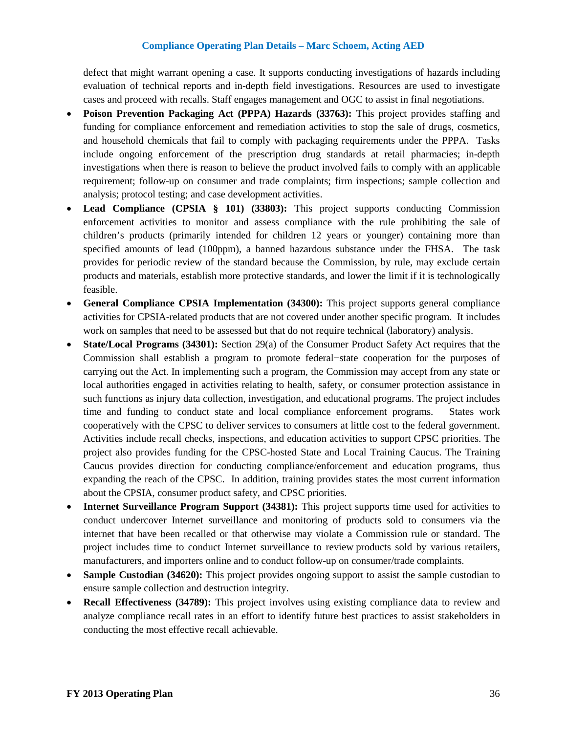defect that might warrant opening a case. It supports conducting investigations of hazards including evaluation of technical reports and in-depth field investigations. Resources are used to investigate cases and proceed with recalls. Staff engages management and OGC to assist in final negotiations.

- **Poison Prevention Packaging Act (PPPA) Hazards (33763):** This project provides staffing and funding for compliance enforcement and remediation activities to stop the sale of drugs, cosmetics, and household chemicals that fail to comply with packaging requirements under the PPPA. Tasks include ongoing enforcement of the prescription drug standards at retail pharmacies; in-depth investigations when there is reason to believe the product involved fails to comply with an applicable requirement; follow-up on consumer and trade complaints; firm inspections; sample collection and analysis; protocol testing; and case development activities.
- **Lead Compliance (CPSIA § 101) (33803):** This project supports conducting Commission enforcement activities to monitor and assess compliance with the rule prohibiting the sale of children's products (primarily intended for children 12 years or younger) containing more than specified amounts of lead (100ppm), a banned hazardous substance under the FHSA. The task provides for periodic review of the standard because the Commission, by rule, may exclude certain products and materials, establish more protective standards, and lower the limit if it is technologically feasible.
- **General Compliance CPSIA Implementation (34300):** This project supports general compliance activities for CPSIA-related products that are not covered under another specific program. It includes work on samples that need to be assessed but that do not require technical (laboratory) analysis.
- **State/Local Programs (34301):** Section 29(a) of the Consumer Product Safety Act requires that the Commission shall establish a program to promote federal−state cooperation for the purposes of carrying out the Act. In implementing such a program, the Commission may accept from any state or local authorities engaged in activities relating to health, safety, or consumer protection assistance in such functions as injury data collection, investigation, and educational programs. The project includes time and funding to conduct state and local compliance enforcement programs. States work cooperatively with the CPSC to deliver services to consumers at little cost to the federal government. Activities include recall checks, inspections, and education activities to support CPSC priorities. The project also provides funding for the CPSC-hosted State and Local Training Caucus. The Training Caucus provides direction for conducting compliance/enforcement and education programs, thus expanding the reach of the CPSC. In addition, training provides states the most current information about the CPSIA, consumer product safety, and CPSC priorities.
- **Internet Surveillance Program Support (34381):** This project supports time used for activities to conduct undercover Internet surveillance and monitoring of products sold to consumers via the internet that have been recalled or that otherwise may violate a Commission rule or standard. The project includes time to conduct Internet surveillance to review products sold by various retailers, manufacturers, and importers online and to conduct follow-up on consumer/trade complaints.
- **Sample Custodian (34620):** This project provides ongoing support to assist the sample custodian to ensure sample collection and destruction integrity.
- **Recall Effectiveness (34789):** This project involves using existing compliance data to review and analyze compliance recall rates in an effort to identify future best practices to assist stakeholders in conducting the most effective recall achievable.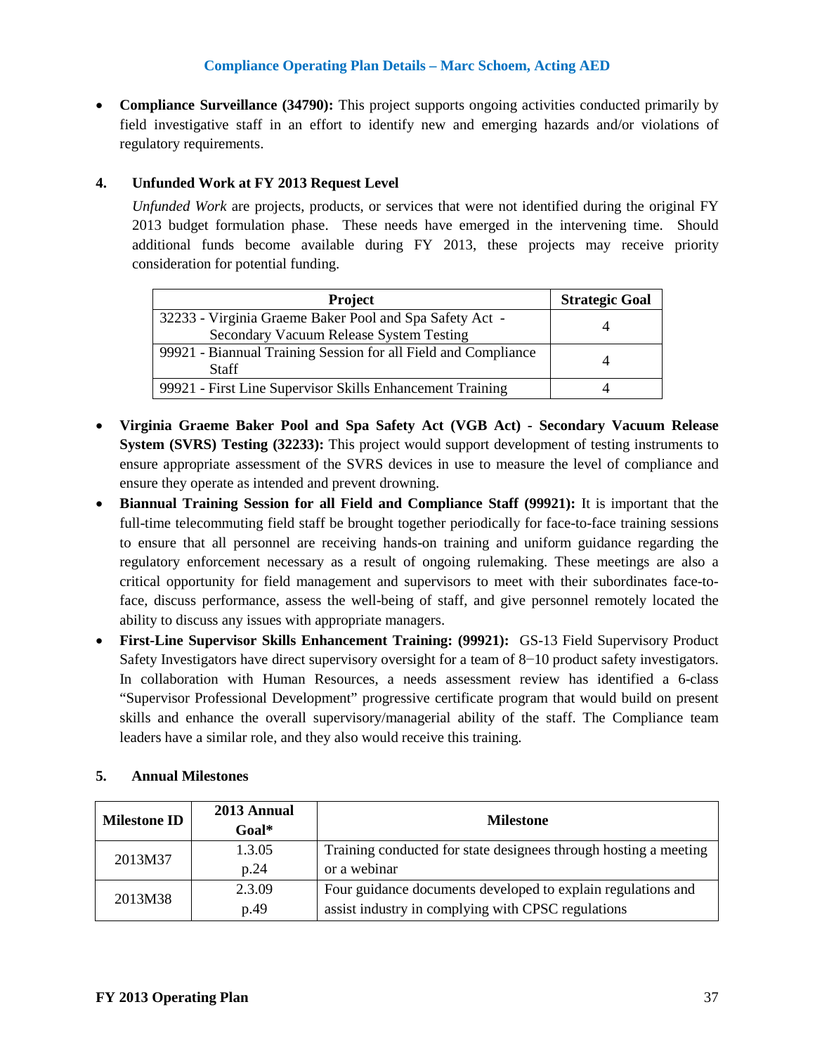## Compliance Operating Plan Details – Marc Schoem, Acting AED

- **Compliance Surveillance (34790):** This project supports ongoing activities conducted primarily by field investigative staff in an effort to identify new and emerging hazards and/or violations of regulatory requirements.

### 4. Unfunded Work at FY 2013 Request Level

*Unfunded Work* are projects, products, or services that were not identified during the original FY 2013 budget formulation phase. These needs have emerged in the intervening time. Should additional funds become available during FY 2013, these projects may receive priority consideration for potential funding.

| Project | Strategic Goal |
|---|---|
| 32233 - Virginia Graeme Baker Pool and Spa Safety Act - Secondary Vacuum Release System Testing | 4 |
| 99921 - Biannual Training Session for all Field and Compliance Staff | 4 |
| 99921 - First Line Supervisor Skills Enhancement Training | 4 |

- **Virginia Graeme Baker Pool and Spa Safety Act (VGB Act) - Secondary Vacuum Release System (SVRS) Testing (32233):** This project would support development of testing instruments to ensure appropriate assessment of the SVRS devices in use to measure the level of compliance and ensure they operate as intended and prevent drowning.
- **Biannual Training Session for all Field and Compliance Staff (99921):** It is important that the full-time telecommuting field staff be brought together periodically for face-to-face training sessions to ensure that all personnel are receiving hands-on training and uniform guidance regarding the regulatory enforcement necessary as a result of ongoing rulemaking. These meetings are also a critical opportunity for field management and supervisors to meet with their subordinates face-to-face, discuss performance, assess the well-being of staff, and give personnel remotely located the ability to discuss any issues with appropriate managers.
- **First-Line Supervisor Skills Enhancement Training: (99921):** GS-13 Field Supervisory Product Safety Investigators have direct supervisory oversight for a team of 8−10 product safety investigators. In collaboration with Human Resources, a needs assessment review has identified a 6-class "Supervisor Professional Development" progressive certificate program that would build on present skills and enhance the overall supervisory/managerial ability of the staff. The Compliance team leaders have a similar role, and they also would receive this training.

### 5. Annual Milestones

| Milestone ID | 2013 Annual Goal* | Milestone |
|---|---|---|
| 2013M37 | 1.3.05 p.24 | Training conducted for state designees through hosting a meeting or a webinar |
| 2013M38 | 2.3.09 p.49 | Four guidance documents developed to explain regulations and assist industry in complying with CPSC regulations |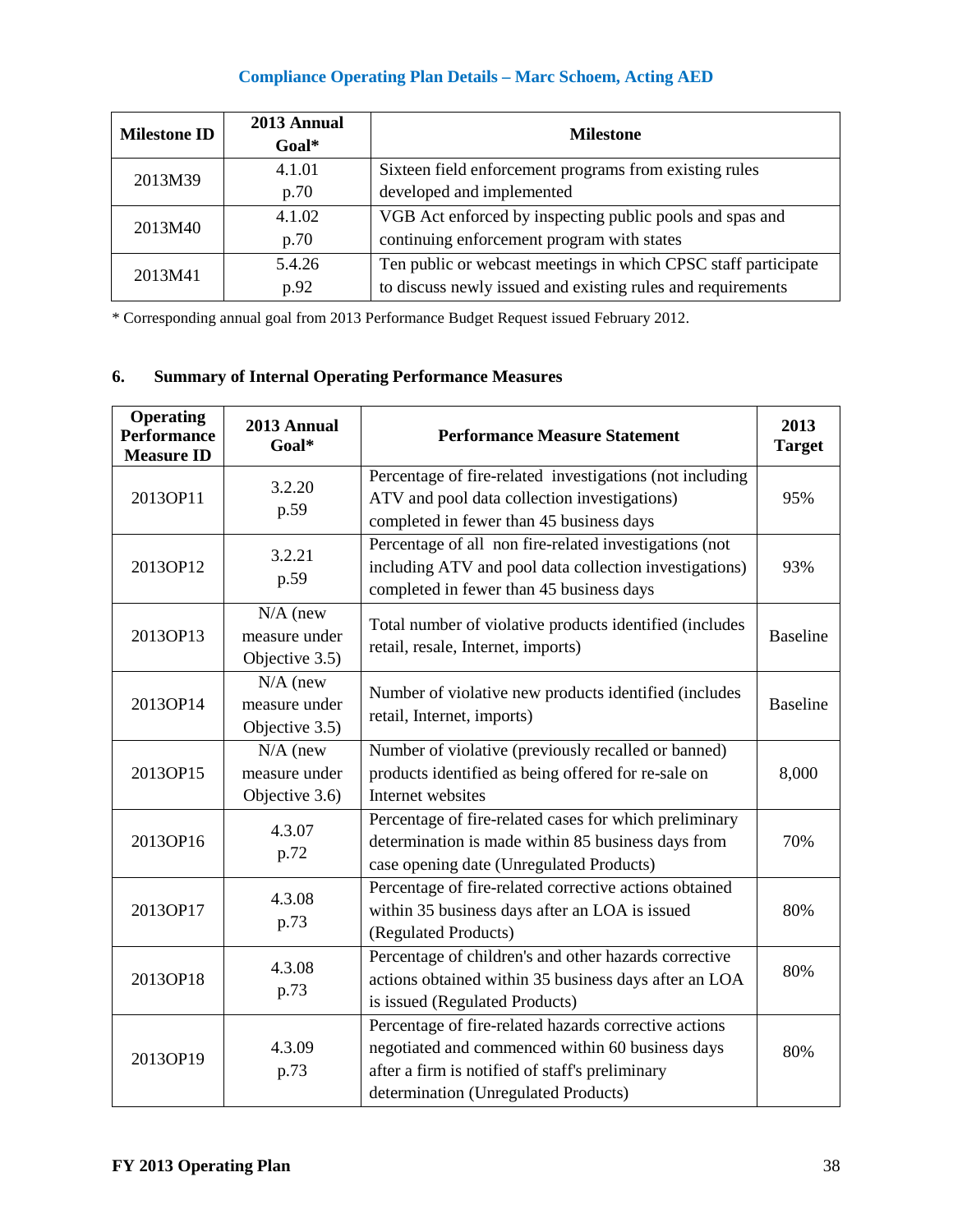## Compliance Operating Plan Details – Marc Schoem, Acting AED

| Milestone ID | 2013 Annual Goal* | Milestone |
|---|---|---|
| 2013M39 | 4.1.01 p.70 | Sixteen field enforcement programs from existing rules developed and implemented |
| 2013M40 | 4.1.02 p.70 | VGB Act enforced by inspecting public pools and spas and continuing enforcement program with states |
| 2013M41 | 5.4.26 p.92 | Ten public or webcast meetings in which CPSC staff participate to discuss newly issued and existing rules and requirements |

* Corresponding annual goal from 2013 Performance Budget Request issued February 2012.

## 6. Summary of Internal Operating Performance Measures

| Operating Performance Measure ID | 2013 Annual Goal* | Performance Measure Statement | 2013 Target |
|---|---|---|---|
| 2013OP11 | 3.2.20 p.59 | Percentage of fire-related investigations (not including ATV and pool data collection investigations) completed in fewer than 45 business days | 95% |
| 2013OP12 | 3.2.21 p.59 | Percentage of all non fire-related investigations (not including ATV and pool data collection investigations) completed in fewer than 45 business days | 93% |
| 2013OP13 | N/A (new measure under Objective 3.5) | Total number of violative products identified (includes retail, resale, Internet, imports) | Baseline |
| 2013OP14 | N/A (new measure under Objective 3.5) | Number of violative new products identified (includes retail, Internet, imports) | Baseline |
| 2013OP15 | N/A (new measure under Objective 3.6) | Number of violative (previously recalled or banned) products identified as being offered for re-sale on Internet websites | 8,000 |
| 2013OP16 | 4.3.07 p.72 | Percentage of fire-related cases for which preliminary determination is made within 85 business days from case opening date (Unregulated Products) | 70% |
| 2013OP17 | 4.3.08 p.73 | Percentage of fire-related corrective actions obtained within 35 business days after an LOA is issued (Regulated Products) | 80% |
| 2013OP18 | 4.3.08 p.73 | Percentage of children's and other hazards corrective actions obtained within 35 business days after an LOA is issued (Regulated Products) | 80% |
| 2013OP19 | 4.3.09 p.73 | Percentage of fire-related hazards corrective actions negotiated and commenced within 60 business days after a firm is notified of staff's preliminary determination (Unregulated Products) | 80% |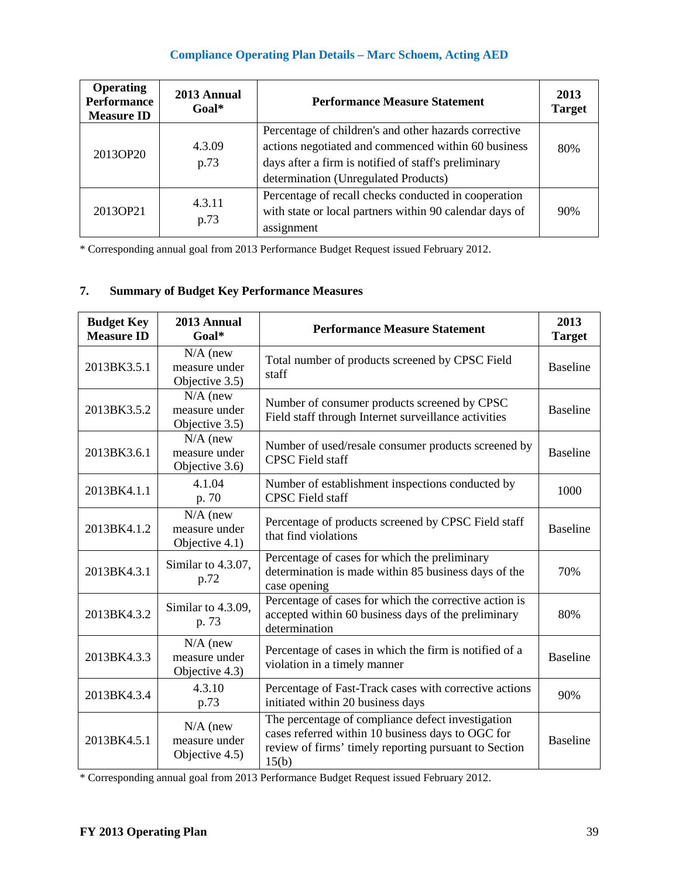### Compliance Operating Plan Details – Marc Schoem, Acting AED

| Operating Performance Measure ID | 2013 Annual Goal* | Performance Measure Statement | 2013 Target |
|---|---|---|---|
| 2013OP20 | 4.3.09 p.73 | Percentage of children's and other hazards corrective actions negotiated and commenced within 60 business days after a firm is notified of staff's preliminary determination (Unregulated Products) | 80% |
| 2013OP21 | 4.3.11 p.73 | Percentage of recall checks conducted in cooperation with state or local partners within 90 calendar days of assignment | 90% |

* Corresponding annual goal from 2013 Performance Budget Request issued February 2012.

## 7. Summary of Budget Key Performance Measures

| Budget Key Measure ID | 2013 Annual Goal* | Performance Measure Statement | 2013 Target |
|---|---|---|---|
| 2013BK3.5.1 | N/A (new measure under Objective 3.5) | Total number of products screened by CPSC Field staff | Baseline |
| 2013BK3.5.2 | N/A (new measure under Objective 3.5) | Number of consumer products screened by CPSC Field staff through Internet surveillance activities | Baseline |
| 2013BK3.6.1 | N/A (new measure under Objective 3.6) | Number of used/resale consumer products screened by CPSC Field staff | Baseline |
| 2013BK4.1.1 | 4.1.04 p. 70 | Number of establishment inspections conducted by CPSC Field staff | 1000 |
| 2013BK4.1.2 | N/A (new measure under Objective 4.1) | Percentage of products screened by CPSC Field staff that find violations | Baseline |
| 2013BK4.3.1 | Similar to 4.3.07, p.72 | Percentage of cases for which the preliminary determination is made within 85 business days of the case opening | 70% |
| 2013BK4.3.2 | Similar to 4.3.09, p. 73 | Percentage of cases for which the corrective action is accepted within 60 business days of the preliminary determination | 80% |
| 2013BK4.3.3 | N/A (new measure under Objective 4.3) | Percentage of cases in which the firm is notified of a violation in a timely manner | Baseline |
| 2013BK4.3.4 | 4.3.10 p.73 | Percentage of Fast-Track cases with corrective actions initiated within 20 business days | 90% |
| 2013BK4.5.1 | N/A (new measure under Objective 4.5) | The percentage of compliance defect investigation cases referred within 10 business days to OGC for review of firms' timely reporting pursuant to Section 15(b) | Baseline |

* Corresponding annual goal from 2013 Performance Budget Request issued February 2012.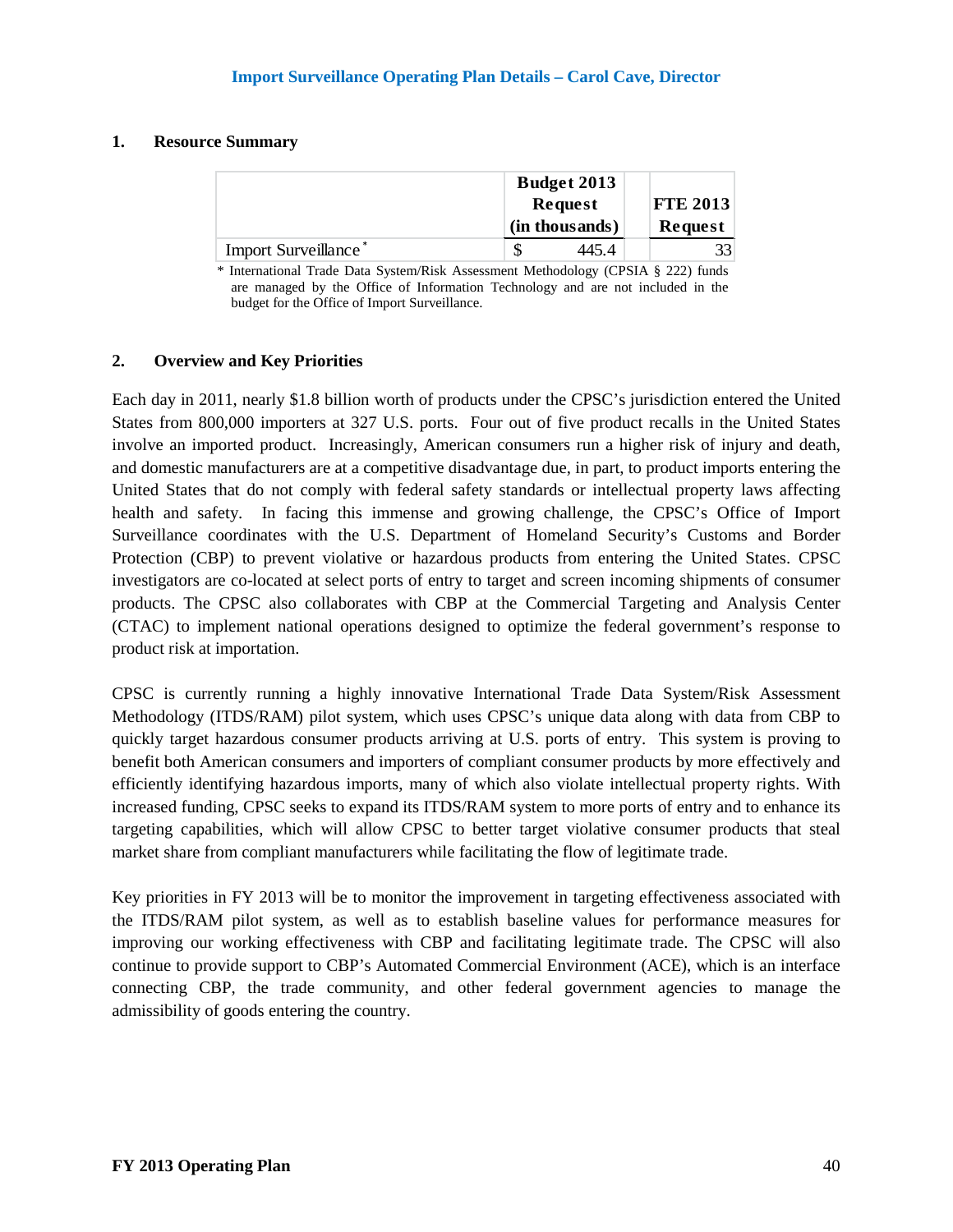### Import Surveillance Operating Plan Details – Carol Cave, Director

#### 1. Resource Summary

| | Budget 2013 Request (in thousands) | FTE 2013 Request |
|---|---|---|
| Import Surveillance * | $ 445.4 | 33 |

\* International Trade Data System/Risk Assessment Methodology (CPSIA § 222) funds are managed by the Office of Information Technology and are not included in the budget for the Office of Import Surveillance.

#### 2. Overview and Key Priorities

Each day in 2011, nearly $1.8 billion worth of products under the CPSC's jurisdiction entered the United States from 800,000 importers at 327 U.S. ports. Four out of five product recalls in the United States involve an imported product. Increasingly, American consumers run a higher risk of injury and death, and domestic manufacturers are at a competitive disadvantage due, in part, to product imports entering the United States that do not comply with federal safety standards or intellectual property laws affecting health and safety. In facing this immense and growing challenge, the CPSC's Office of Import Surveillance coordinates with the U.S. Department of Homeland Security's Customs and Border Protection (CBP) to prevent violative or hazardous products from entering the United States. CPSC investigators are co-located at select ports of entry to target and screen incoming shipments of consumer products. The CPSC also collaborates with CBP at the Commercial Targeting and Analysis Center (CTAC) to implement national operations designed to optimize the federal government's response to product risk at importation.

CPSC is currently running a highly innovative International Trade Data System/Risk Assessment Methodology (ITDS/RAM) pilot system, which uses CPSC's unique data along with data from CBP to quickly target hazardous consumer products arriving at U.S. ports of entry. This system is proving to benefit both American consumers and importers of compliant consumer products by more effectively and efficiently identifying hazardous imports, many of which also violate intellectual property rights. With increased funding, CPSC seeks to expand its ITDS/RAM system to more ports of entry and to enhance its targeting capabilities, which will allow CPSC to better target violative consumer products that steal market share from compliant manufacturers while facilitating the flow of legitimate trade.

Key priorities in FY 2013 will be to monitor the improvement in targeting effectiveness associated with the ITDS/RAM pilot system, as well as to establish baseline values for performance measures for improving our working effectiveness with CBP and facilitating legitimate trade. The CPSC will also continue to provide support to CBP's Automated Commercial Environment (ACE), which is an interface connecting CBP, the trade community, and other federal government agencies to manage the admissibility of goods entering the country.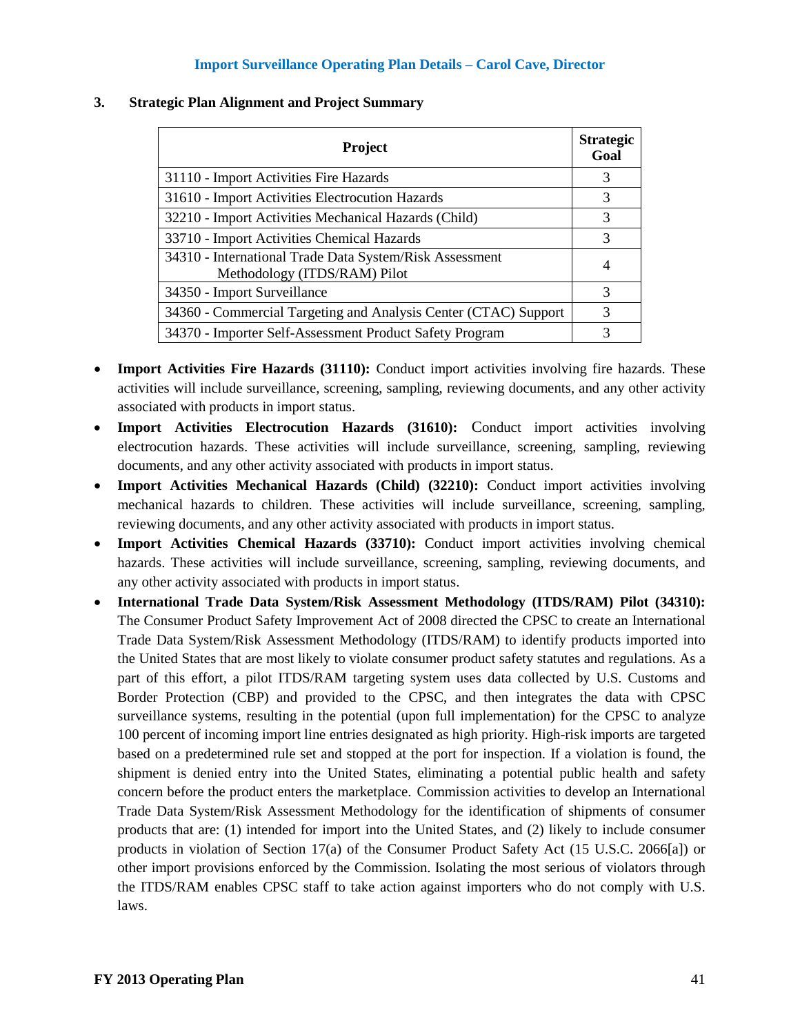## Import Surveillance Operating Plan Details – Carol Cave, Director

### 3. Strategic Plan Alignment and Project Summary

| Project | Strategic Goal |
|---|---|
| 31110 - Import Activities Fire Hazards | 3 |
| 31610 - Import Activities Electrocution Hazards | 3 |
| 32210 - Import Activities Mechanical Hazards (Child) | 3 |
| 33710 - Import Activities Chemical Hazards | 3 |
| 34310 - International Trade Data System/Risk Assessment Methodology (ITDS/RAM) Pilot | 4 |
| 34350 - Import Surveillance | 3 |
| 34360 - Commercial Targeting and Analysis Center (CTAC) Support | 3 |
| 34370 - Importer Self-Assessment Product Safety Program | 3 |

- **Import Activities Fire Hazards (31110):** Conduct import activities involving fire hazards. These activities will include surveillance, screening, sampling, reviewing documents, and any other activity associated with products in import status.
- **Import Activities Electrocution Hazards (31610):** Conduct import activities involving electrocution hazards. These activities will include surveillance, screening, sampling, reviewing documents, and any other activity associated with products in import status.
- **Import Activities Mechanical Hazards (Child) (32210):** Conduct import activities involving mechanical hazards to children. These activities will include surveillance, screening, sampling, reviewing documents, and any other activity associated with products in import status.
- **Import Activities Chemical Hazards (33710):** Conduct import activities involving chemical hazards. These activities will include surveillance, screening, sampling, reviewing documents, and any other activity associated with products in import status.
- **International Trade Data System/Risk Assessment Methodology (ITDS/RAM) Pilot (34310):** The Consumer Product Safety Improvement Act of 2008 directed the CPSC to create an International Trade Data System/Risk Assessment Methodology (ITDS/RAM) to identify products imported into the United States that are most likely to violate consumer product safety statutes and regulations. As a part of this effort, a pilot ITDS/RAM targeting system uses data collected by U.S. Customs and Border Protection (CBP) and provided to the CPSC, and then integrates the data with CPSC surveillance systems, resulting in the potential (upon full implementation) for the CPSC to analyze 100 percent of incoming import line entries designated as high priority. High-risk imports are targeted based on a predetermined rule set and stopped at the port for inspection. If a violation is found, the shipment is denied entry into the United States, eliminating a potential public health and safety concern before the product enters the marketplace. Commission activities to develop an International Trade Data System/Risk Assessment Methodology for the identification of shipments of consumer products that are: (1) intended for import into the United States, and (2) likely to include consumer products in violation of Section 17(a) of the Consumer Product Safety Act (15 U.S.C. 2066[a]) or other import provisions enforced by the Commission. Isolating the most serious of violators through the ITDS/RAM enables CPSC staff to take action against importers who do not comply with U.S. laws.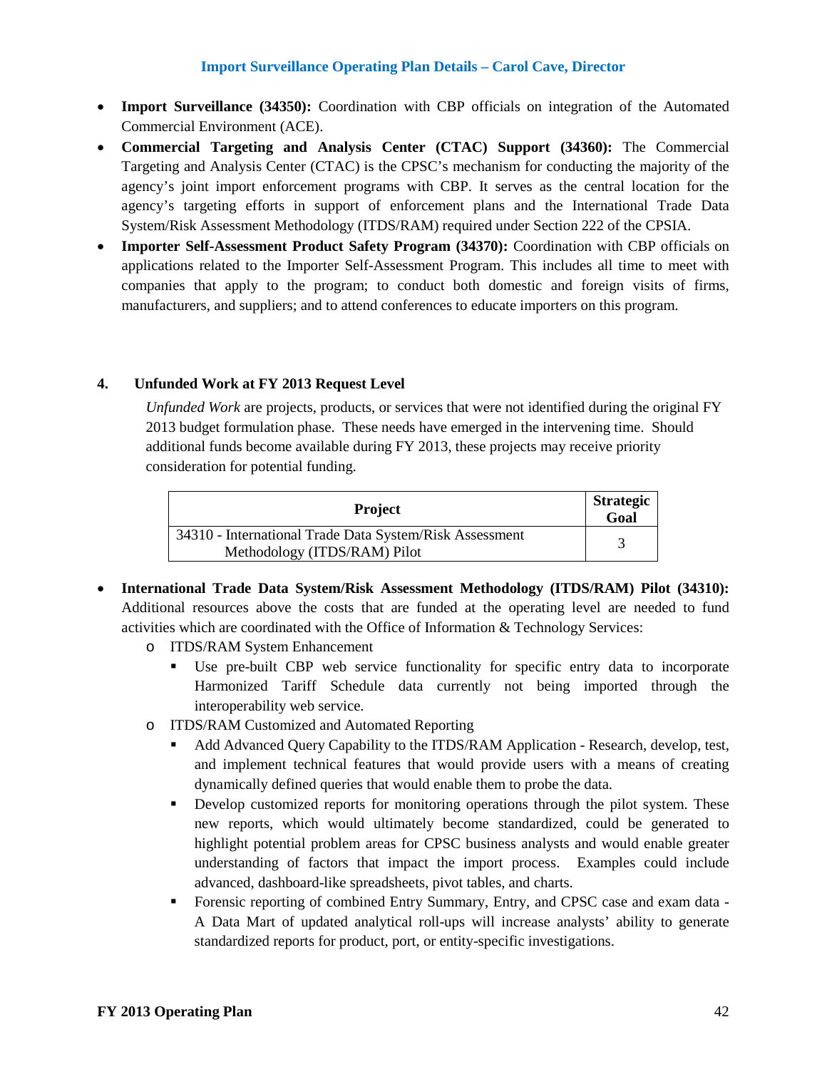## Import Surveillance Operating Plan Details – Carol Cave, Director

- **Import Surveillance (34350):** Coordination with CBP officials on integration of the Automated Commercial Environment (ACE).
- **Commercial Targeting and Analysis Center (CTAC) Support (34360):** The Commercial Targeting and Analysis Center (CTAC) is the CPSC's mechanism for conducting the majority of the agency's joint import enforcement programs with CBP. It serves as the central location for the agency's targeting efforts in support of enforcement plans and the International Trade Data System/Risk Assessment Methodology (ITDS/RAM) required under Section 222 of the CPSIA.
- **Importer Self-Assessment Product Safety Program (34370):** Coordination with CBP officials on applications related to the Importer Self-Assessment Program. This includes all time to meet with companies that apply to the program; to conduct both domestic and foreign visits of firms, manufacturers, and suppliers; and to attend conferences to educate importers on this program.

### 4. Unfunded Work at FY 2013 Request Level

*Unfunded Work* are projects, products, or services that were not identified during the original FY 2013 budget formulation phase. These needs have emerged in the intervening time. Should additional funds become available during FY 2013, these projects may receive priority consideration for potential funding.

| Project | Strategic Goal |
|---|---|
| 34310 - International Trade Data System/Risk Assessment Methodology (ITDS/RAM) Pilot | 3 |

- **International Trade Data System/Risk Assessment Methodology (ITDS/RAM) Pilot (34310):** Additional resources above the costs that are funded at the operating level are needed to fund activities which are coordinated with the Office of Information & Technology Services:
  - ITDS/RAM System Enhancement
    - Use pre-built CBP web service functionality for specific entry data to incorporate Harmonized Tariff Schedule data currently not being imported through the interoperability web service.
  - ITDS/RAM Customized and Automated Reporting
    - Add Advanced Query Capability to the ITDS/RAM Application - Research, develop, test, and implement technical features that would provide users with a means of creating dynamically defined queries that would enable them to probe the data.
    - Develop customized reports for monitoring operations through the pilot system. These new reports, which would ultimately become standardized, could be generated to highlight potential problem areas for CPSC business analysts and would enable greater understanding of factors that impact the import process. Examples could include advanced, dashboard-like spreadsheets, pivot tables, and charts.
    - Forensic reporting of combined Entry Summary, Entry, and CPSC case and exam data - A Data Mart of updated analytical roll-ups will increase analysts' ability to generate standardized reports for product, port, or entity-specific investigations.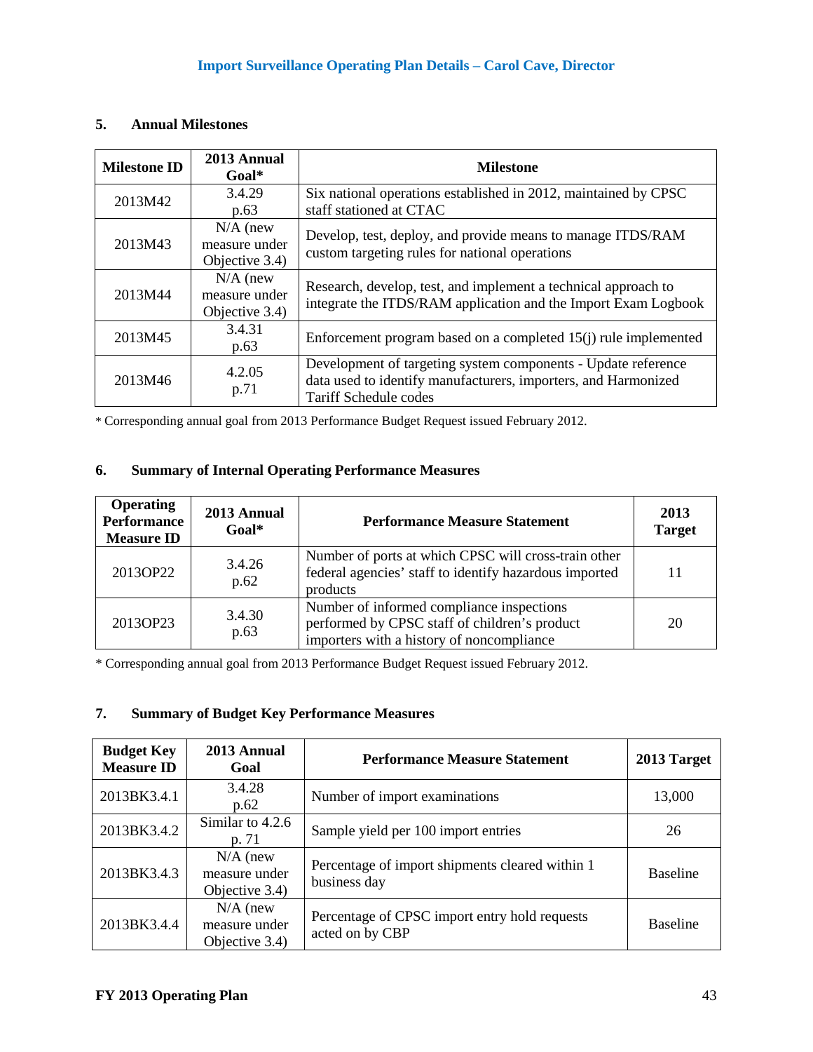## Import Surveillance Operating Plan Details – Carol Cave, Director

### 5. Annual Milestones

| Milestone ID | 2013 Annual Goal* | Milestone |
|---|---|---|
| 2013M42 | 3.4.29 p.63 | Six national operations established in 2012, maintained by CPSC staff stationed at CTAC |
| 2013M43 | N/A (new measure under Objective 3.4) | Develop, test, deploy, and provide means to manage ITDS/RAM custom targeting rules for national operations |
| 2013M44 | N/A (new measure under Objective 3.4) | Research, develop, test, and implement a technical approach to integrate the ITDS/RAM application and the Import Exam Logbook |
| 2013M45 | 3.4.31 p.63 | Enforcement program based on a completed 15(j) rule implemented |
| 2013M46 | 4.2.05 p.71 | Development of targeting system components - Update reference data used to identify manufacturers, importers, and Harmonized Tariff Schedule codes |

* Corresponding annual goal from 2013 Performance Budget Request issued February 2012.

### 6. Summary of Internal Operating Performance Measures

| Operating Performance Measure ID | 2013 Annual Goal* | Performance Measure Statement | 2013 Target |
|---|---|---|---|
| 2013OP22 | 3.4.26 p.62 | Number of ports at which CPSC will cross-train other federal agencies' staff to identify hazardous imported products | 11 |
| 2013OP23 | 3.4.30 p.63 | Number of informed compliance inspections performed by CPSC staff of children's product importers with a history of noncompliance | 20 |

* Corresponding annual goal from 2013 Performance Budget Request issued February 2012.

### 7. Summary of Budget Key Performance Measures

| Budget Key Measure ID | 2013 Annual Goal | Performance Measure Statement | 2013 Target |
|---|---|---|---|
| 2013BK3.4.1 | 3.4.28 p.62 | Number of import examinations | 13,000 |
| 2013BK3.4.2 | Similar to 4.2.6 p. 71 | Sample yield per 100 import entries | 26 |
| 2013BK3.4.3 | N/A (new measure under Objective 3.4) | Percentage of import shipments cleared within 1 business day | Baseline |
| 2013BK3.4.4 | N/A (new measure under Objective 3.4) | Percentage of CPSC import entry hold requests acted on by CBP | Baseline |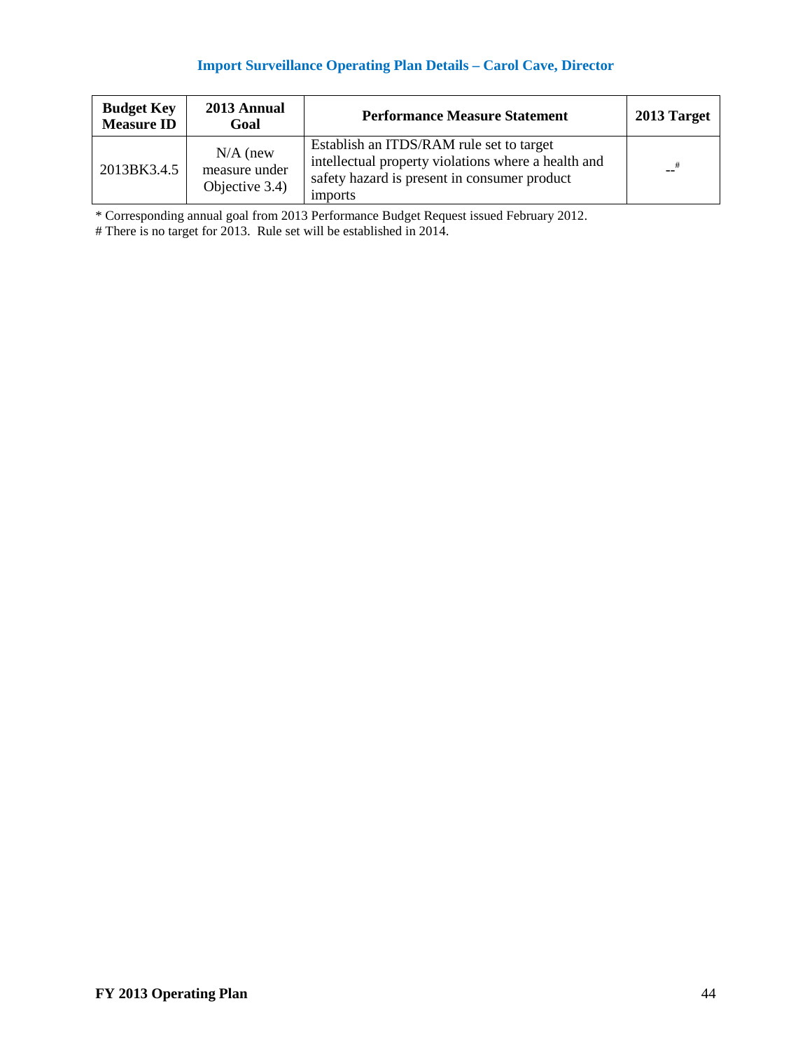### Import Surveillance Operating Plan Details – Carol Cave, Director

| Budget Key Measure ID | 2013 Annual Goal | Performance Measure Statement | 2013 Target |
|---|---|---|---|
| 2013BK3.4.5 | N/A (new measure under Objective 3.4) | Establish an ITDS/RAM rule set to target intellectual property violations where a health and safety hazard is present in consumer product imports | --# |

* Corresponding annual goal from 2013 Performance Budget Request issued February 2012.
# There is no target for 2013. Rule set will be established in 2014.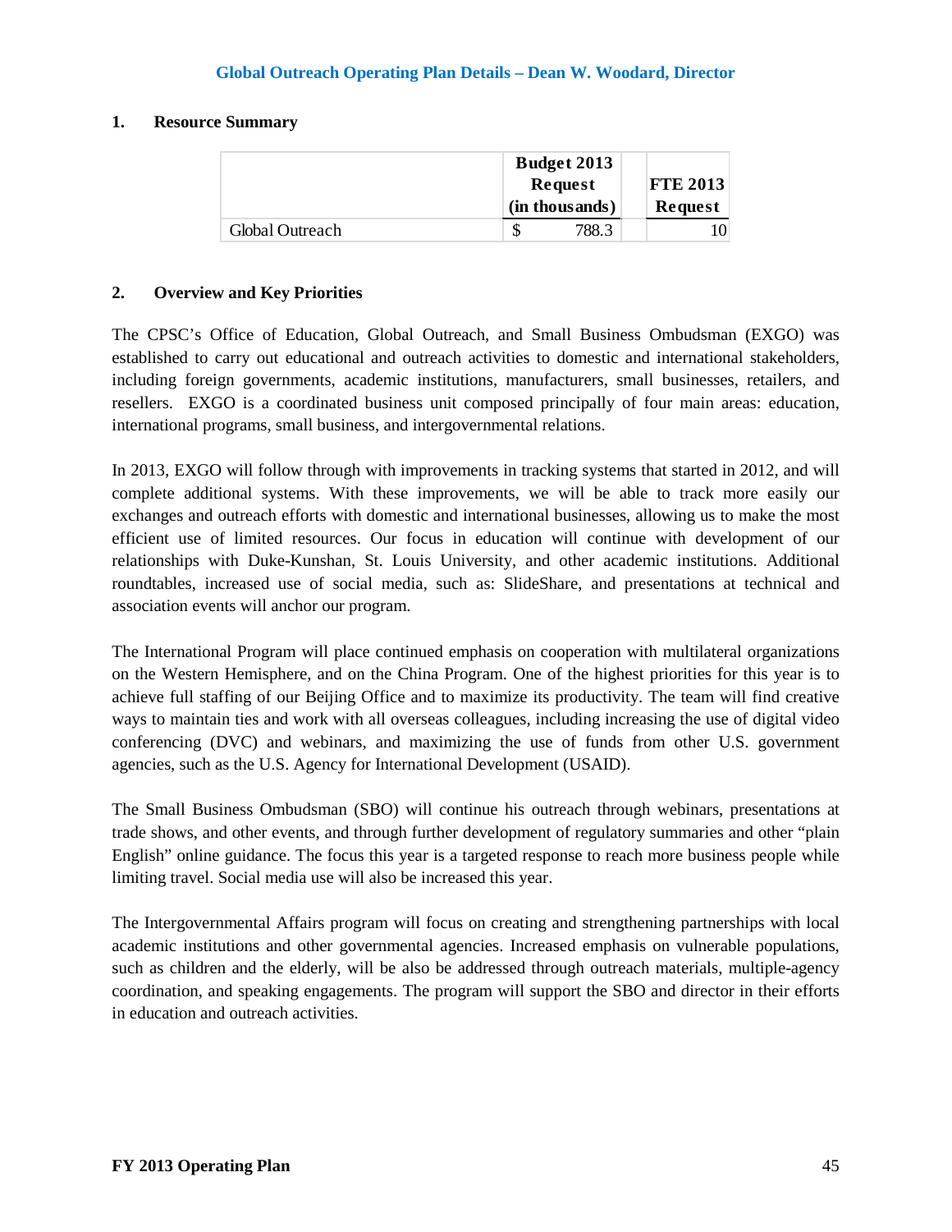## Global Outreach Operating Plan Details – Dean W. Woodard, Director

### 1. Resource Summary

| | Budget 2013 Request (in thousands) | FTE 2013 Request |
|---|---|---|
| Global Outreach | $ 788.3 | 10 |

### 2. Overview and Key Priorities

The CPSC's Office of Education, Global Outreach, and Small Business Ombudsman (EXGO) was established to carry out educational and outreach activities to domestic and international stakeholders, including foreign governments, academic institutions, manufacturers, small businesses, retailers, and resellers. EXGO is a coordinated business unit composed principally of four main areas: education, international programs, small business, and intergovernmental relations.

In 2013, EXGO will follow through with improvements in tracking systems that started in 2012, and will complete additional systems. With these improvements, we will be able to track more easily our exchanges and outreach efforts with domestic and international businesses, allowing us to make the most efficient use of limited resources. Our focus in education will continue with development of our relationships with Duke-Kunshan, St. Louis University, and other academic institutions. Additional roundtables, increased use of social media, such as: SlideShare, and presentations at technical and association events will anchor our program.

The International Program will place continued emphasis on cooperation with multilateral organizations on the Western Hemisphere, and on the China Program. One of the highest priorities for this year is to achieve full staffing of our Beijing Office and to maximize its productivity. The team will find creative ways to maintain ties and work with all overseas colleagues, including increasing the use of digital video conferencing (DVC) and webinars, and maximizing the use of funds from other U.S. government agencies, such as the U.S. Agency for International Development (USAID).

The Small Business Ombudsman (SBO) will continue his outreach through webinars, presentations at trade shows, and other events, and through further development of regulatory summaries and other "plain English" online guidance. The focus this year is a targeted response to reach more business people while limiting travel. Social media use will also be increased this year.

The Intergovernmental Affairs program will focus on creating and strengthening partnerships with local academic institutions and other governmental agencies. Increased emphasis on vulnerable populations, such as children and the elderly, will be also be addressed through outreach materials, multiple-agency coordination, and speaking engagements. The program will support the SBO and director in their efforts in education and outreach activities.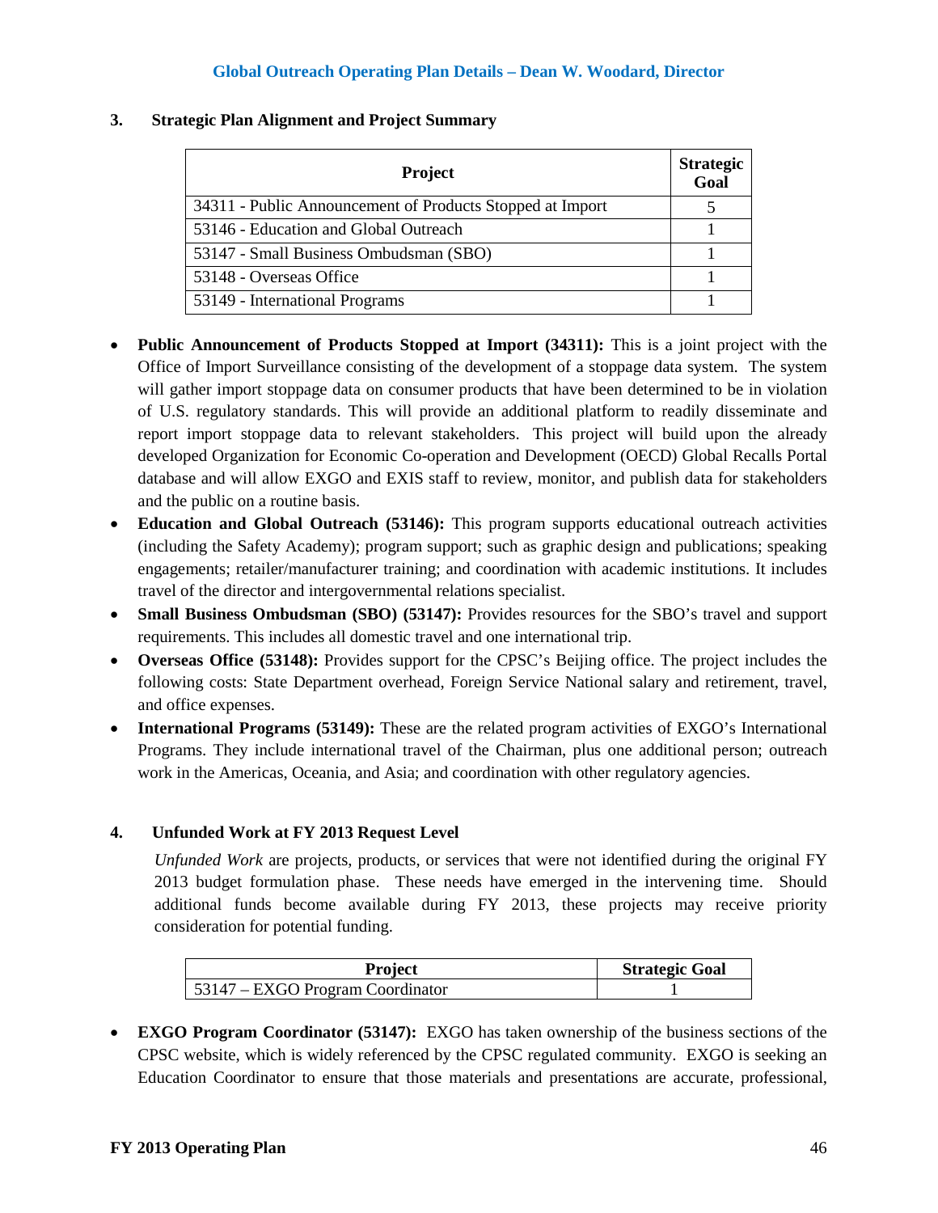## 3. Strategic Plan Alignment and Project Summary

| Project | Strategic Goal |
|---|---|
| 34311 - Public Announcement of Products Stopped at Import | 5 |
| 53146 - Education and Global Outreach | 1 |
| 53147 - Small Business Ombudsman (SBO) | 1 |
| 53148 - Overseas Office | 1 |
| 53149 - International Programs | 1 |

- **Public Announcement of Products Stopped at Import (34311):** This is a joint project with the Office of Import Surveillance consisting of the development of a stoppage data system. The system will gather import stoppage data on consumer products that have been determined to be in violation of U.S. regulatory standards. This will provide an additional platform to readily disseminate and report import stoppage data to relevant stakeholders. This project will build upon the already developed Organization for Economic Co-operation and Development (OECD) Global Recalls Portal database and will allow EXGO and EXIS staff to review, monitor, and publish data for stakeholders and the public on a routine basis.
- **Education and Global Outreach (53146):** This program supports educational outreach activities (including the Safety Academy); program support; such as graphic design and publications; speaking engagements; retailer/manufacturer training; and coordination with academic institutions. It includes travel of the director and intergovernmental relations specialist.
- **Small Business Ombudsman (SBO) (53147):** Provides resources for the SBO's travel and support requirements. This includes all domestic travel and one international trip.
- **Overseas Office (53148):** Provides support for the CPSC's Beijing office. The project includes the following costs: State Department overhead, Foreign Service National salary and retirement, travel, and office expenses.
- **International Programs (53149):** These are the related program activities of EXGO's International Programs. They include international travel of the Chairman, plus one additional person; outreach work in the Americas, Oceania, and Asia; and coordination with other regulatory agencies.

## 4. Unfunded Work at FY 2013 Request Level

*Unfunded Work* are projects, products, or services that were not identified during the original FY 2013 budget formulation phase. These needs have emerged in the intervening time. Should additional funds become available during FY 2013, these projects may receive priority consideration for potential funding.

| Project | Strategic Goal |
|---|---|
| 53147 – EXGO Program Coordinator | 1 |

- **EXGO Program Coordinator (53147):** EXGO has taken ownership of the business sections of the CPSC website, which is widely referenced by the CPSC regulated community. EXGO is seeking an Education Coordinator to ensure that those materials and presentations are accurate, professional,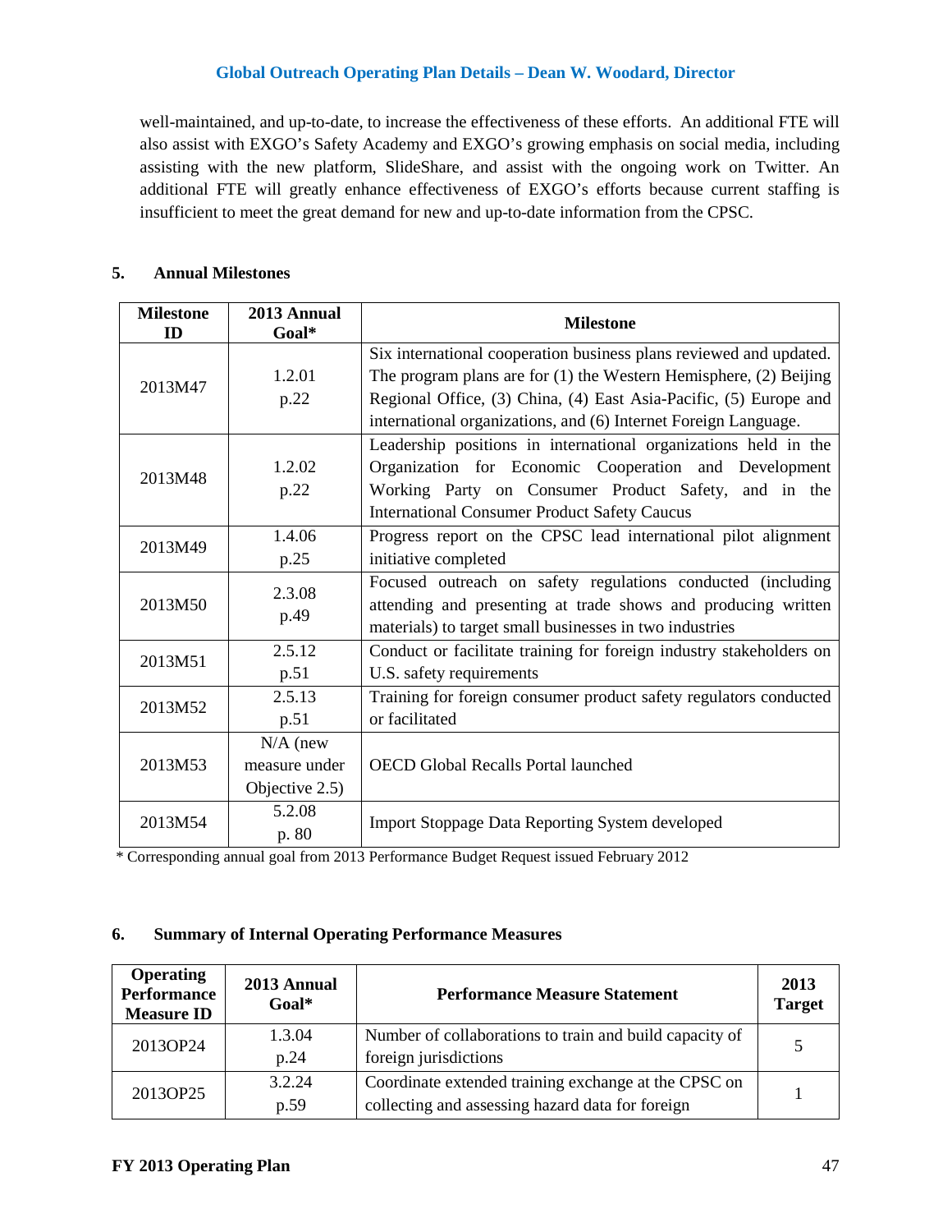well-maintained, and up-to-date, to increase the effectiveness of these efforts. An additional FTE will also assist with EXGO's Safety Academy and EXGO's growing emphasis on social media, including assisting with the new platform, SlideShare, and assist with the ongoing work on Twitter. An additional FTE will greatly enhance effectiveness of EXGO's efforts because current staffing is insufficient to meet the great demand for new and up-to-date information from the CPSC.

## 5. Annual Milestones

| Milestone ID | 2013 Annual Goal* | Milestone |
|---|---|---|
| 2013M47 | 1.2.01 p.22 | Six international cooperation business plans reviewed and updated. The program plans are for (1) the Western Hemisphere, (2) Beijing Regional Office, (3) China, (4) East Asia-Pacific, (5) Europe and international organizations, and (6) Internet Foreign Language. |
| 2013M48 | 1.2.02 p.22 | Leadership positions in international organizations held in the Organization for Economic Cooperation and Development Working Party on Consumer Product Safety, and in the International Consumer Product Safety Caucus |
| 2013M49 | 1.4.06 p.25 | Progress report on the CPSC lead international pilot alignment initiative completed |
| 2013M50 | 2.3.08 p.49 | Focused outreach on safety regulations conducted (including attending and presenting at trade shows and producing written materials) to target small businesses in two industries |
| 2013M51 | 2.5.12 p.51 | Conduct or facilitate training for foreign industry stakeholders on U.S. safety requirements |
| 2013M52 | 2.5.13 p.51 | Training for foreign consumer product safety regulators conducted or facilitated |
| 2013M53 | N/A (new measure under Objective 2.5) | OECD Global Recalls Portal launched |
| 2013M54 | 5.2.08 p. 80 | Import Stoppage Data Reporting System developed |

* Corresponding annual goal from 2013 Performance Budget Request issued February 2012

## 6. Summary of Internal Operating Performance Measures

| Operating Performance Measure ID | 2013 Annual Goal* | Performance Measure Statement | 2013 Target |
|---|---|---|---|
| 2013OP24 | 1.3.04 p.24 | Number of collaborations to train and build capacity of foreign jurisdictions | 5 |
| 2013OP25 | 3.2.24 p.59 | Coordinate extended training exchange at the CPSC on collecting and assessing hazard data for foreign | 1 |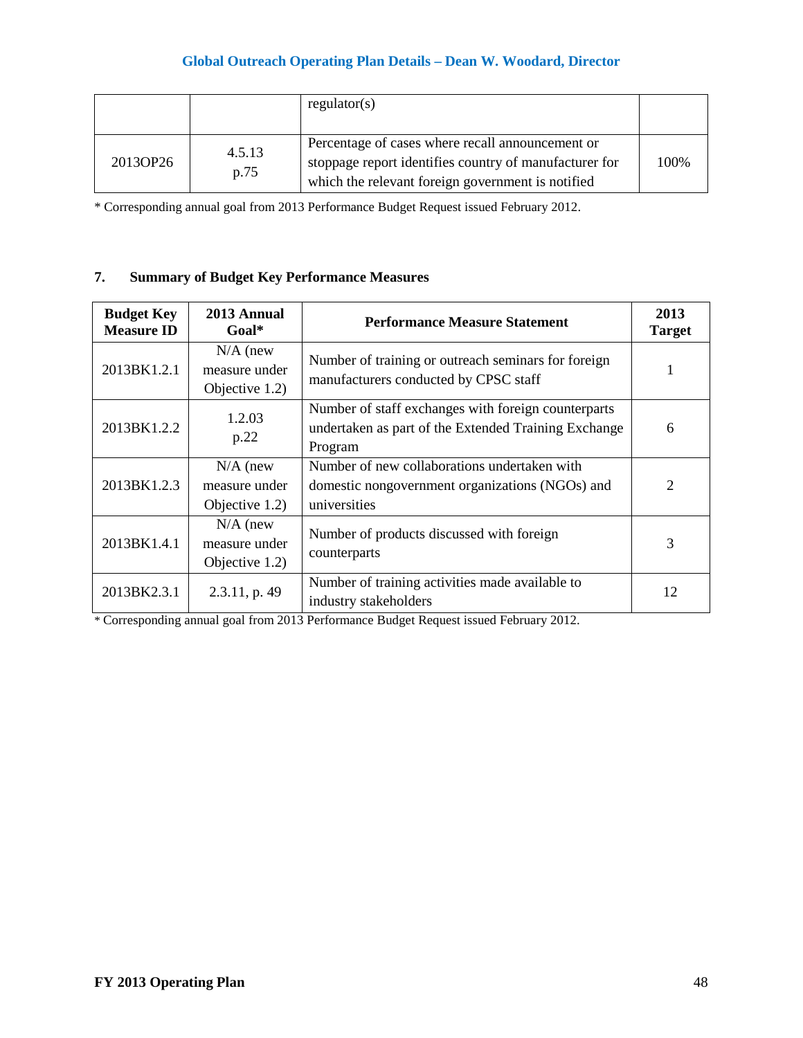| | | regulator(s) | |
|---|---|---|---|
| 2013OP26 | 4.5.13 p.75 | Percentage of cases where recall announcement or stoppage report identifies country of manufacturer for which the relevant foreign government is notified | 100% |

* Corresponding annual goal from 2013 Performance Budget Request issued February 2012.

## 7. Summary of Budget Key Performance Measures

| Budget Key Measure ID | 2013 Annual Goal* | Performance Measure Statement | 2013 Target |
|---|---|---|---|
| 2013BK1.2.1 | N/A (new measure under Objective 1.2) | Number of training or outreach seminars for foreign manufacturers conducted by CPSC staff | 1 |
| 2013BK1.2.2 | 1.2.03 p.22 | Number of staff exchanges with foreign counterparts undertaken as part of the Extended Training Exchange Program | 6 |
| 2013BK1.2.3 | N/A (new measure under Objective 1.2) | Number of new collaborations undertaken with domestic nongovernment organizations (NGOs) and universities | 2 |
| 2013BK1.4.1 | N/A (new measure under Objective 1.2) | Number of products discussed with foreign counterparts | 3 |
| 2013BK2.3.1 | 2.3.11, p. 49 | Number of training activities made available to industry stakeholders | 12 |

* Corresponding annual goal from 2013 Performance Budget Request issued February 2012.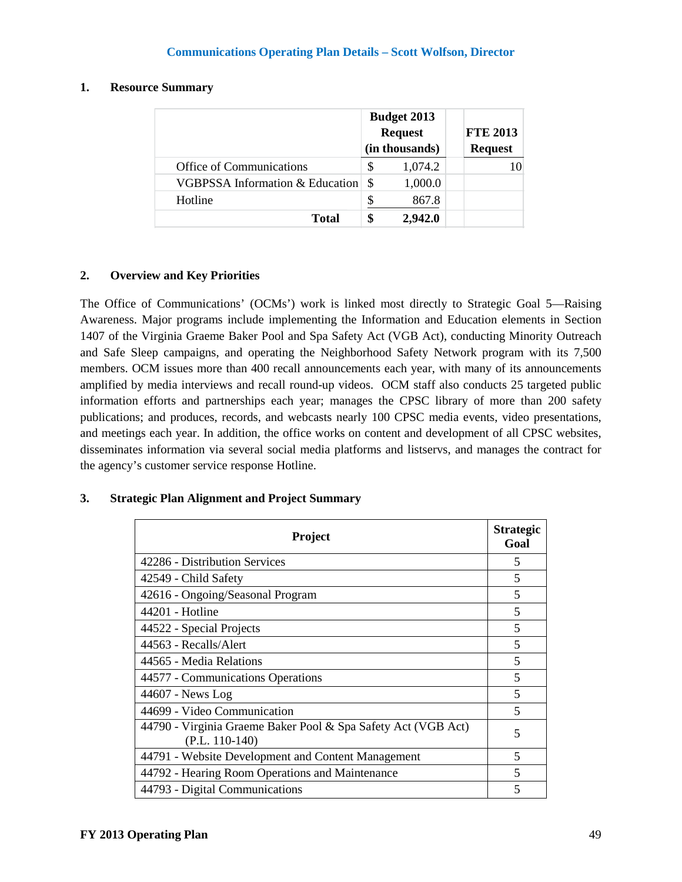## Communications Operating Plan Details – Scott Wolfson, Director

### 1. Resource Summary

| | Budget 2013 Request (in thousands) | FTE 2013 Request |
|---|---|---|
| Office of Communications | $ 1,074.2 | 10 |
| VGBPSSA Information & Education | $ 1,000.0 | |
| Hotline | $ 867.8 | |
| **Total** | **$ 2,942.0** | |

### 2. Overview and Key Priorities

The Office of Communications' (OCMs') work is linked most directly to Strategic Goal 5—Raising Awareness. Major programs include implementing the Information and Education elements in Section 1407 of the Virginia Graeme Baker Pool and Spa Safety Act (VGB Act), conducting Minority Outreach and Safe Sleep campaigns, and operating the Neighborhood Safety Network program with its 7,500 members. OCM issues more than 400 recall announcements each year, with many of its announcements amplified by media interviews and recall round-up videos. OCM staff also conducts 25 targeted public information efforts and partnerships each year; manages the CPSC library of more than 200 safety publications; and produces, records, and webcasts nearly 100 CPSC media events, video presentations, and meetings each year. In addition, the office works on content and development of all CPSC websites, disseminates information via several social media platforms and listservs, and manages the contract for the agency's customer service response Hotline.

### 3. Strategic Plan Alignment and Project Summary

| Project | Strategic Goal |
|---|---|
| 42286 - Distribution Services | 5 |
| 42549 - Child Safety | 5 |
| 42616 - Ongoing/Seasonal Program | 5 |
| 44201 - Hotline | 5 |
| 44522 - Special Projects | 5 |
| 44563 - Recalls/Alert | 5 |
| 44565 - Media Relations | 5 |
| 44577 - Communications Operations | 5 |
| 44607 - News Log | 5 |
| 44699 - Video Communication | 5 |
| 44790 - Virginia Graeme Baker Pool & Spa Safety Act (VGB Act) (P.L. 110-140) | 5 |
| 44791 - Website Development and Content Management | 5 |
| 44792 - Hearing Room Operations and Maintenance | 5 |
| 44793 - Digital Communications | 5 |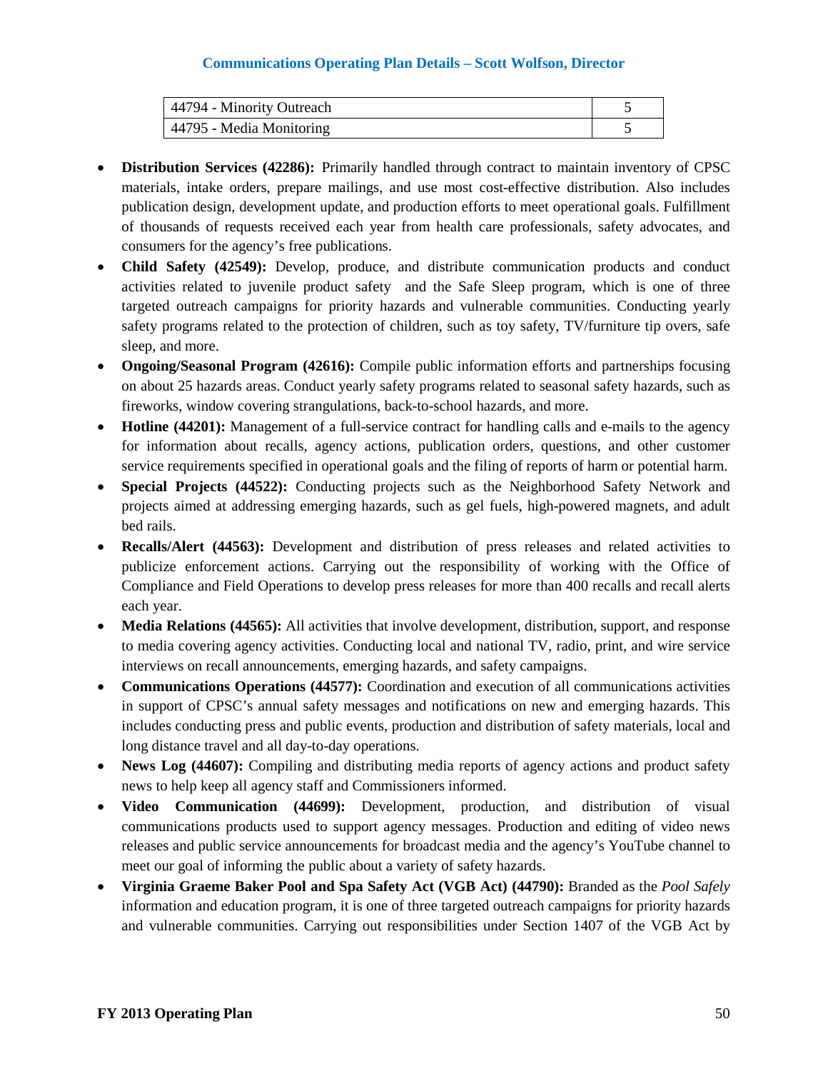### Communications Operating Plan Details – Scott Wolfson, Director

| | |
|---|---|
| 44794 - Minority Outreach | 5 |
| 44795 - Media Monitoring | 5 |

- **Distribution Services (42286):** Primarily handled through contract to maintain inventory of CPSC materials, intake orders, prepare mailings, and use most cost-effective distribution. Also includes publication design, development update, and production efforts to meet operational goals. Fulfillment of thousands of requests received each year from health care professionals, safety advocates, and consumers for the agency's free publications.
- **Child Safety (42549):** Develop, produce, and distribute communication products and conduct activities related to juvenile product safety and the Safe Sleep program, which is one of three targeted outreach campaigns for priority hazards and vulnerable communities. Conducting yearly safety programs related to the protection of children, such as toy safety, TV/furniture tip overs, safe sleep, and more.
- **Ongoing/Seasonal Program (42616):** Compile public information efforts and partnerships focusing on about 25 hazards areas. Conduct yearly safety programs related to seasonal safety hazards, such as fireworks, window covering strangulations, back-to-school hazards, and more.
- **Hotline (44201):** Management of a full-service contract for handling calls and e-mails to the agency for information about recalls, agency actions, publication orders, questions, and other customer service requirements specified in operational goals and the filing of reports of harm or potential harm.
- **Special Projects (44522):** Conducting projects such as the Neighborhood Safety Network and projects aimed at addressing emerging hazards, such as gel fuels, high-powered magnets, and adult bed rails.
- **Recalls/Alert (44563):** Development and distribution of press releases and related activities to publicize enforcement actions. Carrying out the responsibility of working with the Office of Compliance and Field Operations to develop press releases for more than 400 recalls and recall alerts each year.
- **Media Relations (44565):** All activities that involve development, distribution, support, and response to media covering agency activities. Conducting local and national TV, radio, print, and wire service interviews on recall announcements, emerging hazards, and safety campaigns.
- **Communications Operations (44577):** Coordination and execution of all communications activities in support of CPSC's annual safety messages and notifications on new and emerging hazards. This includes conducting press and public events, production and distribution of safety materials, local and long distance travel and all day-to-day operations.
- **News Log (44607):** Compiling and distributing media reports of agency actions and product safety news to help keep all agency staff and Commissioners informed.
- **Video Communication (44699):** Development, production, and distribution of visual communications products used to support agency messages. Production and editing of video news releases and public service announcements for broadcast media and the agency's YouTube channel to meet our goal of informing the public about a variety of safety hazards.
- **Virginia Graeme Baker Pool and Spa Safety Act (VGB Act) (44790):** Branded as the *Pool Safely* information and education program, it is one of three targeted outreach campaigns for priority hazards and vulnerable communities. Carrying out responsibilities under Section 1407 of the VGB Act by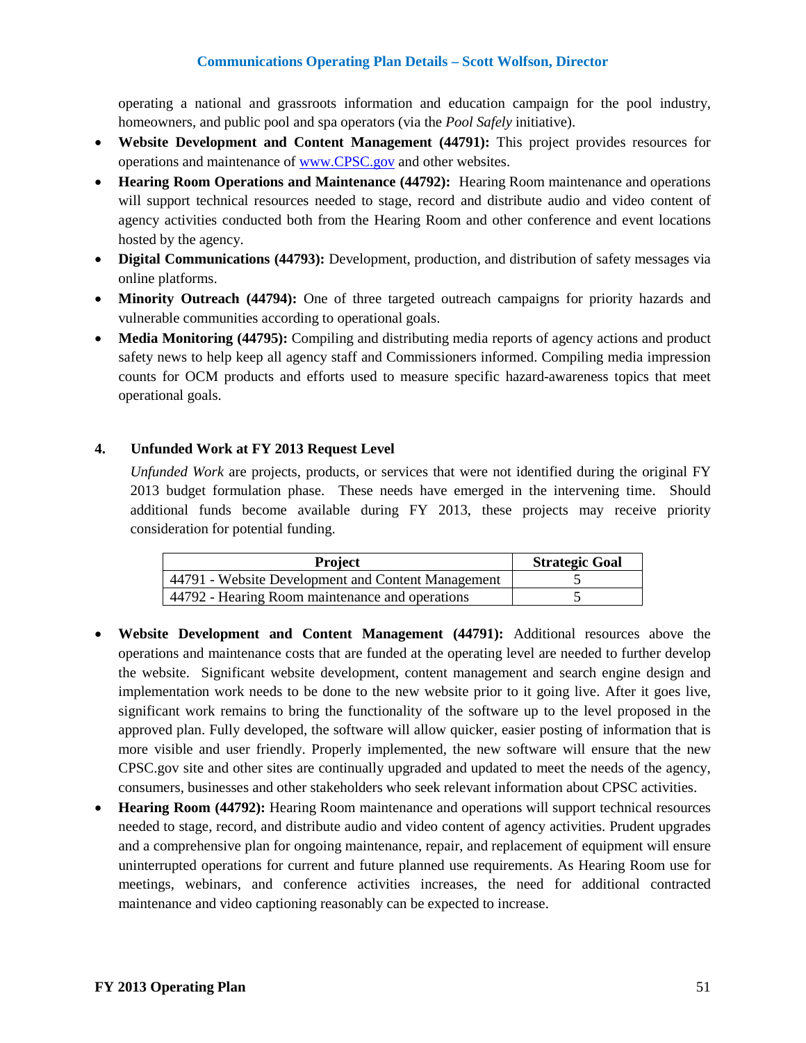operating a national and grassroots information and education campaign for the pool industry, homeowners, and public pool and spa operators (via the *Pool Safely* initiative).

- **Website Development and Content Management (44791):** This project provides resources for operations and maintenance of [www.CPSC.gov](http://www.CPSC.gov) and other websites.
- **Hearing Room Operations and Maintenance (44792):** Hearing Room maintenance and operations will support technical resources needed to stage, record and distribute audio and video content of agency activities conducted both from the Hearing Room and other conference and event locations hosted by the agency.
- **Digital Communications (44793):** Development, production, and distribution of safety messages via online platforms.
- **Minority Outreach (44794):** One of three targeted outreach campaigns for priority hazards and vulnerable communities according to operational goals.
- **Media Monitoring (44795):** Compiling and distributing media reports of agency actions and product safety news to help keep all agency staff and Commissioners informed. Compiling media impression counts for OCM products and efforts used to measure specific hazard-awareness topics that meet operational goals.

### 4. Unfunded Work at FY 2013 Request Level

*Unfunded Work* are projects, products, or services that were not identified during the original FY 2013 budget formulation phase. These needs have emerged in the intervening time. Should additional funds become available during FY 2013, these projects may receive priority consideration for potential funding.

| Project | Strategic Goal |
|---|---|
| 44791 - Website Development and Content Management | 5 |
| 44792 - Hearing Room maintenance and operations | 5 |

- **Website Development and Content Management (44791):** Additional resources above the operations and maintenance costs that are funded at the operating level are needed to further develop the website. Significant website development, content management and search engine design and implementation work needs to be done to the new website prior to it going live. After it goes live, significant work remains to bring the functionality of the software up to the level proposed in the approved plan. Fully developed, the software will allow quicker, easier posting of information that is more visible and user friendly. Properly implemented, the new software will ensure that the new CPSC.gov site and other sites are continually upgraded and updated to meet the needs of the agency, consumers, businesses and other stakeholders who seek relevant information about CPSC activities.
- **Hearing Room (44792):** Hearing Room maintenance and operations will support technical resources needed to stage, record, and distribute audio and video content of agency activities. Prudent upgrades and a comprehensive plan for ongoing maintenance, repair, and replacement of equipment will ensure uninterrupted operations for current and future planned use requirements. As Hearing Room use for meetings, webinars, and conference activities increases, the need for additional contracted maintenance and video captioning reasonably can be expected to increase.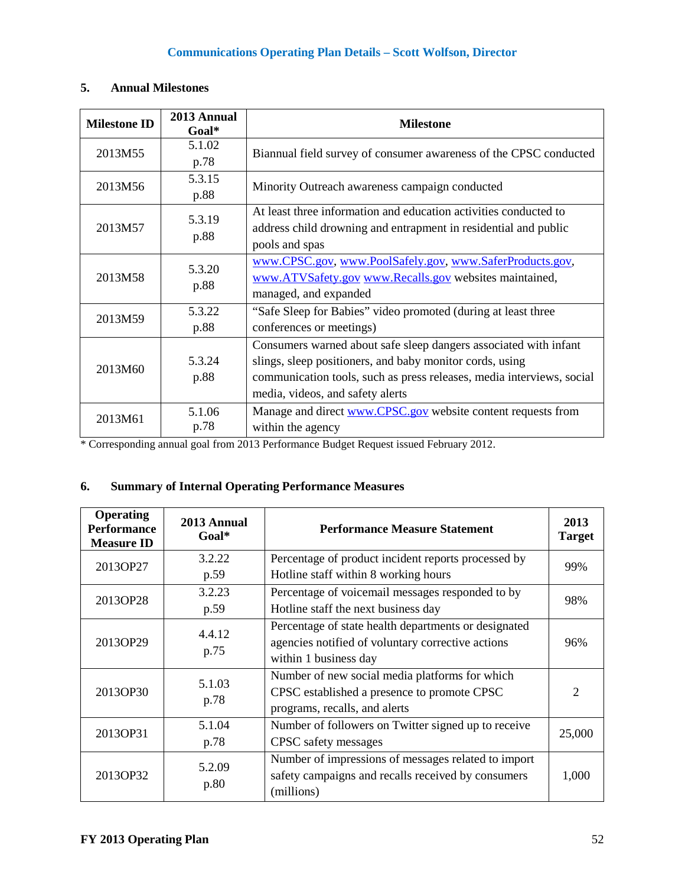## Communications Operating Plan Details – Scott Wolfson, Director

### 5. Annual Milestones

| Milestone ID | 2013 Annual Goal* | Milestone |
|---|---|---|
| 2013M55 | 5.1.02 p.78 | Biannual field survey of consumer awareness of the CPSC conducted |
| 2013M56 | 5.3.15 p.88 | Minority Outreach awareness campaign conducted |
| 2013M57 | 5.3.19 p.88 | At least three information and education activities conducted to address child drowning and entrapment in residential and public pools and spas |
| 2013M58 | 5.3.20 p.88 | www.CPSC.gov, www.PoolSafely.gov, www.SaferProducts.gov, www.ATVSafety.gov www.Recalls.gov websites maintained, managed, and expanded |
| 2013M59 | 5.3.22 p.88 | "Safe Sleep for Babies" video promoted (during at least three conferences or meetings) |
| 2013M60 | 5.3.24 p.88 | Consumers warned about safe sleep dangers associated with infant slings, sleep positioners, and baby monitor cords, using communication tools, such as press releases, media interviews, social media, videos, and safety alerts |
| 2013M61 | 5.1.06 p.78 | Manage and direct www.CPSC.gov website content requests from within the agency |

* Corresponding annual goal from 2013 Performance Budget Request issued February 2012.

### 6. Summary of Internal Operating Performance Measures

| Operating Performance Measure ID | 2013 Annual Goal* | Performance Measure Statement | 2013 Target |
|---|---|---|---|
| 2013OP27 | 3.2.22 p.59 | Percentage of product incident reports processed by Hotline staff within 8 working hours | 99% |
| 2013OP28 | 3.2.23 p.59 | Percentage of voicemail messages responded to by Hotline staff the next business day | 98% |
| 2013OP29 | 4.4.12 p.75 | Percentage of state health departments or designated agencies notified of voluntary corrective actions within 1 business day | 96% |
| 2013OP30 | 5.1.03 p.78 | Number of new social media platforms for which CPSC established a presence to promote CPSC programs, recalls, and alerts | 2 |
| 2013OP31 | 5.1.04 p.78 | Number of followers on Twitter signed up to receive CPSC safety messages | 25,000 |
| 2013OP32 | 5.2.09 p.80 | Number of impressions of messages related to import safety campaigns and recalls received by consumers (millions) | 1,000 |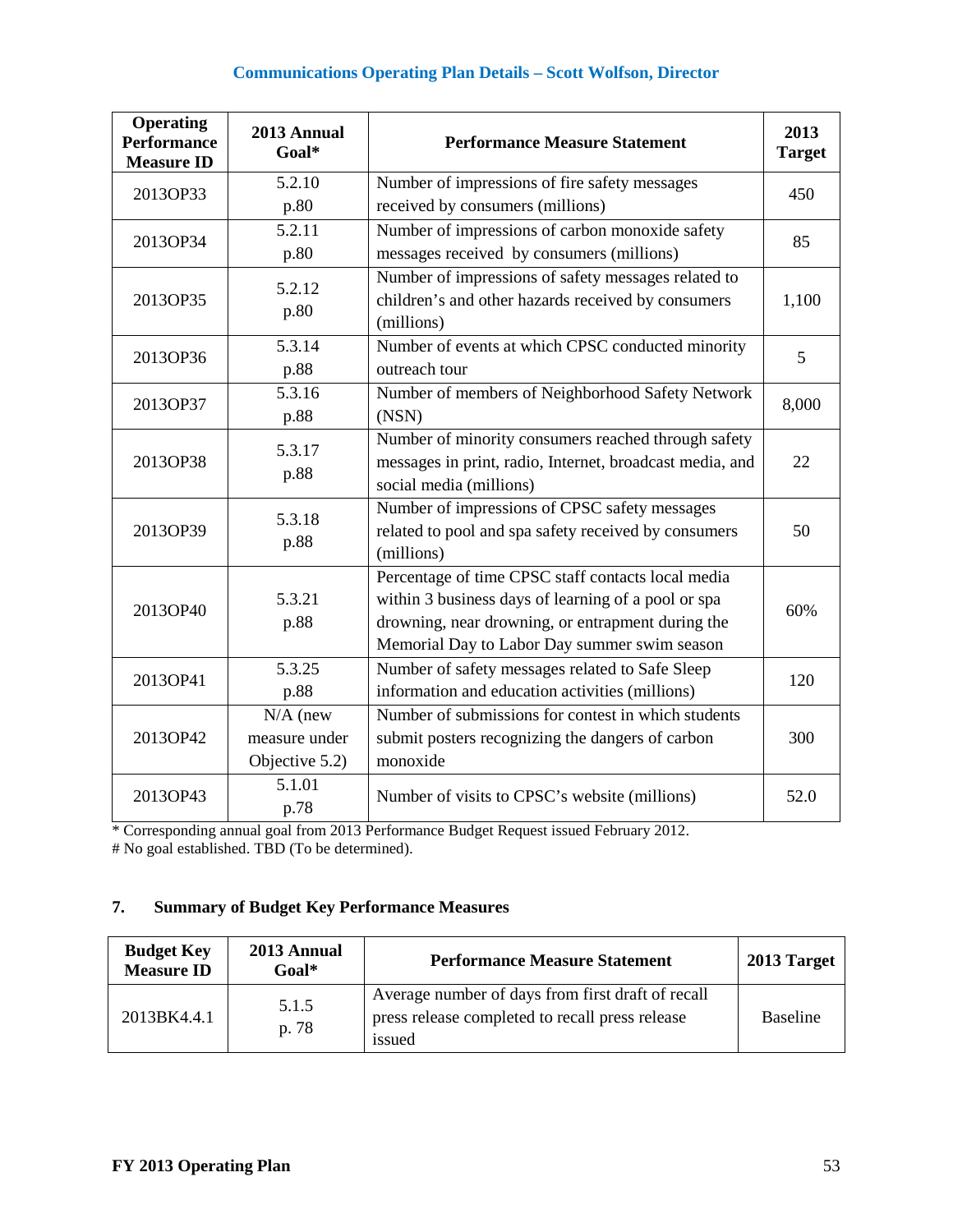### Communications Operating Plan Details – Scott Wolfson, Director

| Operating Performance Measure ID | 2013 Annual Goal* | Performance Measure Statement | 2013 Target |
|---|---|---|---|
| 2013OP33 | 5.2.10 p.80 | Number of impressions of fire safety messages received by consumers (millions) | 450 |
| 2013OP34 | 5.2.11 p.80 | Number of impressions of carbon monoxide safety messages received by consumers (millions) | 85 |
| 2013OP35 | 5.2.12 p.80 | Number of impressions of safety messages related to children's and other hazards received by consumers (millions) | 1,100 |
| 2013OP36 | 5.3.14 p.88 | Number of events at which CPSC conducted minority outreach tour | 5 |
| 2013OP37 | 5.3.16 p.88 | Number of members of Neighborhood Safety Network (NSN) | 8,000 |
| 2013OP38 | 5.3.17 p.88 | Number of minority consumers reached through safety messages in print, radio, Internet, broadcast media, and social media (millions) | 22 |
| 2013OP39 | 5.3.18 p.88 | Number of impressions of CPSC safety messages related to pool and spa safety received by consumers (millions) | 50 |
| 2013OP40 | 5.3.21 p.88 | Percentage of time CPSC staff contacts local media within 3 business days of learning of a pool or spa drowning, near drowning, or entrapment during the Memorial Day to Labor Day summer swim season | 60% |
| 2013OP41 | 5.3.25 p.88 | Number of safety messages related to Safe Sleep information and education activities (millions) | 120 |
| 2013OP42 | N/A (new measure under Objective 5.2) | Number of submissions for contest in which students submit posters recognizing the dangers of carbon monoxide | 300 |
| 2013OP43 | 5.1.01 p.78 | Number of visits to CPSC's website (millions) | 52.0 |

* Corresponding annual goal from 2013 Performance Budget Request issued February 2012.
# No goal established. TBD (To be determined).

## 7. Summary of Budget Key Performance Measures

| Budget Key Measure ID | 2013 Annual Goal* | Performance Measure Statement | 2013 Target |
|---|---|---|---|
| 2013BK4.4.1 | 5.1.5 p. 78 | Average number of days from first draft of recall press release completed to recall press release issued | Baseline |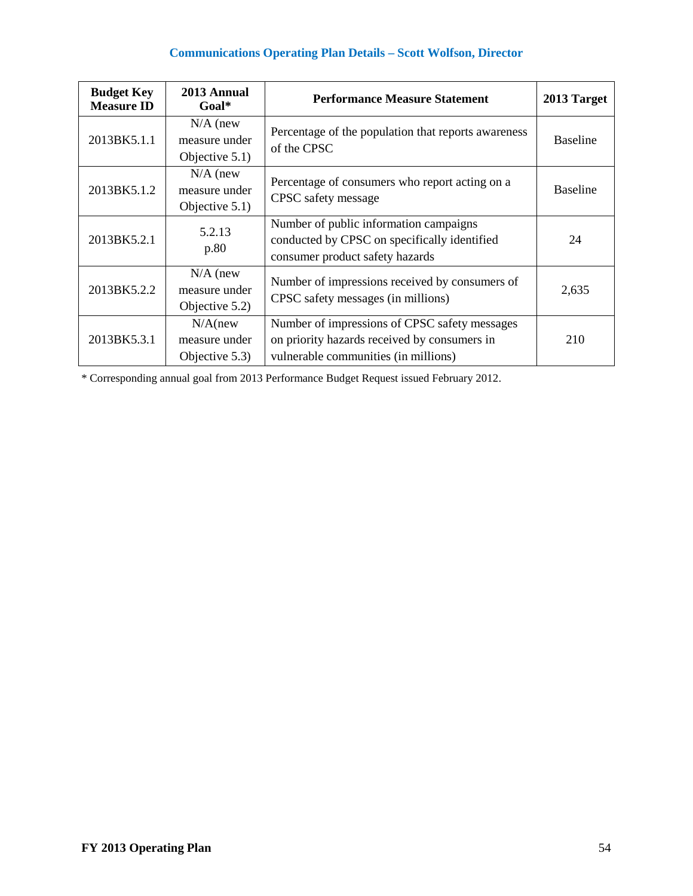## Communications Operating Plan Details – Scott Wolfson, Director

| Budget Key Measure ID | 2013 Annual Goal* | Performance Measure Statement | 2013 Target |
|---|---|---|---|
| 2013BK5.1.1 | N/A (new measure under Objective 5.1) | Percentage of the population that reports awareness of the CPSC | Baseline |
| 2013BK5.1.2 | N/A (new measure under Objective 5.1) | Percentage of consumers who report acting on a CPSC safety message | Baseline |
| 2013BK5.2.1 | 5.2.13 p.80 | Number of public information campaigns conducted by CPSC on specifically identified consumer product safety hazards | 24 |
| 2013BK5.2.2 | N/A (new measure under Objective 5.2) | Number of impressions received by consumers of CPSC safety messages (in millions) | 2,635 |
| 2013BK5.3.1 | N/A(new measure under Objective 5.3) | Number of impressions of CPSC safety messages on priority hazards received by consumers in vulnerable communities (in millions) | 210 |

* Corresponding annual goal from 2013 Performance Budget Request issued February 2012.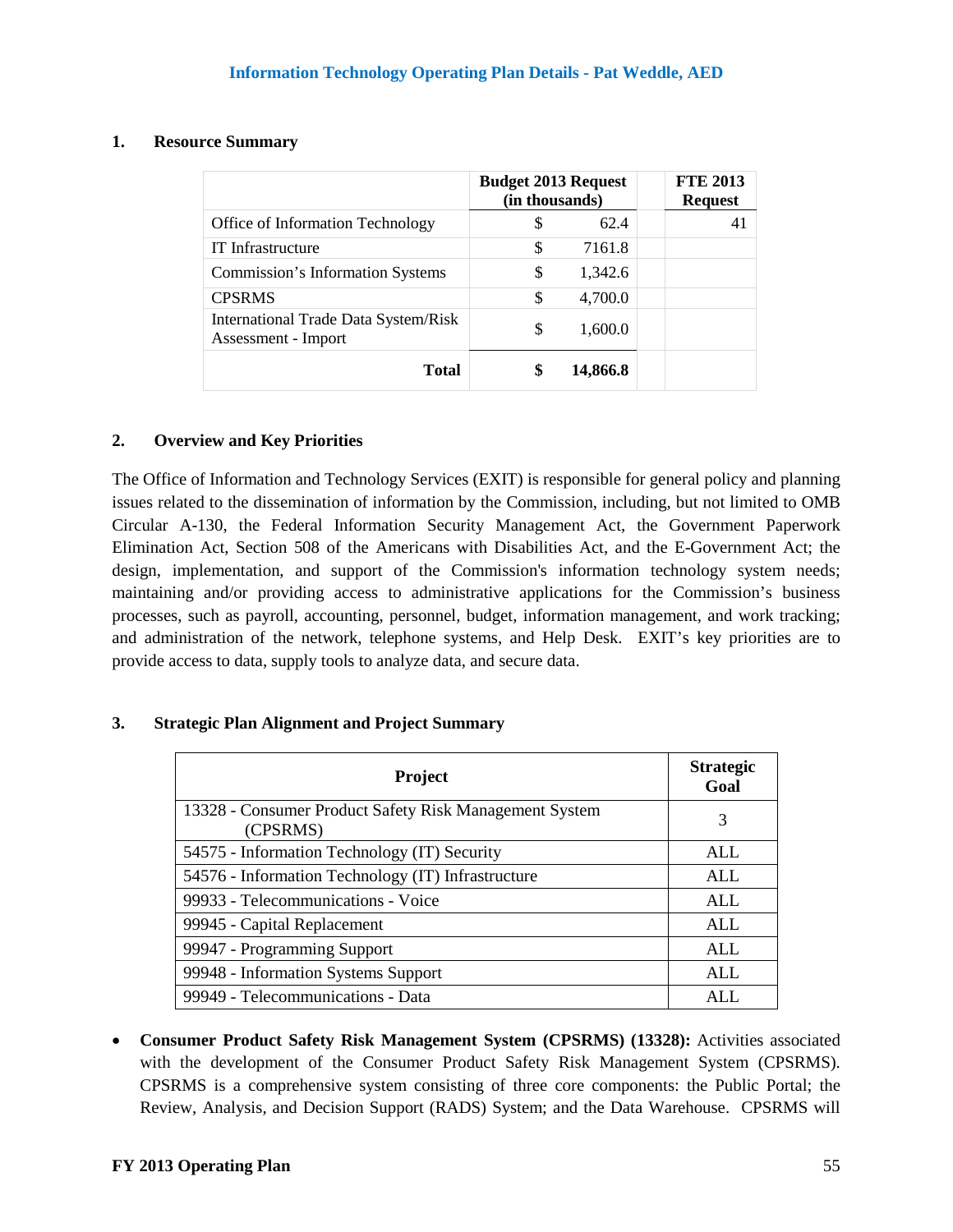### Information Technology Operating Plan Details - Pat Weddle, AED

**1. Resource Summary**

| | Budget 2013 Request (in thousands) | | | FTE 2013 Request |
|---|---|---|---|---|
| Office of Information Technology | $ | 62.4 | | 41 |
| IT Infrastructure | $ | 7161.8 | | |
| Commission's Information Systems | $ | 1,342.6 | | |
| CPSRMS | $ | 4,700.0 | | |
| International Trade Data System/Risk Assessment - Import | $ | 1,600.0 | | |
| **Total** | **$** | **14,866.8** | | |

**2. Overview and Key Priorities**

The Office of Information and Technology Services (EXIT) is responsible for general policy and planning issues related to the dissemination of information by the Commission, including, but not limited to OMB Circular A-130, the Federal Information Security Management Act, the Government Paperwork Elimination Act, Section 508 of the Americans with Disabilities Act, and the E-Government Act; the design, implementation, and support of the Commission's information technology system needs; maintaining and/or providing access to administrative applications for the Commission's business processes, such as payroll, accounting, personnel, budget, information management, and work tracking; and administration of the network, telephone systems, and Help Desk. EXIT's key priorities are to provide access to data, supply tools to analyze data, and secure data.

**3. Strategic Plan Alignment and Project Summary**

| Project | Strategic Goal |
|---|---|
| 13328 - Consumer Product Safety Risk Management System (CPSRMS) | 3 |
| 54575 - Information Technology (IT) Security | ALL |
| 54576 - Information Technology (IT) Infrastructure | ALL |
| 99933 - Telecommunications - Voice | ALL |
| 99945 - Capital Replacement | ALL |
| 99947 - Programming Support | ALL |
| 99948 - Information Systems Support | ALL |
| 99949 - Telecommunications - Data | ALL |

- **Consumer Product Safety Risk Management System (CPSRMS) (13328):** Activities associated with the development of the Consumer Product Safety Risk Management System (CPSRMS). CPSRMS is a comprehensive system consisting of three core components: the Public Portal; the Review, Analysis, and Decision Support (RADS) System; and the Data Warehouse. CPSRMS will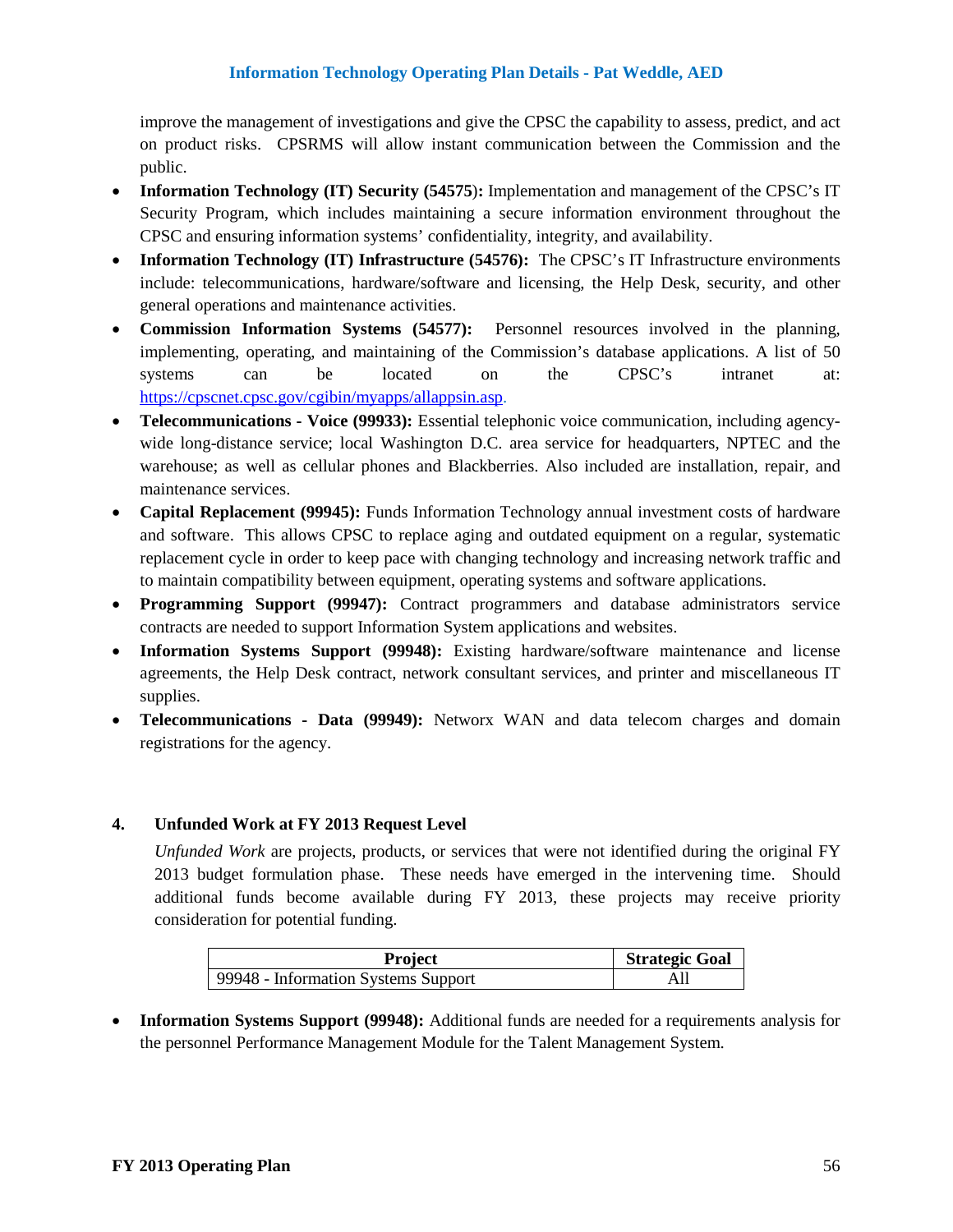improve the management of investigations and give the CPSC the capability to assess, predict, and act on product risks. CPSRMS will allow instant communication between the Commission and the public.

- **Information Technology (IT) Security (54575):** Implementation and management of the CPSC's IT Security Program, which includes maintaining a secure information environment throughout the CPSC and ensuring information systems' confidentiality, integrity, and availability.
- **Information Technology (IT) Infrastructure (54576):** The CPSC's IT Infrastructure environments include: telecommunications, hardware/software and licensing, the Help Desk, security, and other general operations and maintenance activities.
- **Commission Information Systems (54577):** Personnel resources involved in the planning, implementing, operating, and maintaining of the Commission's database applications. A list of 50 systems can be located on the CPSC's intranet at: https://cpscnet.cpsc.gov/cgibin/myapps/allappsin.asp.
- **Telecommunications - Voice (99933):** Essential telephonic voice communication, including agency-wide long-distance service; local Washington D.C. area service for headquarters, NPTEC and the warehouse; as well as cellular phones and Blackberries. Also included are installation, repair, and maintenance services.
- **Capital Replacement (99945):** Funds Information Technology annual investment costs of hardware and software. This allows CPSC to replace aging and outdated equipment on a regular, systematic replacement cycle in order to keep pace with changing technology and increasing network traffic and to maintain compatibility between equipment, operating systems and software applications.
- **Programming Support (99947):** Contract programmers and database administrators service contracts are needed to support Information System applications and websites.
- **Information Systems Support (99948):** Existing hardware/software maintenance and license agreements, the Help Desk contract, network consultant services, and printer and miscellaneous IT supplies.
- **Telecommunications - Data (99949):** Networx WAN and data telecom charges and domain registrations for the agency.

## 4. Unfunded Work at FY 2013 Request Level

*Unfunded Work* are projects, products, or services that were not identified during the original FY 2013 budget formulation phase. These needs have emerged in the intervening time. Should additional funds become available during FY 2013, these projects may receive priority consideration for potential funding.

| Project | Strategic Goal |
|---|---|
| 99948 - Information Systems Support | All |

- **Information Systems Support (99948):** Additional funds are needed for a requirements analysis for the personnel Performance Management Module for the Talent Management System.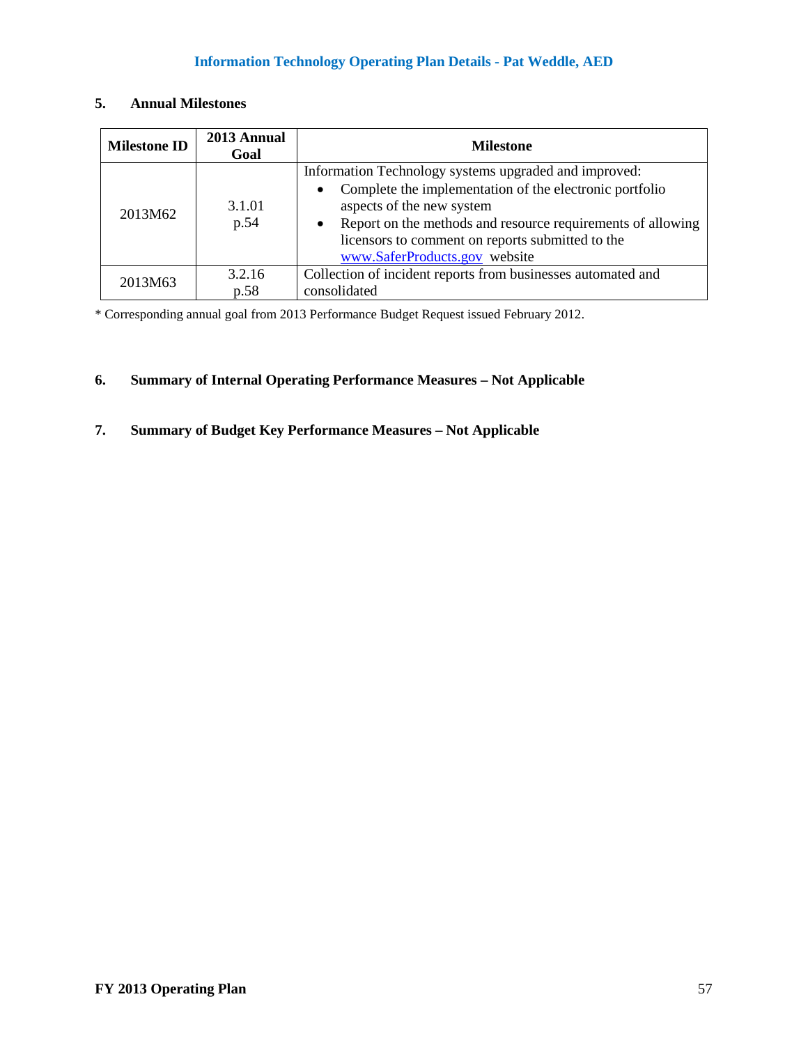## Information Technology Operating Plan Details - Pat Weddle, AED

### 5. Annual Milestones

| Milestone ID | 2013 Annual Goal | Milestone |
|---|---|---|
| 2013M62 | 3.1.01 p.54 | Information Technology systems upgraded and improved:<br>• Complete the implementation of the electronic portfolio aspects of the new system<br>• Report on the methods and resource requirements of allowing licensors to comment on reports submitted to the www.SaferProducts.gov website |
| 2013M63 | 3.2.16 p.58 | Collection of incident reports from businesses automated and consolidated |

* Corresponding annual goal from 2013 Performance Budget Request issued February 2012.

### 6. Summary of Internal Operating Performance Measures – Not Applicable

### 7. Summary of Budget Key Performance Measures – Not Applicable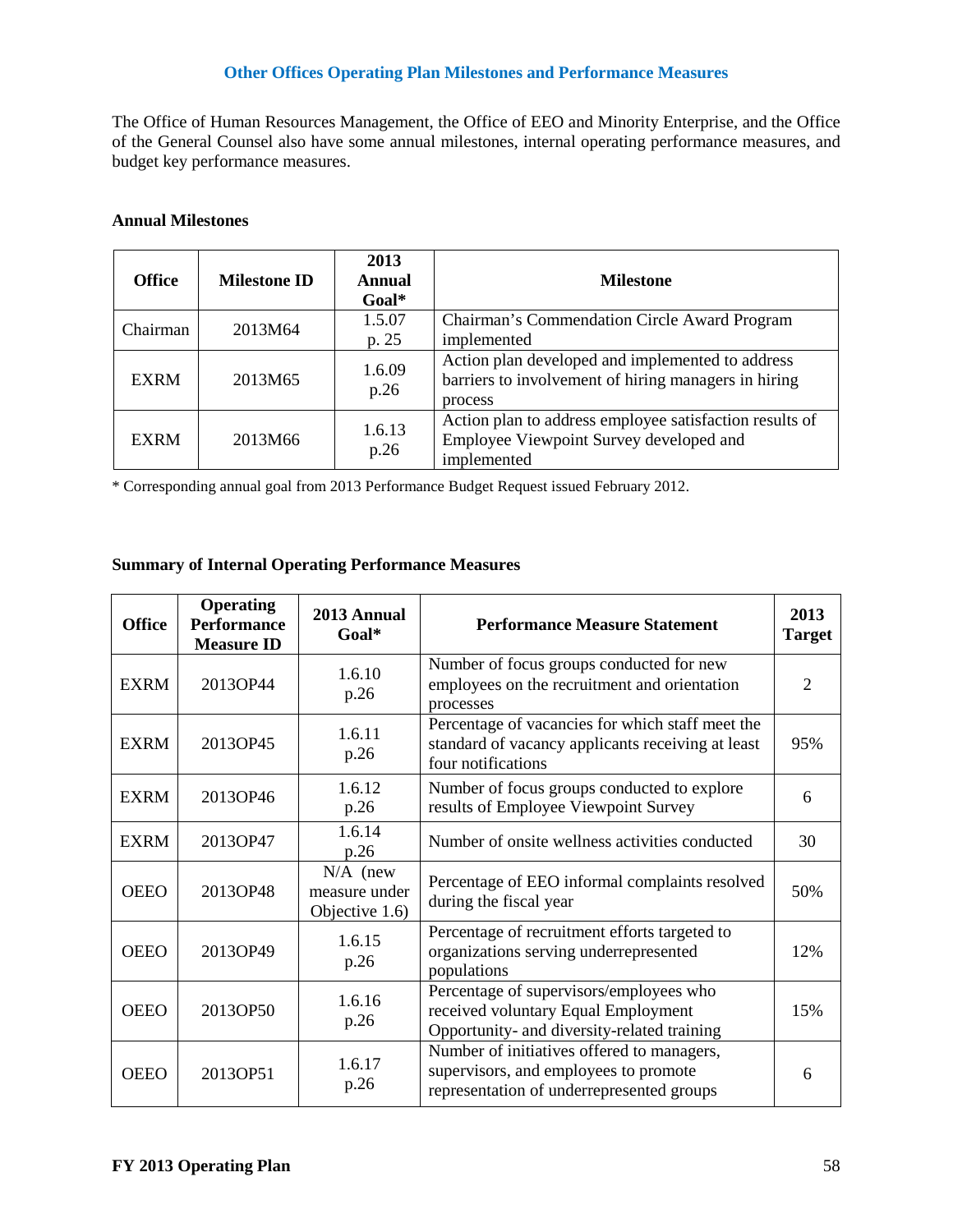## Other Offices Operating Plan Milestones and Performance Measures

The Office of Human Resources Management, the Office of EEO and Minority Enterprise, and the Office of the General Counsel also have some annual milestones, internal operating performance measures, and budget key performance measures.

### Annual Milestones

| Office | Milestone ID | 2013 Annual Goal* | Milestone |
|---|---|---|---|
| Chairman | 2013M64 | 1.5.07 p. 25 | Chairman's Commendation Circle Award Program implemented |
| EXRM | 2013M65 | 1.6.09 p.26 | Action plan developed and implemented to address barriers to involvement of hiring managers in hiring process |
| EXRM | 2013M66 | 1.6.13 p.26 | Action plan to address employee satisfaction results of Employee Viewpoint Survey developed and implemented |

* Corresponding annual goal from 2013 Performance Budget Request issued February 2012.

### Summary of Internal Operating Performance Measures

| Office | Operating Performance Measure ID | 2013 Annual Goal* | Performance Measure Statement | 2013 Target |
|---|---|---|---|---|
| EXRM | 2013OP44 | 1.6.10 p.26 | Number of focus groups conducted for new employees on the recruitment and orientation processes | 2 |
| EXRM | 2013OP45 | 1.6.11 p.26 | Percentage of vacancies for which staff meet the standard of vacancy applicants receiving at least four notifications | 95% |
| EXRM | 2013OP46 | 1.6.12 p.26 | Number of focus groups conducted to explore results of Employee Viewpoint Survey | 6 |
| EXRM | 2013OP47 | 1.6.14 p.26 | Number of onsite wellness activities conducted | 30 |
| OEEO | 2013OP48 | N/A (new measure under Objective 1.6) | Percentage of EEO informal complaints resolved during the fiscal year | 50% |
| OEEO | 2013OP49 | 1.6.15 p.26 | Percentage of recruitment efforts targeted to organizations serving underrepresented populations | 12% |
| OEEO | 2013OP50 | 1.6.16 p.26 | Percentage of supervisors/employees who received voluntary Equal Employment Opportunity- and diversity-related training | 15% |
| OEEO | 2013OP51 | 1.6.17 p.26 | Number of initiatives offered to managers, supervisors, and employees to promote representation of underrepresented groups | 6 |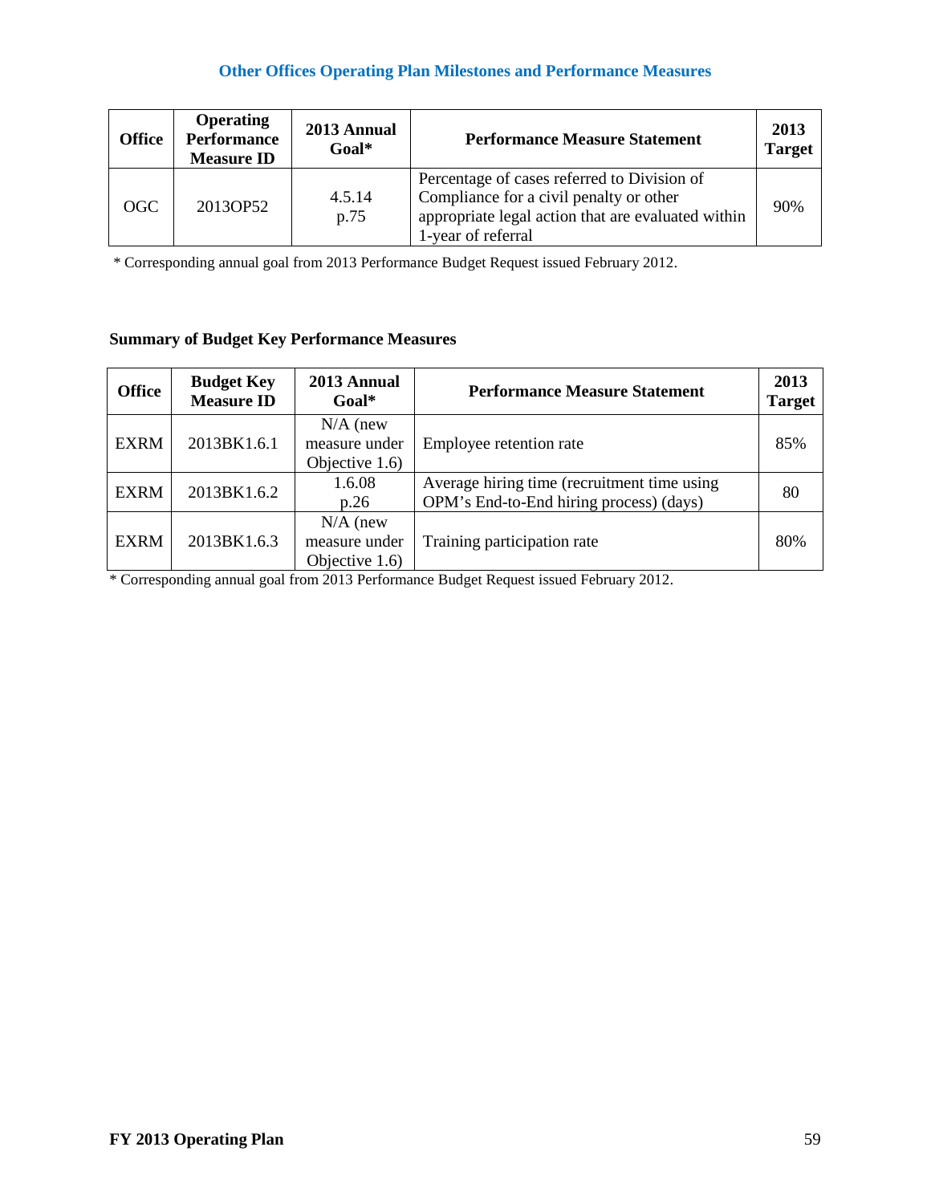## Other Offices Operating Plan Milestones and Performance Measures

| Office | Operating Performance Measure ID | 2013 Annual Goal* | Performance Measure Statement | 2013 Target |
|---|---|---|---|---|
| OGC | 2013OP52 | 4.5.14 p.75 | Percentage of cases referred to Division of Compliance for a civil penalty or other appropriate legal action that are evaluated within 1-year of referral | 90% |

* Corresponding annual goal from 2013 Performance Budget Request issued February 2012.

### Summary of Budget Key Performance Measures

| Office | Budget Key Measure ID | 2013 Annual Goal* | Performance Measure Statement | 2013 Target |
|---|---|---|---|---|
| EXRM | 2013BK1.6.1 | N/A (new measure under Objective 1.6) | Employee retention rate | 85% |
| EXRM | 2013BK1.6.2 | 1.6.08 p.26 | Average hiring time (recruitment time using OPM's End-to-End hiring process) (days) | 80 |
| EXRM | 2013BK1.6.3 | N/A (new measure under Objective 1.6) | Training participation rate | 80% |

* Corresponding annual goal from 2013 Performance Budget Request issued February 2012.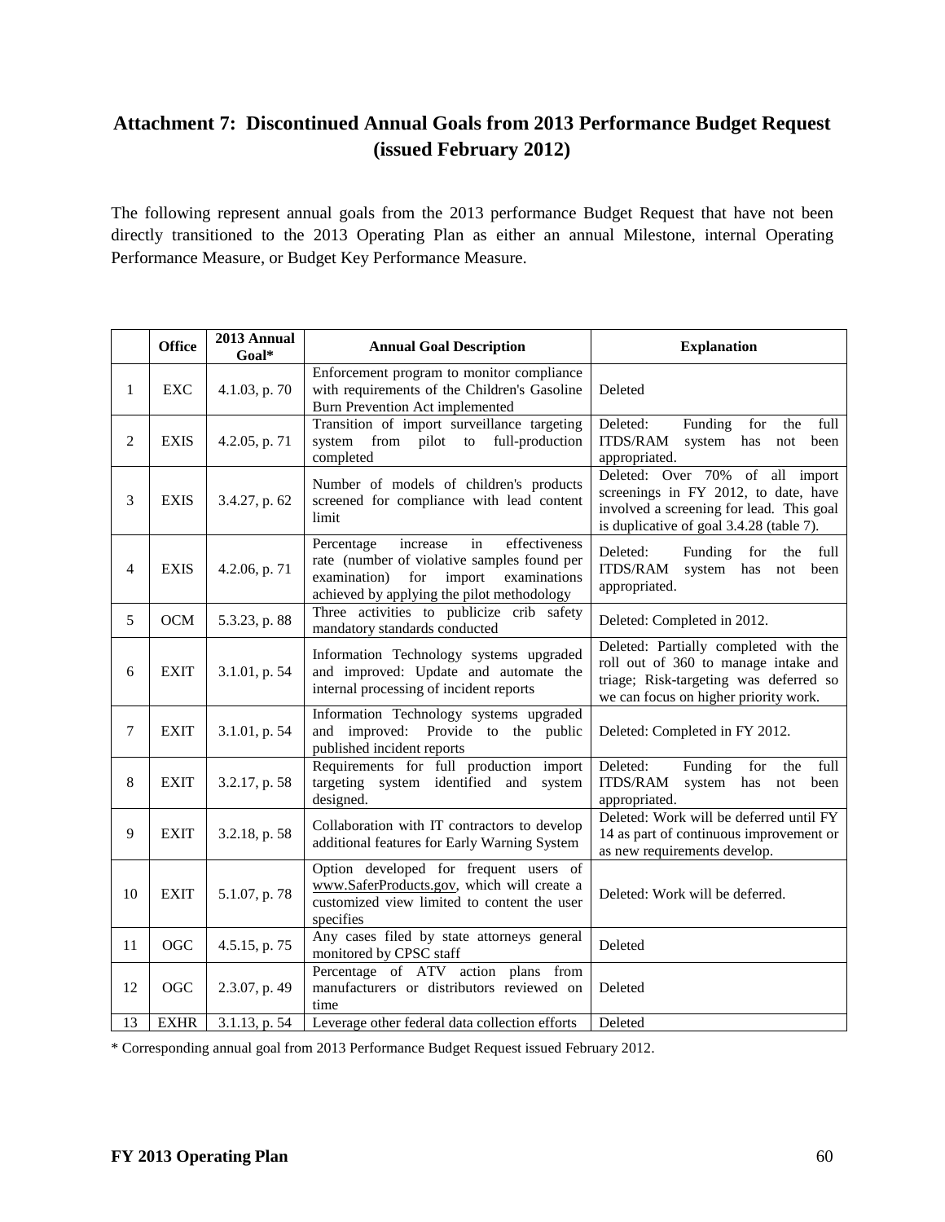## Attachment 7: Discontinued Annual Goals from 2013 Performance Budget Request (issued February 2012)

The following represent annual goals from the 2013 performance Budget Request that have not been directly transitioned to the 2013 Operating Plan as either an annual Milestone, internal Operating Performance Measure, or Budget Key Performance Measure.

| | Office | 2013 Annual Goal* | Annual Goal Description | Explanation |
|---|---|---|---|---|
| 1 | EXC | 4.1.03, p. 70 | Enforcement program to monitor compliance with requirements of the Children's Gasoline Burn Prevention Act implemented | Deleted |
| 2 | EXIS | 4.2.05, p. 71 | Transition of import surveillance targeting system from pilot to full-production completed | Deleted: Funding for the full ITDS/RAM system has not been appropriated. |
| 3 | EXIS | 3.4.27, p. 62 | Number of models of children's products screened for compliance with lead content limit | Deleted: Over 70% of all import screenings in FY 2012, to date, have involved a screening for lead. This goal is duplicative of goal 3.4.28 (table 7). |
| 4 | EXIS | 4.2.06, p. 71 | Percentage increase in effectiveness rate (number of violative samples found per examination) for import examinations achieved by applying the pilot methodology | Deleted: Funding for the full ITDS/RAM system has not been appropriated. |
| 5 | OCM | 5.3.23, p. 88 | Three activities to publicize crib safety mandatory standards conducted | Deleted: Completed in 2012. |
| 6 | EXIT | 3.1.01, p. 54 | Information Technology systems upgraded and improved: Update and automate the internal processing of incident reports | Deleted: Partially completed with the roll out of 360 to manage intake and triage; Risk-targeting was deferred so we can focus on higher priority work. |
| 7 | EXIT | 3.1.01, p. 54 | Information Technology systems upgraded and improved: Provide to the public published incident reports | Deleted: Completed in FY 2012. |
| 8 | EXIT | 3.2.17, p. 58 | Requirements for full production import targeting system identified and system designed. | Deleted: Funding for the full ITDS/RAM system has not been appropriated. |
| 9 | EXIT | 3.2.18, p. 58 | Collaboration with IT contractors to develop additional features for Early Warning System | Deleted: Work will be deferred until FY 14 as part of continuous improvement or as new requirements develop. |
| 10 | EXIT | 5.1.07, p. 78 | Option developed for frequent users of www.SaferProducts.gov, which will create a customized view limited to content the user specifies | Deleted: Work will be deferred. |
| 11 | OGC | 4.5.15, p. 75 | Any cases filed by state attorneys general monitored by CPSC staff | Deleted |
| 12 | OGC | 2.3.07, p. 49 | Percentage of ATV action plans from manufacturers or distributors reviewed on time | Deleted |
| 13 | EXHR | 3.1.13, p. 54 | Leverage other federal data collection efforts | Deleted |

* Corresponding annual goal from 2013 Performance Budget Request issued February 2012.